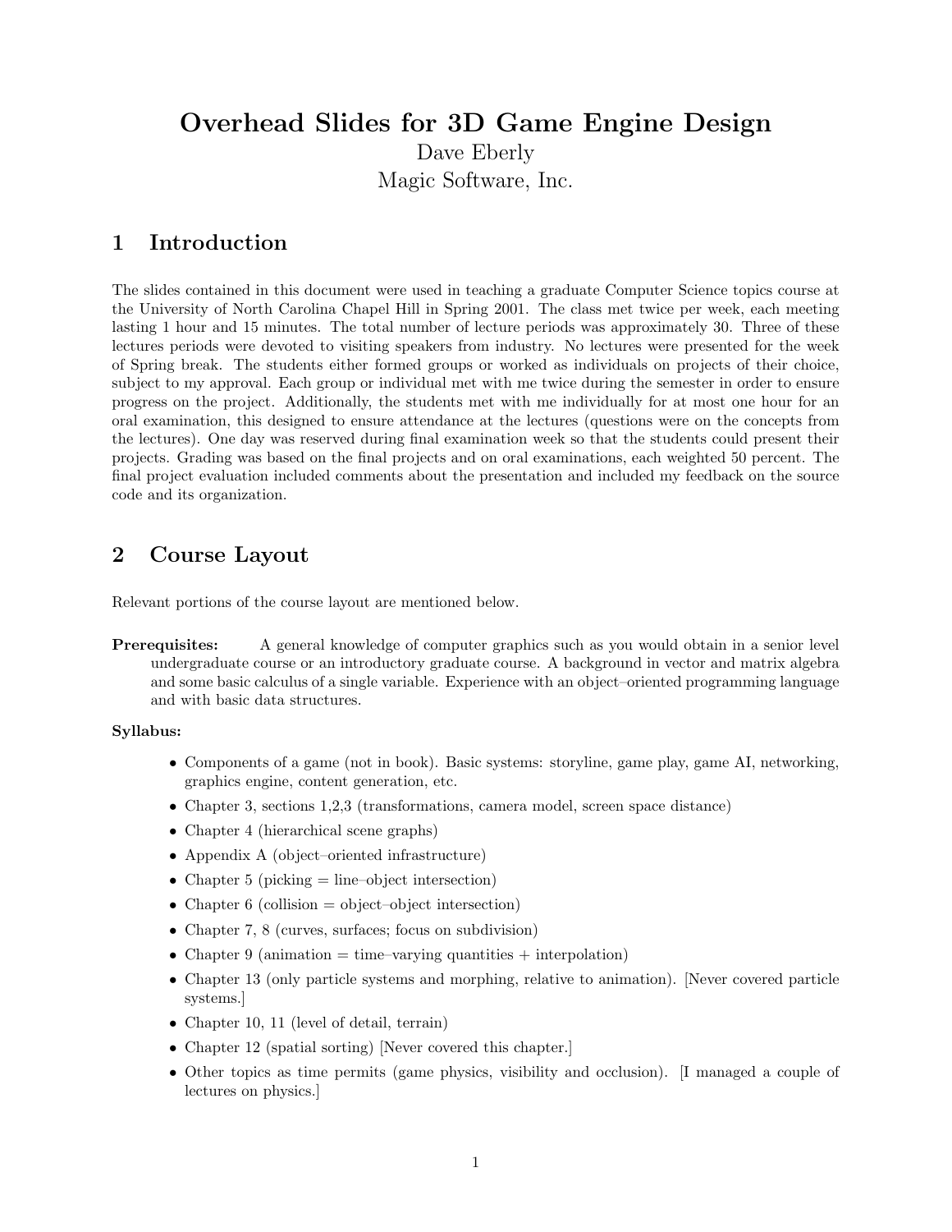# Overhead Slides for 3D Game Engine Design

Dave Eberly

Magic Software, Inc.

## 1 Introduction

The slides contained in this document were used in teaching a graduate Computer Science topics course at the University of North Carolina Chapel Hill in Spring 2001. The class met twice per week, each meeting lasting 1 hour and 15 minutes. The total number of lecture periods was approximately 30. Three of these lectures periods were devoted to visiting speakers from industry. No lectures were presented for the week of Spring break. The students either formed groups or worked as individuals on projects of their choice, subject to my approval. Each group or individual met with me twice during the semester in order to ensure progress on the project. Additionally, the students met with me individually for at most one hour for an oral examination, this designed to ensure attendance at the lectures (questions were on the concepts from the lectures). One day was reserved during final examination week so that the students could present their projects. Grading was based on the final projects and on oral examinations, each weighted 50 percent. The final project evaluation included comments about the presentation and included my feedback on the source code and its organization.

## 2 Course Layout

Relevant portions of the course layout are mentioned below.

**Prerequisites:** A general knowledge of computer graphics such as you would obtain in a senior level undergraduate course or an introductory graduate course. A background in vector and matrix algebra and some basic calculus of a single variable. Experience with an object–oriented programming language and with basic data structures.

**Syllabus:**

- Components of a game (not in book). Basic systems: storyline, game play, game AI, networking, graphics engine, content generation, etc.
- Chapter 3, sections 1,2,3 (transformations, camera model, screen space distance)
- Chapter 4 (hierarchical scene graphs)
- Appendix A (object–oriented infrastructure)
- Chapter 5 (picking = line–object intersection)
- Chapter 6 (collision = object–object intersection)
- Chapter 7, 8 (curves, surfaces; focus on subdivision)
- Chapter 9 (animation = time–varying quantities + interpolation)
- Chapter 13 (only particle systems and morphing, relative to animation). [Never covered particle systems.]
- Chapter 10, 11 (level of detail, terrain)
- Chapter 12 (spatial sorting) [Never covered this chapter.]
- Other topics as time permits (game physics, visibility and occlusion). [I managed a couple of lectures on physics.]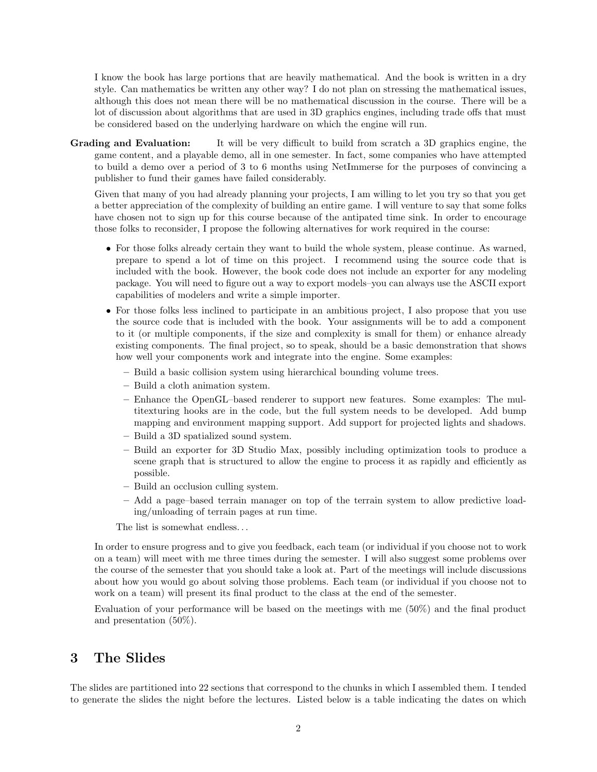I know the book has large portions that are heavily mathematical. And the book is written in a dry style. Can mathematics be written any other way? I do not plan on stressing the mathematical issues, although this does not mean there will be no mathematical discussion in the course. There will be a lot of discussion about algorithms that are used in 3D graphics engines, including trade offs that must be considered based on the underlying hardware on which the engine will run.

**Grading and Evaluation:** It will be very difficult to build from scratch a 3D graphics engine, the game content, and a playable demo, all in one semester. In fact, some companies who have attempted to build a demo over a period of 3 to 6 months using NetImmerse for the purposes of convincing a publisher to fund their games have failed considerably.

Given that many of you had already planning your projects, I am willing to let you try so that you get a better appreciation of the complexity of building an entire game. I will venture to say that some folks have chosen not to sign up for this course because of the antipated time sink. In order to encourage those folks to reconsider, I propose the following alternatives for work required in the course:

- For those folks already certain they want to build the whole system, please continue. As warned, prepare to spend a lot of time on this project. I recommend using the source code that is included with the book. However, the book code does not include an exporter for any modeling package. You will need to figure out a way to export models–you can always use the ASCII export capabilities of modelers and write a simple importer.
- For those folks less inclined to participate in an ambitious project, I also propose that you use the source code that is included with the book. Your assignments will be to add a component to it (or multiple components, if the size and complexity is small for them) or enhance already existing components. The final project, so to speak, should be a basic demonstration that shows how well your components work and integrate into the engine. Some examples:
  - Build a basic collision system using hierarchical bounding volume trees.
  - Build a cloth animation system.
  - Enhance the OpenGL–based renderer to support new features. Some examples: The multitexturing hooks are in the code, but the full system needs to be developed. Add bump mapping and environment mapping support. Add support for projected lights and shadows.
  - Build a 3D spatialized sound system.
  - Build an exporter for 3D Studio Max, possibly including optimization tools to produce a scene graph that is structured to allow the engine to process it as rapidly and efficiently as possible.
  - Build an occlusion culling system.
  - Add a page–based terrain manager on top of the terrain system to allow predictive loading/unloading of terrain pages at run time.

  The list is somewhat endless...

In order to ensure progress and to give you feedback, each team (or individual if you choose not to work on a team) will meet with me three times during the semester. I will also suggest some problems over the course of the semester that you should take a look at. Part of the meetings will include discussions about how you would go about solving those problems. Each team (or individual if you choose not to work on a team) will present its final product to the class at the end of the semester.

Evaluation of your performance will be based on the meetings with me (50%) and the final product and presentation (50%).

# 3 The Slides

The slides are partitioned into 22 sections that correspond to the chunks in which I assembled them. I tended to generate the slides the night before the lectures. Listed below is a table indicating the dates on which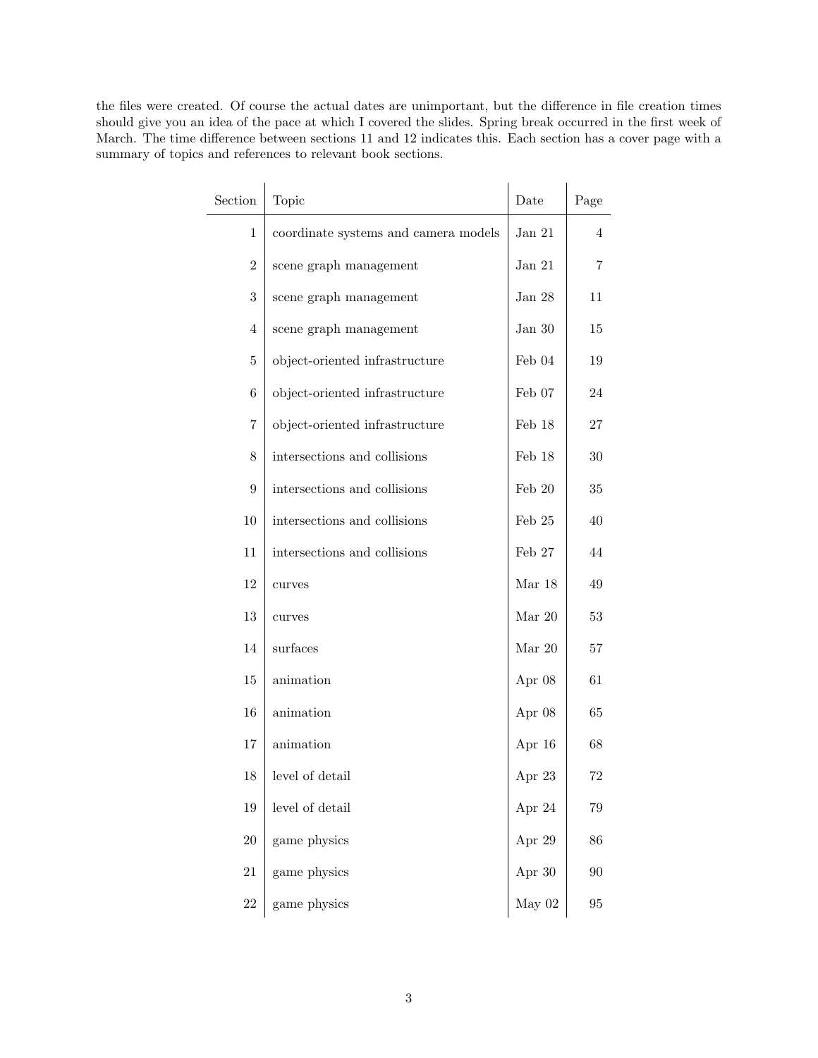the files were created. Of course the actual dates are unimportant, but the difference in file creation times should give you an idea of the pace at which I covered the slides. Spring break occurred in the first week of March. The time difference between sections 11 and 12 indicates this. Each section has a cover page with a summary of topics and references to relevant book sections.

| Section | Topic | Date | Page |
|---|---|---|---|
| 1 | coordinate systems and camera models | Jan 21 | 4 |
| 2 | scene graph management | Jan 21 | 7 |
| 3 | scene graph management | Jan 28 | 11 |
| 4 | scene graph management | Jan 30 | 15 |
| 5 | object-oriented infrastructure | Feb 04 | 19 |
| 6 | object-oriented infrastructure | Feb 07 | 24 |
| 7 | object-oriented infrastructure | Feb 18 | 27 |
| 8 | intersections and collisions | Feb 18 | 30 |
| 9 | intersections and collisions | Feb 20 | 35 |
| 10 | intersections and collisions | Feb 25 | 40 |
| 11 | intersections and collisions | Feb 27 | 44 |
| 12 | curves | Mar 18 | 49 |
| 13 | curves | Mar 20 | 53 |
| 14 | surfaces | Mar 20 | 57 |
| 15 | animation | Apr 08 | 61 |
| 16 | animation | Apr 08 | 65 |
| 17 | animation | Apr 16 | 68 |
| 18 | level of detail | Apr 23 | 72 |
| 19 | level of detail | Apr 24 | 79 |
| 20 | game physics | Apr 29 | 86 |
| 21 | game physics | Apr 30 | 90 |
| 22 | game physics | May 02 | 95 |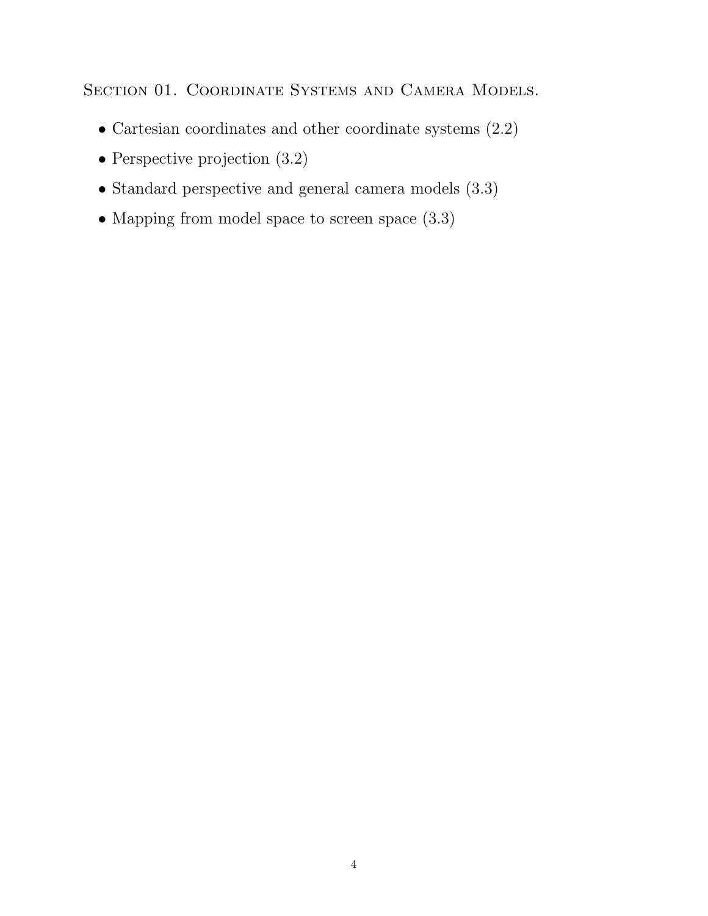## Section 01. Coordinate Systems and Camera Models.

- Cartesian coordinates and other coordinate systems (2.2)
- Perspective projection (3.2)
- Standard perspective and general camera models (3.3)
- Mapping from model space to screen space (3.3)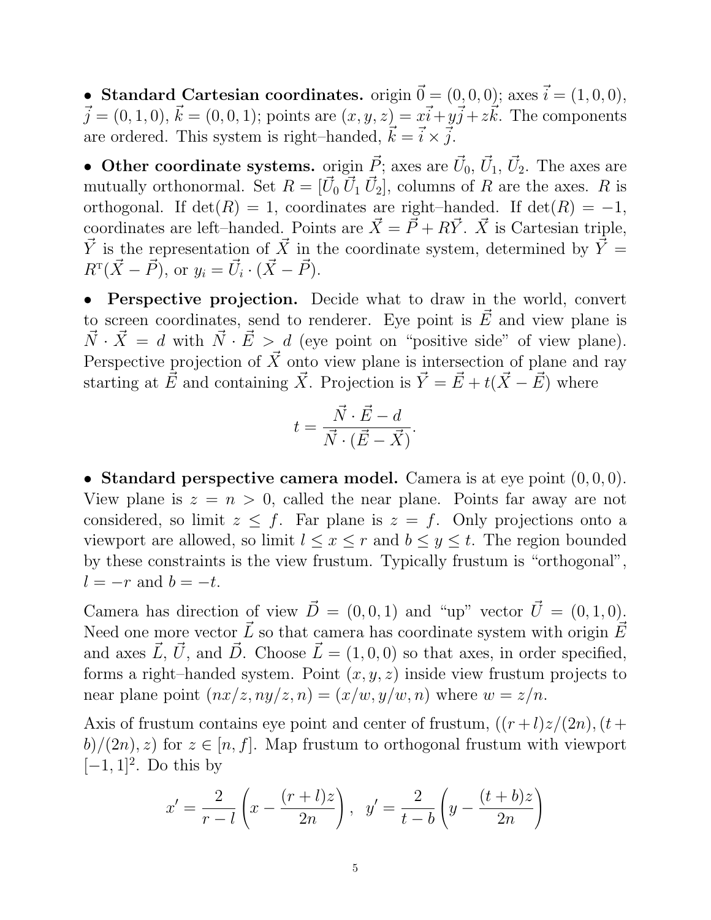• **Standard Cartesian coordinates.** origin $\vec{0} = (0,0,0)$; axes $\vec{\imath} = (1,0,0)$, $\vec{\jmath} = (0,1,0)$, $\vec{k} = (0,0,1)$; points are $(x,y,z) = x\vec{\imath} + y\vec{\jmath} + z\vec{k}$. The components are ordered. This system is right–handed, $\vec{k} = \vec{\imath} \times \vec{\jmath}$.

• **Other coordinate systems.** origin $\vec{P}$; axes are $\vec{U}_0$, $\vec{U}_1$, $\vec{U}_2$. The axes are mutually orthonormal. Set $R = [\vec{U}_0\,\vec{U}_1\,\vec{U}_2]$, columns of $R$ are the axes. $R$ is orthogonal. If $\det(R) = 1$, coordinates are right–handed. If $\det(R) = -1$, coordinates are left–handed. Points are $\vec{X} = \vec{P} + R\vec{Y}$. $\vec{X}$ is Cartesian triple, $\vec{Y}$ is the representation of $\vec{X}$ in the coordinate system, determined by $\vec{Y} = R^{\mathrm{T}}(\vec{X} - \vec{P})$, or $y_i = \vec{U}_i \cdot (\vec{X} - \vec{P})$.

• **Perspective projection.** Decide what to draw in the world, convert to screen coordinates, send to renderer. Eye point is $\vec{E}$ and view plane is $\vec{N} \cdot \vec{X} = d$ with $\vec{N} \cdot \vec{E} > d$ (eye point on "positive side" of view plane). Perspective projection of $\vec{X}$ onto view plane is intersection of plane and ray starting at $\vec{E}$ and containing $\vec{X}$. Projection is $\vec{Y} = \vec{E} + t(\vec{X} - \vec{E})$ where

$$t = \frac{\vec{N} \cdot \vec{E} - d}{\vec{N} \cdot (\vec{E} - \vec{X})}.$$

• **Standard perspective camera model.** Camera is at eye point $(0,0,0)$. View plane is $z = n > 0$, called the near plane. Points far away are not considered, so limit $z \leq f$. Far plane is $z = f$. Only projections onto a viewport are allowed, so limit $l \leq x \leq r$ and $b \leq y \leq t$. The region bounded by these constraints is the view frustum. Typically frustum is "orthogonal", $l = -r$ and $b = -t$.

Camera has direction of view $\vec{D} = (0,0,1)$ and "up" vector $\vec{U} = (0,1,0)$. Need one more vector $\vec{L}$ so that camera has coordinate system with origin $\vec{E}$ and axes $\vec{L}$, $\vec{U}$, and $\vec{D}$. Choose $\vec{L} = (1,0,0)$ so that axes, in order specified, forms a right–handed system. Point $(x,y,z)$ inside view frustum projects to near plane point $(nx/z, ny/z, n) = (x/w, y/w, n)$ where $w = z/n$.

Axis of frustum contains eye point and center of frustum, $((r+l)z/(2n), (t+b)/(2n), z)$ for $z \in [n, f]$. Map frustum to orthogonal frustum with viewport $[-1,1]^2$. Do this by

$$x' = \frac{2}{r-l}\left(x - \frac{(r+l)z}{2n}\right), \quad y' = \frac{2}{t-b}\left(y - \frac{(t+b)z}{2n}\right)$$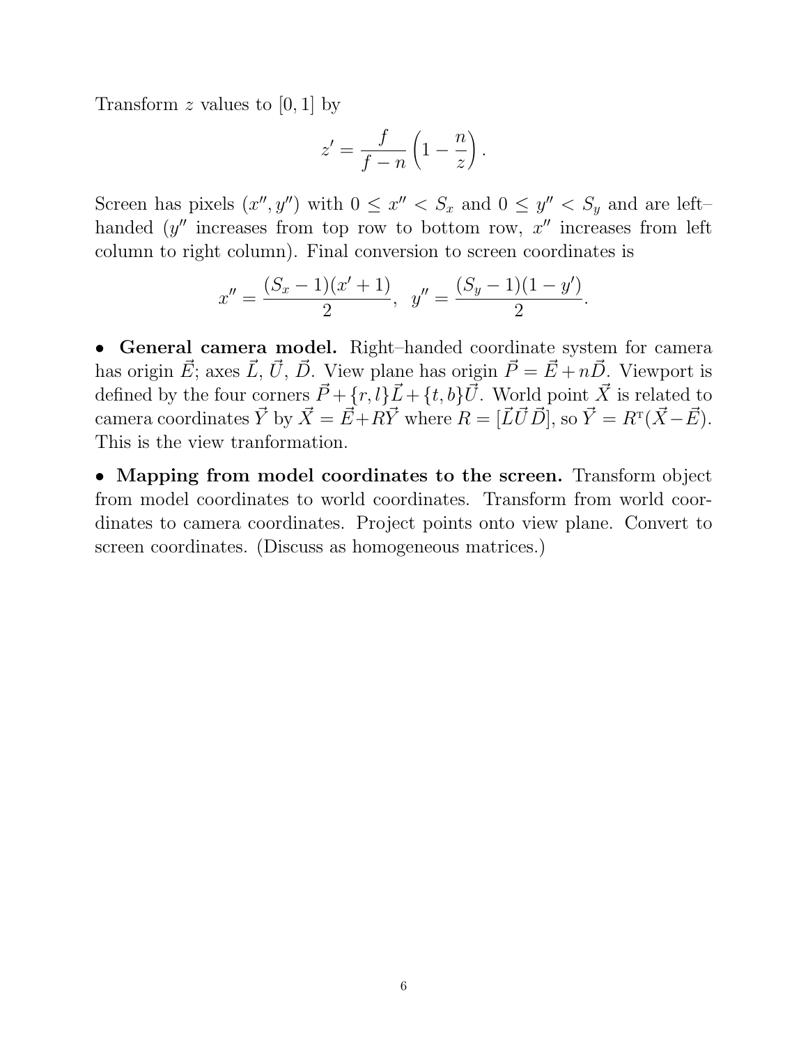Transform $z$ values to $[0, 1]$ by

$$z' = \frac{f}{f - n}\left(1 - \frac{n}{z}\right).$$

Screen has pixels $(x'', y'')$ with $0 \le x'' < S_x$ and $0 \le y'' < S_y$ and are left–handed ($y''$ increases from top row to bottom row, $x''$ increases from left column to right column). Final conversion to screen coordinates is

$$x'' = \frac{(S_x - 1)(x' + 1)}{2}, \quad y'' = \frac{(S_y - 1)(1 - y')}{2}.$$

- **General camera model.** Right–handed coordinate system for camera has origin $\vec{E}$; axes $\vec{L}$, $\vec{U}$, $\vec{D}$. View plane has origin $\vec{P} = \vec{E} + n\vec{D}$. Viewport is defined by the four corners $\vec{P} + \{r, l\}\vec{L} + \{t, b\}\vec{U}$. World point $\vec{X}$ is related to camera coordinates $\vec{Y}$ by $\vec{X} = \vec{E} + R\vec{Y}$ where $R = [\vec{L}\,\vec{U}\,\vec{D}]$, so $\vec{Y} = R^{\mathrm{T}}(\vec{X} - \vec{E})$. This is the view tranformation.

- **Mapping from model coordinates to the screen.** Transform object from model coordinates to world coordinates. Transform from world coordinates to camera coordinates. Project points onto view plane. Convert to screen coordinates. (Discuss as homogeneous matrices.)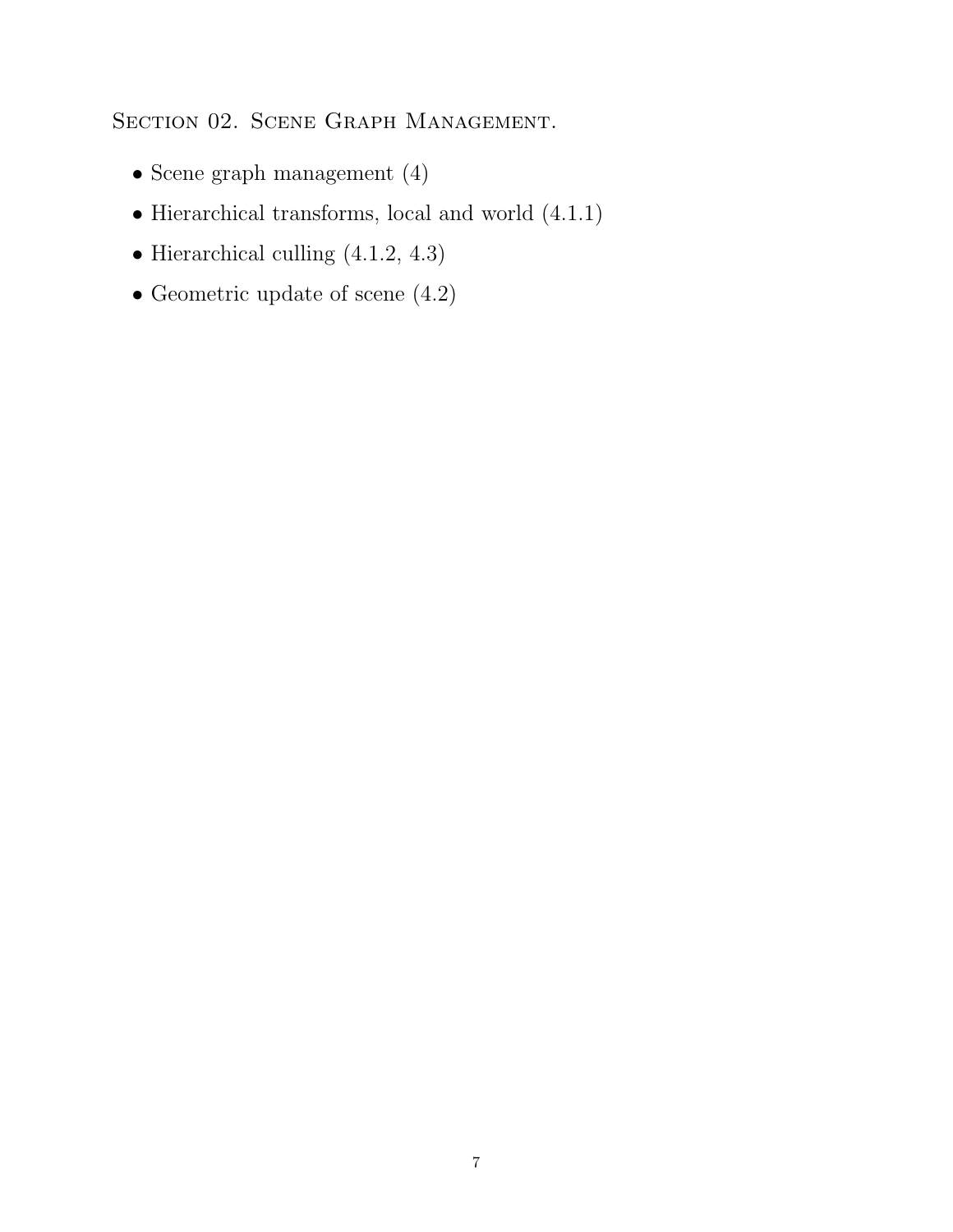## Section 02. Scene Graph Management.

- Scene graph management (4)
- Hierarchical transforms, local and world (4.1.1)
- Hierarchical culling (4.1.2, 4.3)
- Geometric update of scene (4.2)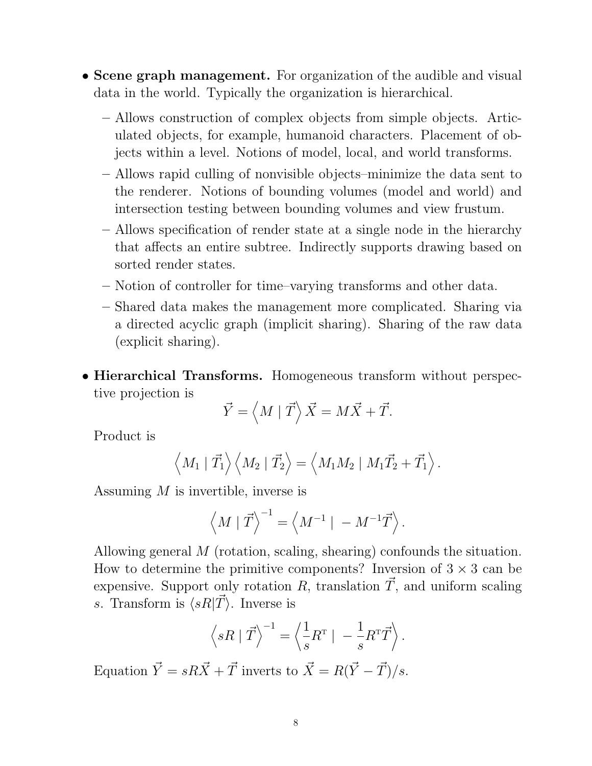- **Scene graph management.** For organization of the audible and visual data in the world. Typically the organization is hierarchical.
  - Allows construction of complex objects from simple objects. Articulated objects, for example, humanoid characters. Placement of objects within a level. Notions of model, local, and world transforms.
  - Allows rapid culling of nonvisible objects–minimize the data sent to the renderer. Notions of bounding volumes (model and world) and intersection testing between bounding volumes and view frustum.
  - Allows specification of render state at a single node in the hierarchy that affects an entire subtree. Indirectly supports drawing based on sorted render states.
  - Notion of controller for time–varying transforms and other data.
  - Shared data makes the management more complicated. Sharing via a directed acyclic graph (implicit sharing). Sharing of the raw data (explicit sharing).

- **Hierarchical Transforms.** Homogeneous transform without perspective projection is

  $$\vec{Y} = \left\langle M \mid \vec{T} \right\rangle \vec{X} = M\vec{X} + \vec{T}.$$

  Product is

  $$\left\langle M_1 \mid \vec{T}_1 \right\rangle \left\langle M_2 \mid \vec{T}_2 \right\rangle = \left\langle M_1 M_2 \mid M_1 \vec{T}_2 + \vec{T}_1 \right\rangle.$$

  Assuming $M$ is invertible, inverse is

  $$\left\langle M \mid \vec{T} \right\rangle^{-1} = \left\langle M^{-1} \mid -M^{-1}\vec{T} \right\rangle.$$

  Allowing general $M$ (rotation, scaling, shearing) confounds the situation. How to determine the primitive components? Inversion of $3 \times 3$ can be expensive. Support only rotation $R$, translation $\vec{T}$, and uniform scaling $s$. Transform is $\langle sR | \vec{T} \rangle$. Inverse is

  $$\left\langle sR \mid \vec{T} \right\rangle^{-1} = \left\langle \frac{1}{s} R^{\mathrm{T}} \mid -\frac{1}{s} R^{\mathrm{T}} \vec{T} \right\rangle.$$

  Equation $\vec{Y} = sR\vec{X} + \vec{T}$ inverts to $\vec{X} = R(\vec{Y} - \vec{T})/s$.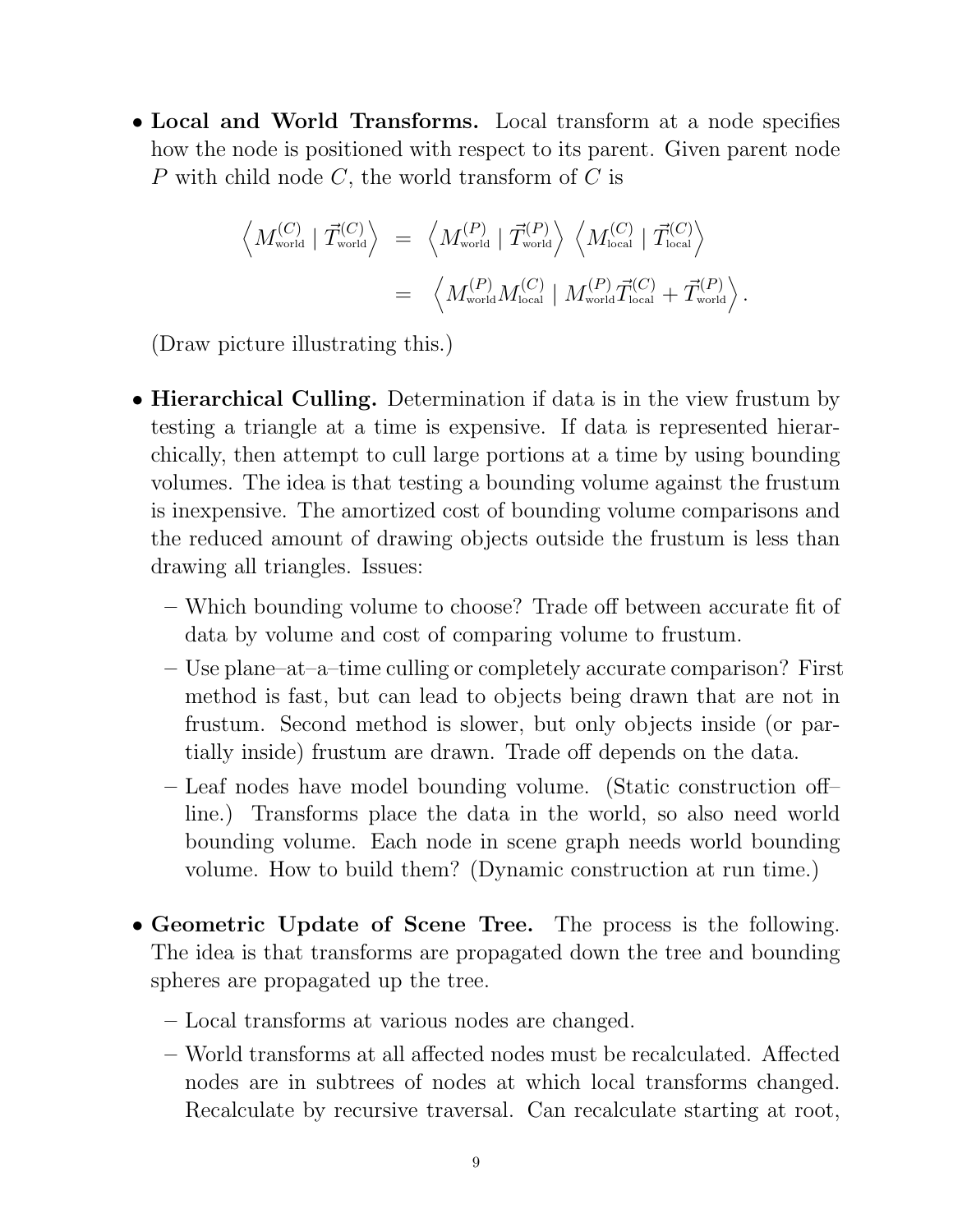- **Local and World Transforms.** Local transform at a node specifies how the node is positioned with respect to its parent. Given parent node $P$ with child node $C$, the world transform of $C$ is

$$
\begin{aligned}
\left\langle M^{(C)}_{\text{world}} \mid \vec{T}^{(C)}_{\text{world}} \right\rangle &= \left\langle M^{(P)}_{\text{world}} \mid \vec{T}^{(P)}_{\text{world}} \right\rangle \left\langle M^{(C)}_{\text{local}} \mid \vec{T}^{(C)}_{\text{local}} \right\rangle \\
&= \left\langle M^{(P)}_{\text{world}} M^{(C)}_{\text{local}} \mid M^{(P)}_{\text{world}} \vec{T}^{(C)}_{\text{local}} + \vec{T}^{(P)}_{\text{world}} \right\rangle .
\end{aligned}
$$

  (Draw picture illustrating this.)

- **Hierarchical Culling.** Determination if data is in the view frustum by testing a triangle at a time is expensive. If data is represented hierarchically, then attempt to cull large portions at a time by using bounding volumes. The idea is that testing a bounding volume against the frustum is inexpensive. The amortized cost of bounding volume comparisons and the reduced amount of drawing objects outside the frustum is less than drawing all triangles. Issues:
  - Which bounding volume to choose? Trade off between accurate fit of data by volume and cost of comparing volume to frustum.
  - Use plane–at–a–time culling or completely accurate comparison? First method is fast, but can lead to objects being drawn that are not in frustum. Second method is slower, but only objects inside (or partially inside) frustum are drawn. Trade off depends on the data.
  - Leaf nodes have model bounding volume. (Static construction off–line.) Transforms place the data in the world, so also need world bounding volume. Each node in scene graph needs world bounding volume. How to build them? (Dynamic construction at run time.)

- **Geometric Update of Scene Tree.** The process is the following. The idea is that transforms are propagated down the tree and bounding spheres are propagated up the tree.
  - Local transforms at various nodes are changed.
  - World transforms at all affected nodes must be recalculated. Affected nodes are in subtrees of nodes at which local transforms changed. Recalculate by recursive traversal. Can recalculate starting at root,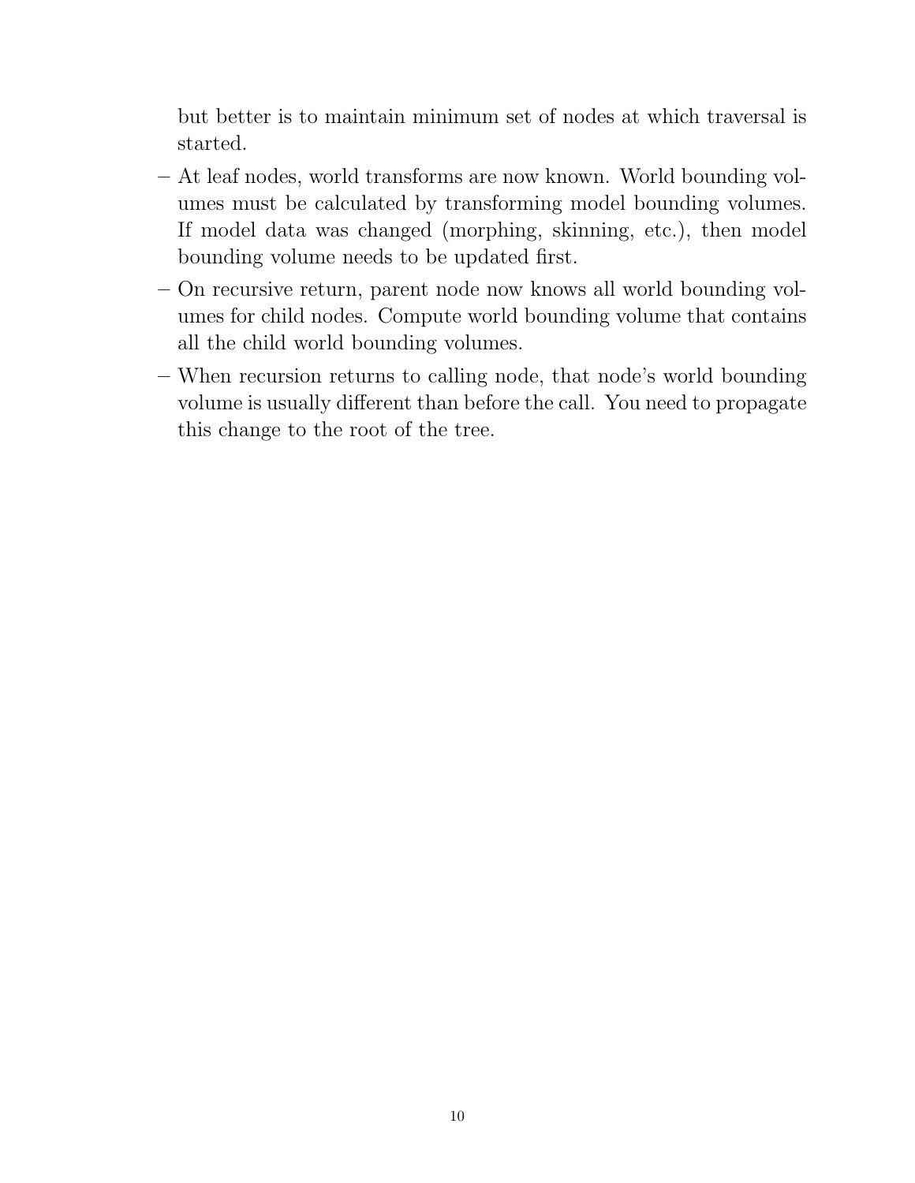but better is to maintain minimum set of nodes at which traversal is started.

- At leaf nodes, world transforms are now known. World bounding volumes must be calculated by transforming model bounding volumes. If model data was changed (morphing, skinning, etc.), then model bounding volume needs to be updated first.
- On recursive return, parent node now knows all world bounding volumes for child nodes. Compute world bounding volume that contains all the child world bounding volumes.
- When recursion returns to calling node, that node's world bounding volume is usually different than before the call. You need to propagate this change to the root of the tree.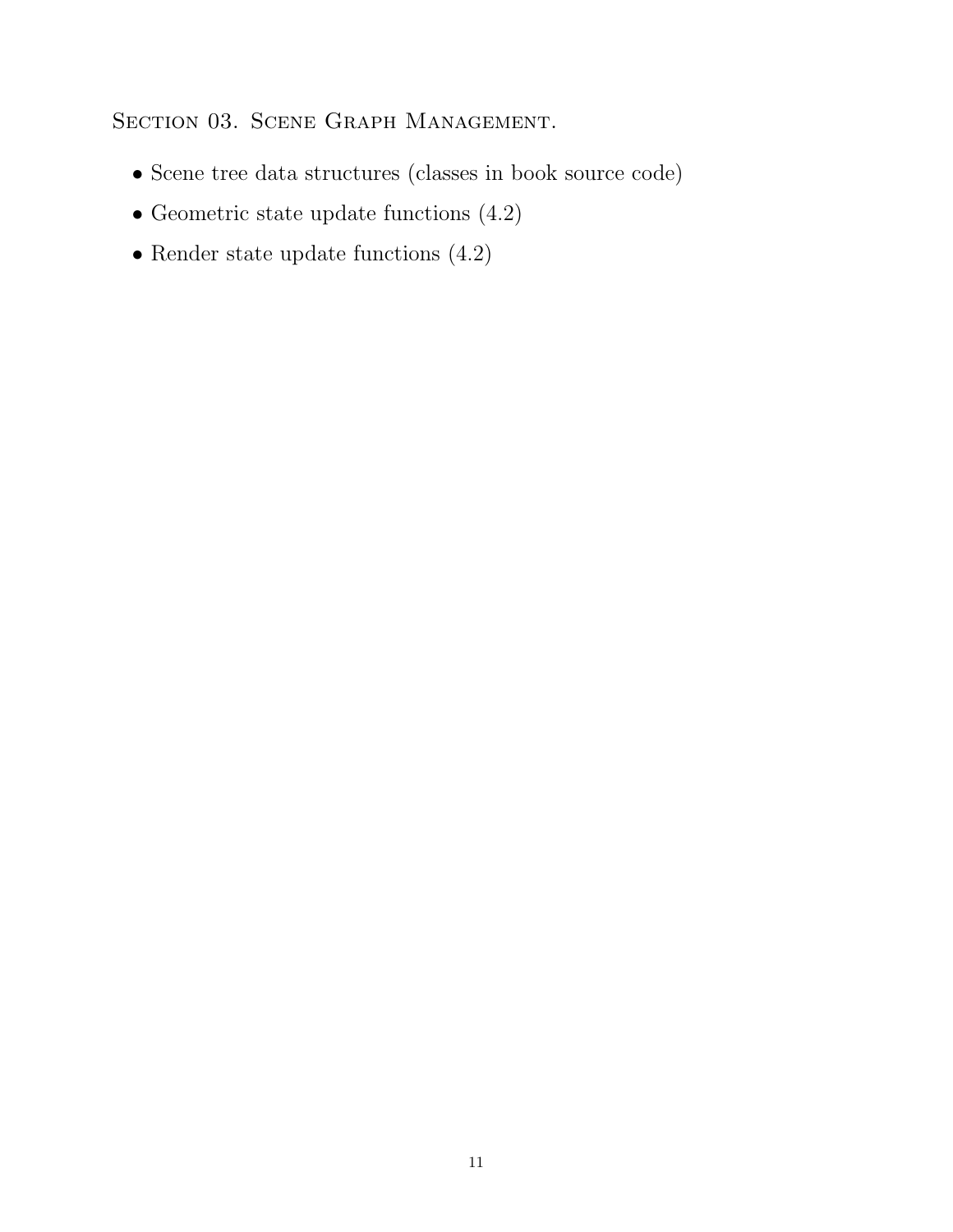## Section 03. Scene Graph Management.

- Scene tree data structures (classes in book source code)
- Geometric state update functions (4.2)
- Render state update functions (4.2)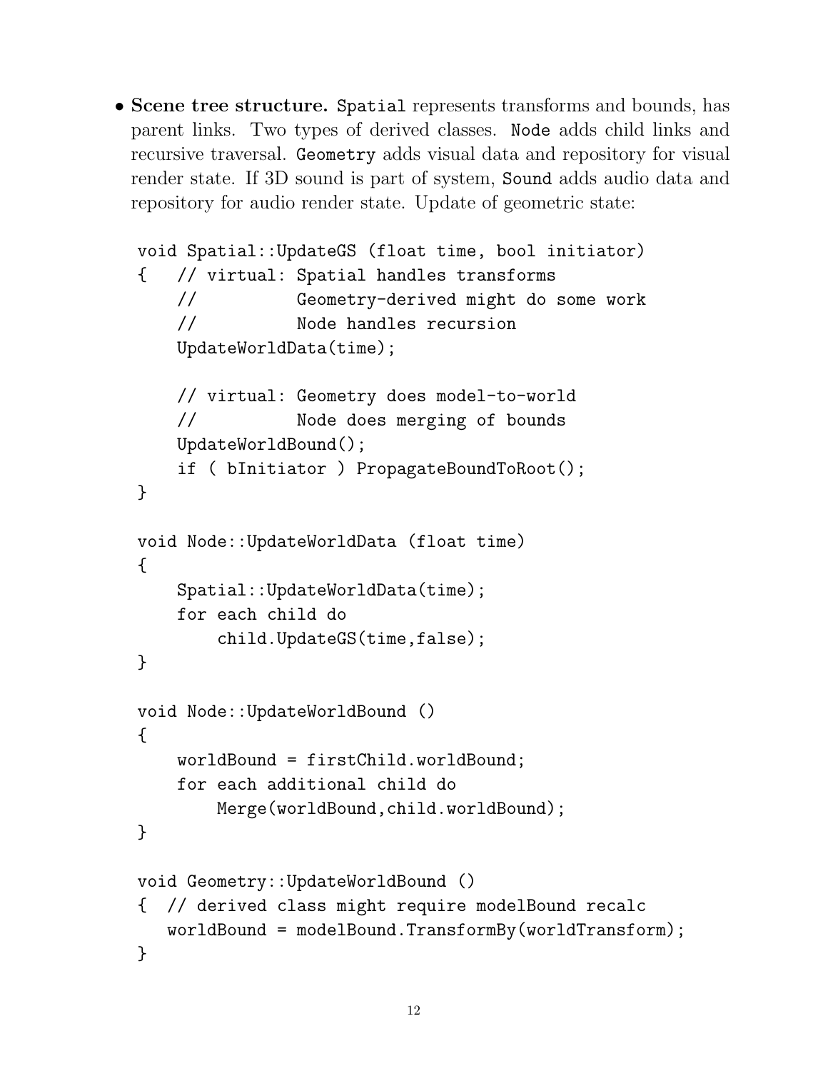- **Scene tree structure.** `Spatial` represents transforms and bounds, has parent links. Two types of derived classes. `Node` adds child links and recursive traversal. `Geometry` adds visual data and repository for visual render state. If 3D sound is part of system, `Sound` adds audio data and repository for audio render state. Update of geometric state:

```
void Spatial::UpdateGS (float time, bool initiator)
{   // virtual: Spatial handles transforms
    //          Geometry-derived might do some work
    //          Node handles recursion
    UpdateWorldData(time);

    // virtual: Geometry does model-to-world
    //          Node does merging of bounds
    UpdateWorldBound();
    if ( bInitiator ) PropagateBoundToRoot();
}

void Node::UpdateWorldData (float time)
{
    Spatial::UpdateWorldData(time);
    for each child do
        child.UpdateGS(time,false);
}

void Node::UpdateWorldBound ()
{
    worldBound = firstChild.worldBound;
    for each additional child do
        Merge(worldBound,child.worldBound);
}

void Geometry::UpdateWorldBound ()
{  // derived class might require modelBound recalc
   worldBound = modelBound.TransformBy(worldTransform);
}
```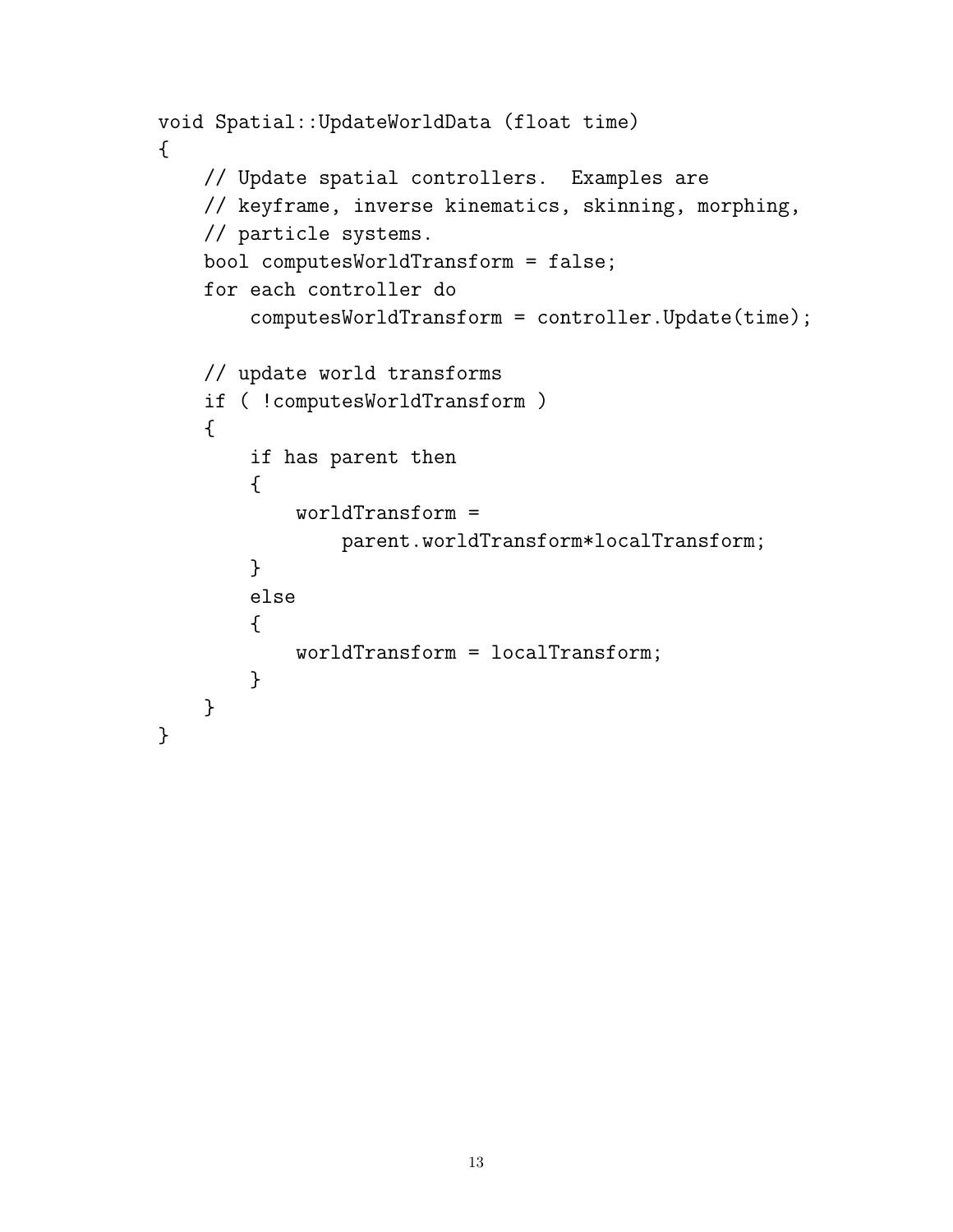```
void Spatial::UpdateWorldData (float time)
{
    // Update spatial controllers.  Examples are
    // keyframe, inverse kinematics, skinning, morphing,
    // particle systems.
    bool computesWorldTransform = false;
    for each controller do
        computesWorldTransform = controller.Update(time);

    // update world transforms
    if ( !computesWorldTransform )
    {
        if has parent then
        {
            worldTransform =
                parent.worldTransform*localTransform;
        }
        else
        {
            worldTransform = localTransform;
        }
    }
}
```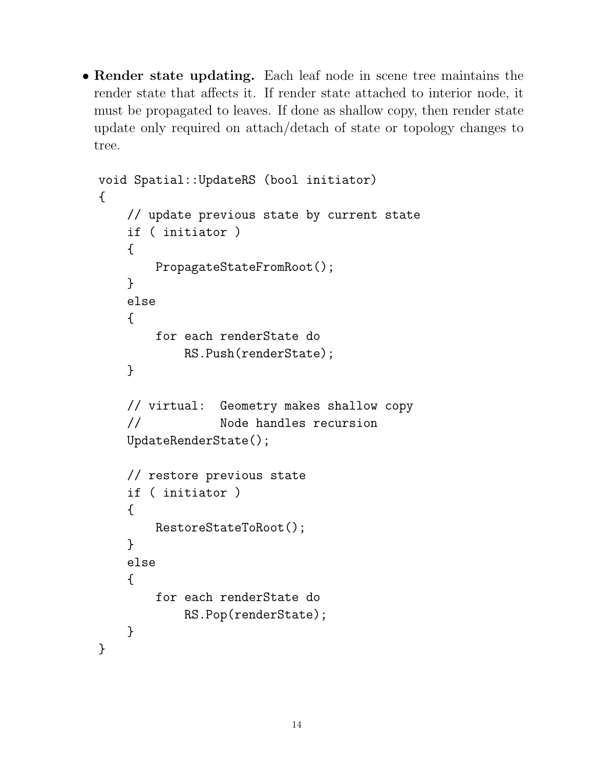- **Render state updating.** Each leaf node in scene tree maintains the render state that affects it. If render state attached to interior node, it must be propagated to leaves. If done as shallow copy, then render state update only required on attach/detach of state or topology changes to tree.

```
void Spatial::UpdateRS (bool initiator)
{
    // update previous state by current state
    if ( initiator )
    {
        PropagateStateFromRoot();
    }
    else
    {
        for each renderState do
            RS.Push(renderState);
    }

    // virtual:  Geometry makes shallow copy
    //           Node handles recursion
    UpdateRenderState();

    // restore previous state
    if ( initiator )
    {
        RestoreStateToRoot();
    }
    else
    {
        for each renderState do
            RS.Pop(renderState);
    }
}
```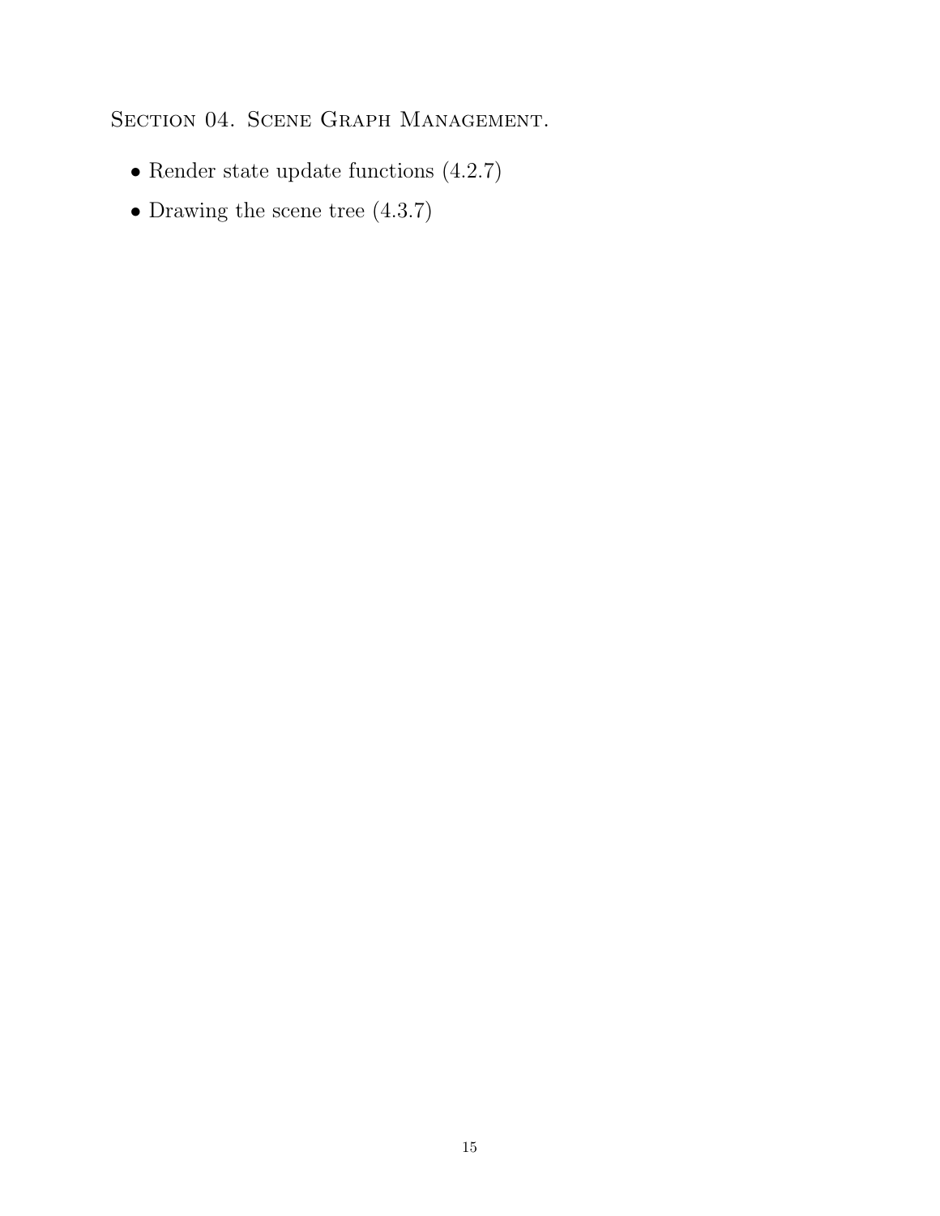## Section 04. Scene Graph Management.

- Render state update functions (4.2.7)
- Drawing the scene tree (4.3.7)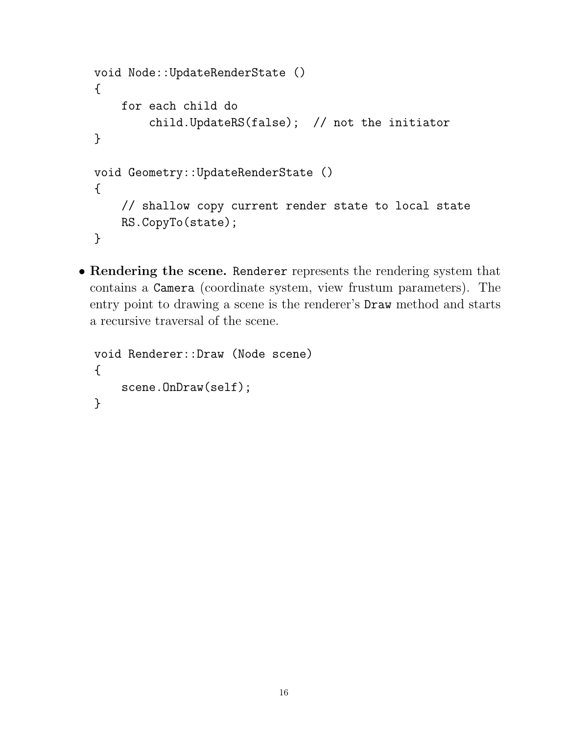```
void Node::UpdateRenderState ()
{
    for each child do
        child.UpdateRS(false);  // not the initiator
}

void Geometry::UpdateRenderState ()
{
    // shallow copy current render state to local state
    RS.CopyTo(state);
}
```

- **Rendering the scene.** `Renderer` represents the rendering system that contains a `Camera` (coordinate system, view frustum parameters). The entry point to drawing a scene is the renderer's `Draw` method and starts a recursive traversal of the scene.

```
void Renderer::Draw (Node scene)
{
    scene.OnDraw(self);
}
```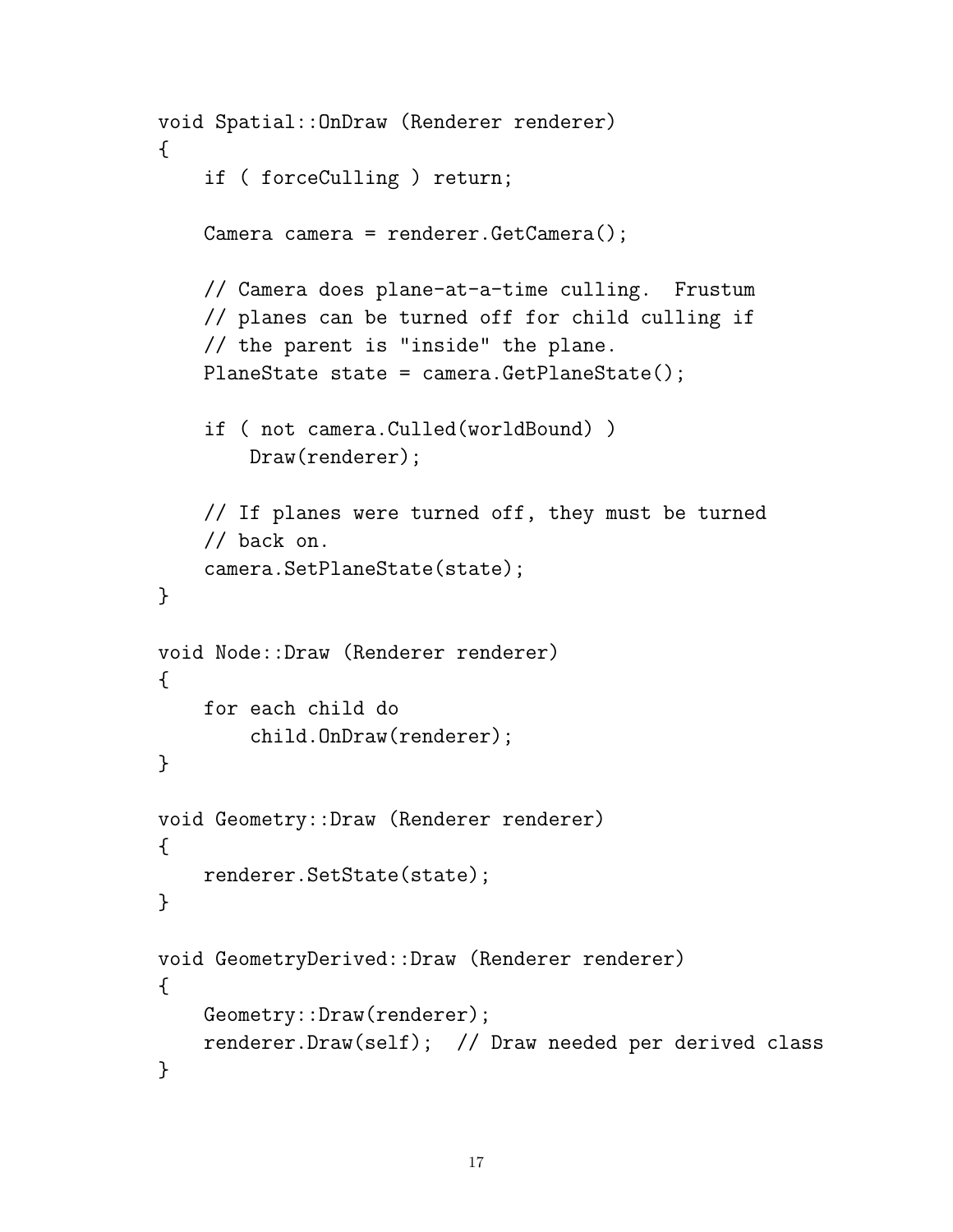```
void Spatial::OnDraw (Renderer renderer)
{
    if ( forceCulling ) return;

    Camera camera = renderer.GetCamera();

    // Camera does plane-at-a-time culling.  Frustum
    // planes can be turned off for child culling if
    // the parent is "inside" the plane.
    PlaneState state = camera.GetPlaneState();

    if ( not camera.Culled(worldBound) )
        Draw(renderer);

    // If planes were turned off, they must be turned
    // back on.
    camera.SetPlaneState(state);
}

void Node::Draw (Renderer renderer)
{
    for each child do
        child.OnDraw(renderer);
}

void Geometry::Draw (Renderer renderer)
{
    renderer.SetState(state);
}

void GeometryDerived::Draw (Renderer renderer)
{
    Geometry::Draw(renderer);
    renderer.Draw(self);  // Draw needed per derived class
}
```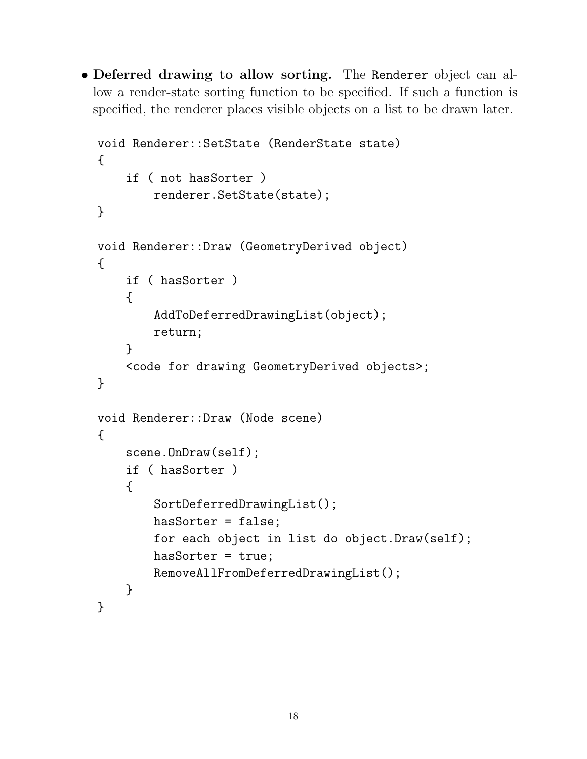- **Deferred drawing to allow sorting.** The `Renderer` object can allow a render-state sorting function to be specified. If such a function is specified, the renderer places visible objects on a list to be drawn later.

```
void Renderer::SetState (RenderState state)
{
    if ( not hasSorter )
        renderer.SetState(state);
}

void Renderer::Draw (GeometryDerived object)
{
    if ( hasSorter )
    {
        AddToDeferredDrawingList(object);
        return;
    }
    <code for drawing GeometryDerived objects>;
}

void Renderer::Draw (Node scene)
{
    scene.OnDraw(self);
    if ( hasSorter )
    {
        SortDeferredDrawingList();
        hasSorter = false;
        for each object in list do object.Draw(self);
        hasSorter = true;
        RemoveAllFromDeferredDrawingList();
    }
}
```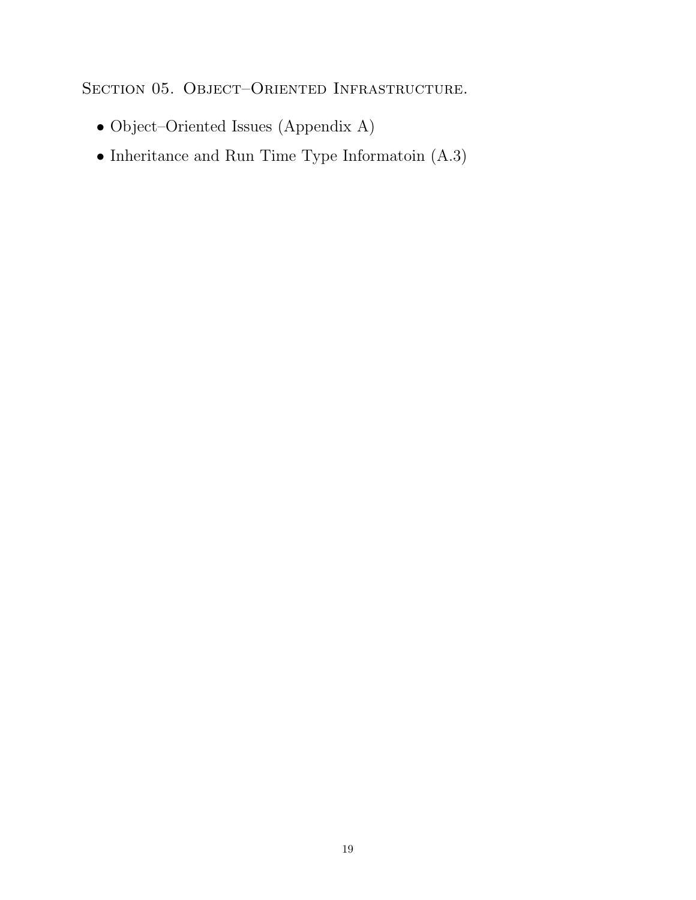## Section 05. Object–Oriented Infrastructure.

- Object–Oriented Issues (Appendix A)
- Inheritance and Run Time Type Informatoin (A.3)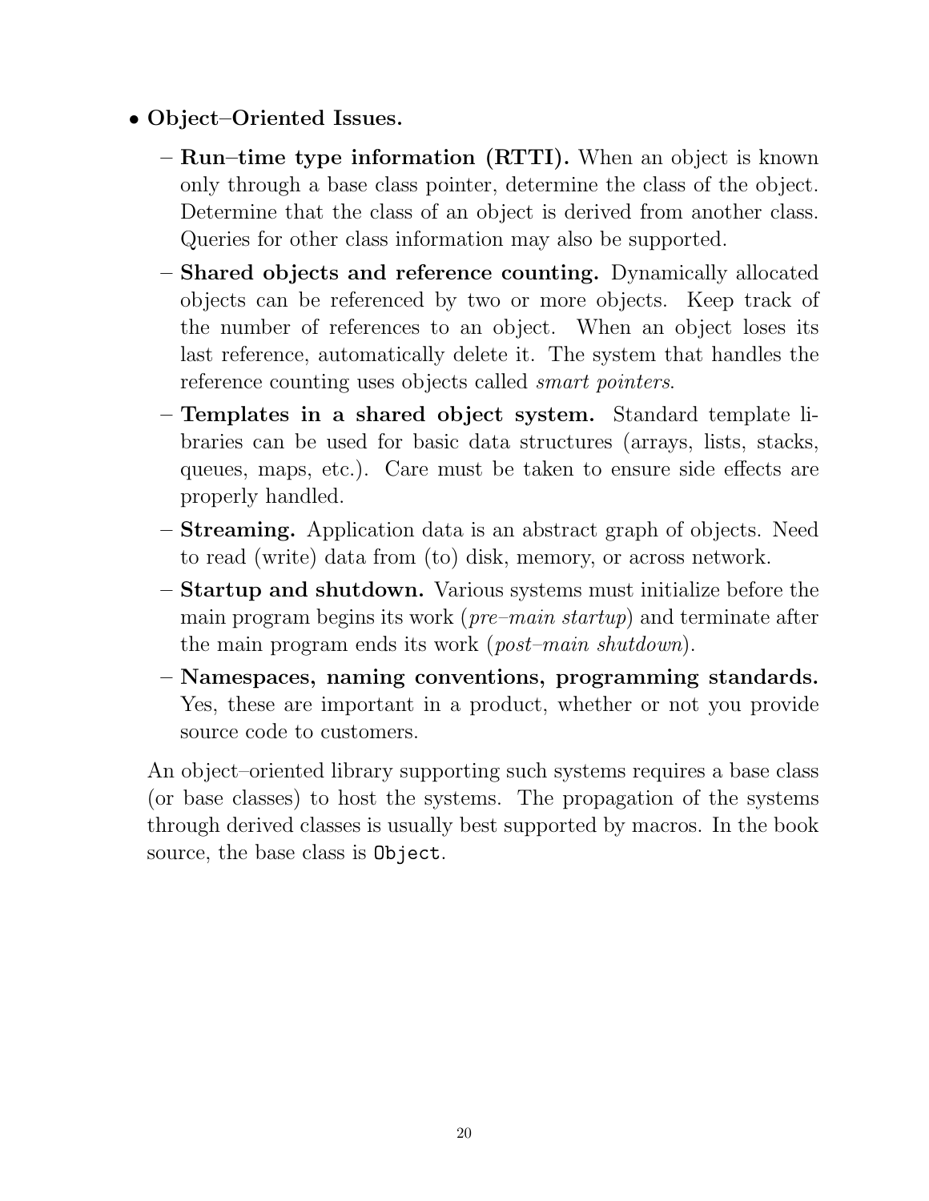- **Object–Oriented Issues.**
  - **Run–time type information (RTTI).** When an object is known only through a base class pointer, determine the class of the object. Determine that the class of an object is derived from another class. Queries for other class information may also be supported.
  - **Shared objects and reference counting.** Dynamically allocated objects can be referenced by two or more objects. Keep track of the number of references to an object. When an object loses its last reference, automatically delete it. The system that handles the reference counting uses objects called *smart pointers*.
  - **Templates in a shared object system.** Standard template libraries can be used for basic data structures (arrays, lists, stacks, queues, maps, etc.). Care must be taken to ensure side effects are properly handled.
  - **Streaming.** Application data is an abstract graph of objects. Need to read (write) data from (to) disk, memory, or across network.
  - **Startup and shutdown.** Various systems must initialize before the main program begins its work (*pre–main startup*) and terminate after the main program ends its work (*post–main shutdown*).
  - **Namespaces, naming conventions, programming standards.** Yes, these are important in a product, whether or not you provide source code to customers.

  An object–oriented library supporting such systems requires a base class (or base classes) to host the systems. The propagation of the systems through derived classes is usually best supported by macros. In the book source, the base class is `Object`.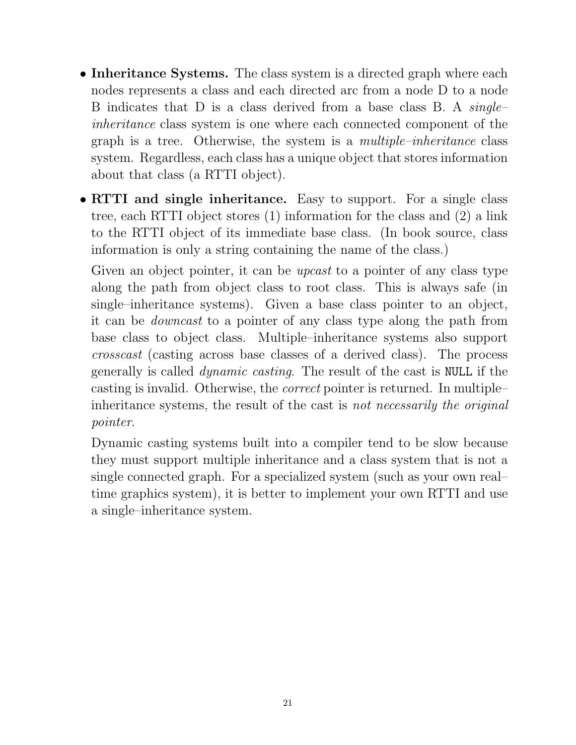- **Inheritance Systems.** The class system is a directed graph where each nodes represents a class and each directed arc from a node D to a node B indicates that D is a class derived from a base class B. A *single–inheritance* class system is one where each connected component of the graph is a tree. Otherwise, the system is a *multiple–inheritance* class system. Regardless, each class has a unique object that stores information about that class (a RTTI object).

- **RTTI and single inheritance.** Easy to support. For a single class tree, each RTTI object stores (1) information for the class and (2) a link to the RTTI object of its immediate base class. (In book source, class information is only a string containing the name of the class.)

  Given an object pointer, it can be *upcast* to a pointer of any class type along the path from object class to root class. This is always safe (in single–inheritance systems). Given a base class pointer to an object, it can be *downcast* to a pointer of any class type along the path from base class to object class. Multiple–inheritance systems also support *crosscast* (casting across base classes of a derived class). The process generally is called *dynamic casting*. The result of the cast is `NULL` if the casting is invalid. Otherwise, the *correct* pointer is returned. In multiple–inheritance systems, the result of the cast is *not necessarily the original pointer*.

  Dynamic casting systems built into a compiler tend to be slow because they must support multiple inheritance and a class system that is not a single connected graph. For a specialized system (such as your own real–time graphics system), it is better to implement your own RTTI and use a single–inheritance system.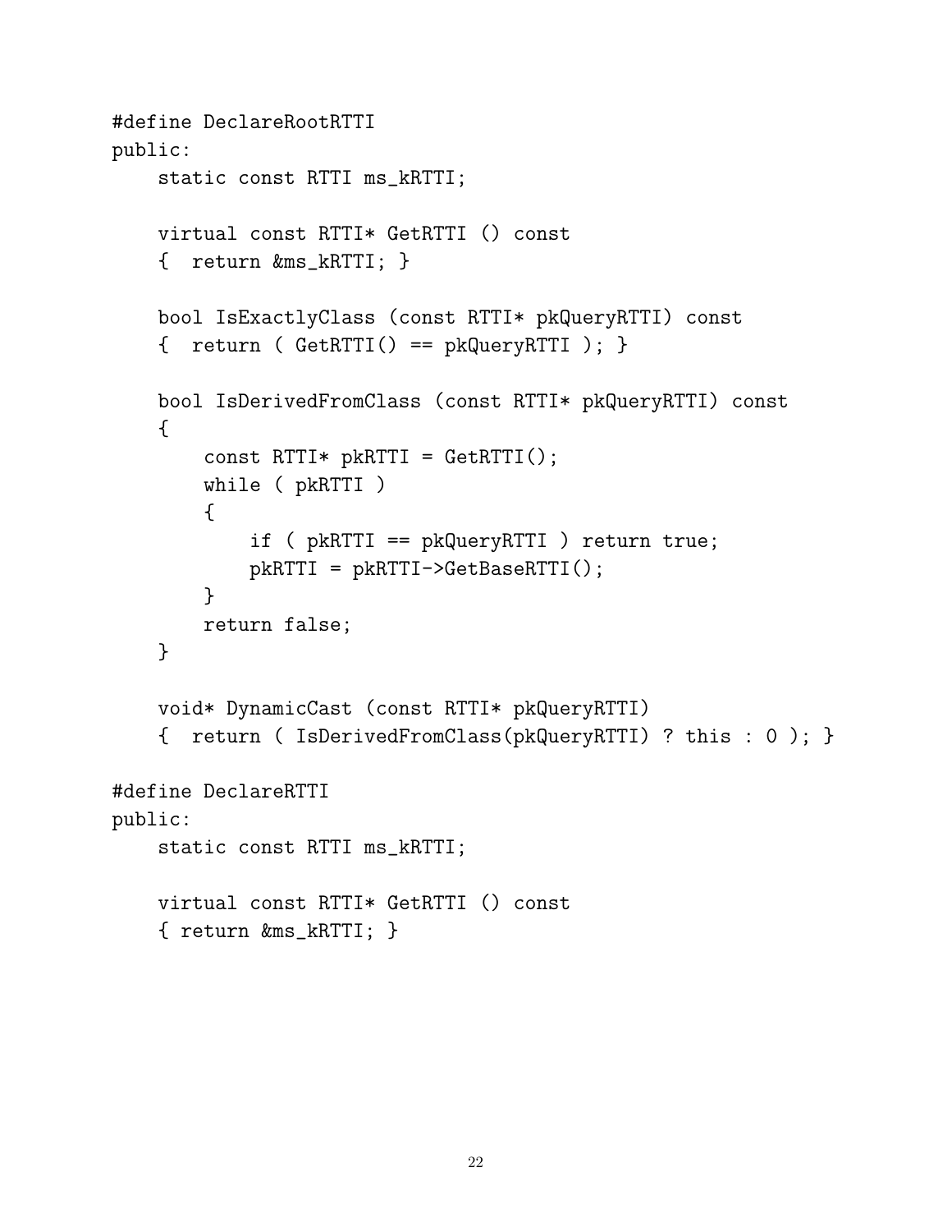```
#define DeclareRootRTTI
public:
    static const RTTI ms_kRTTI;

    virtual const RTTI* GetRTTI () const
    {  return &ms_kRTTI; }

    bool IsExactlyClass (const RTTI* pkQueryRTTI) const
    {  return ( GetRTTI() == pkQueryRTTI ); }

    bool IsDerivedFromClass (const RTTI* pkQueryRTTI) const
    {
        const RTTI* pkRTTI = GetRTTI();
        while ( pkRTTI )
        {
            if ( pkRTTI == pkQueryRTTI ) return true;
            pkRTTI = pkRTTI->GetBaseRTTI();
        }
        return false;
    }

    void* DynamicCast (const RTTI* pkQueryRTTI)
    {  return ( IsDerivedFromClass(pkQueryRTTI) ? this : 0 ); }

#define DeclareRTTI
public:
    static const RTTI ms_kRTTI;

    virtual const RTTI* GetRTTI () const
    { return &ms_kRTTI; }
```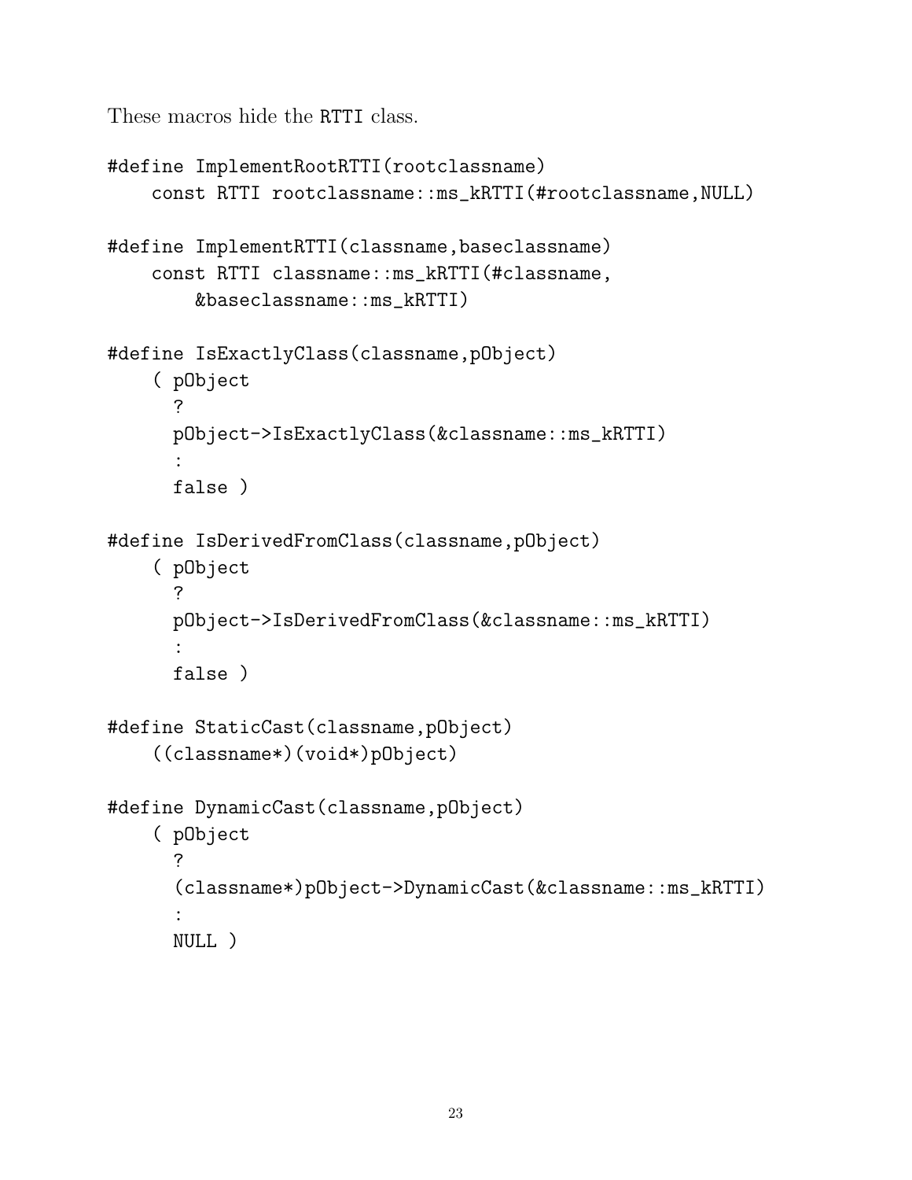These macros hide the `RTTI` class.

```
#define ImplementRootRTTI(rootclassname)
    const RTTI rootclassname::ms_kRTTI(#rootclassname,NULL)

#define ImplementRTTI(classname,baseclassname)
    const RTTI classname::ms_kRTTI(#classname,
        &baseclassname::ms_kRTTI)

#define IsExactlyClass(classname,pObject)
    ( pObject
      ?
      pObject->IsExactlyClass(&classname::ms_kRTTI)
      :
      false )

#define IsDerivedFromClass(classname,pObject)
    ( pObject
      ?
      pObject->IsDerivedFromClass(&classname::ms_kRTTI)
      :
      false )

#define StaticCast(classname,pObject)
    ((classname*)(void*)pObject)

#define DynamicCast(classname,pObject)
    ( pObject
      ?
      (classname*)pObject->DynamicCast(&classname::ms_kRTTI)
      :
      NULL )
```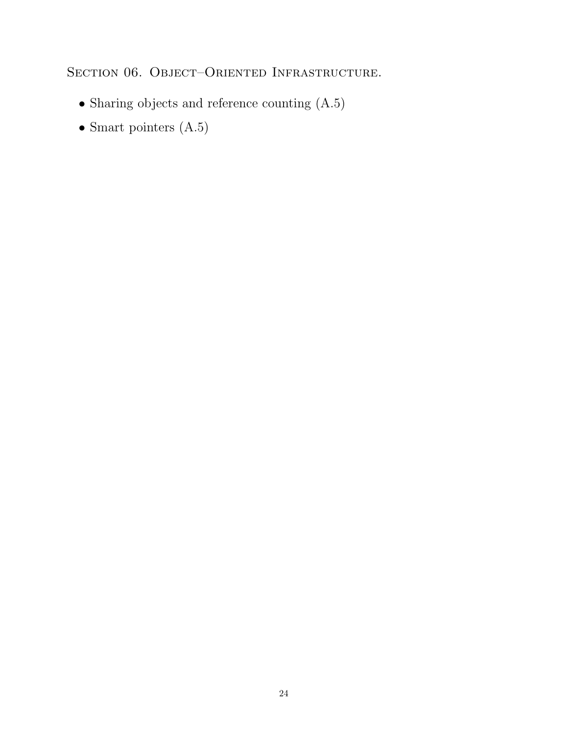## Section 06. Object–Oriented Infrastructure.

- Sharing objects and reference counting (A.5)
- Smart pointers (A.5)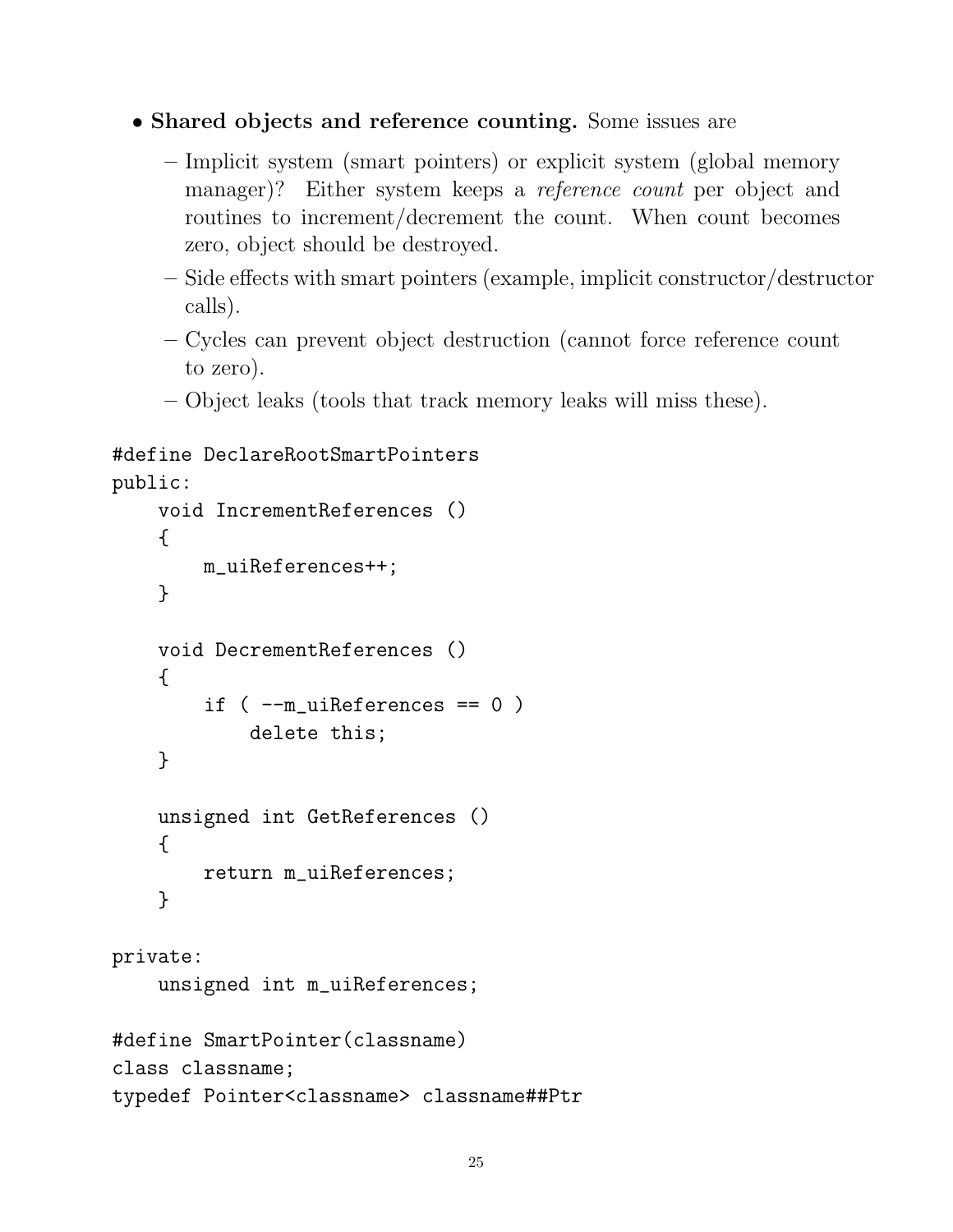- **Shared objects and reference counting.** Some issues are
  - Implicit system (smart pointers) or explicit system (global memory manager)? Either system keeps a *reference count* per object and routines to increment/decrement the count. When count becomes zero, object should be destroyed.
  - Side effects with smart pointers (example, implicit constructor/destructor calls).
  - Cycles can prevent object destruction (cannot force reference count to zero).
  - Object leaks (tools that track memory leaks will miss these).

```
#define DeclareRootSmartPointers
public:
    void IncrementReferences ()
    {
        m_uiReferences++;
    }

    void DecrementReferences ()
    {
        if ( --m_uiReferences == 0 )
            delete this;
    }

    unsigned int GetReferences ()
    {
        return m_uiReferences;
    }

private:
    unsigned int m_uiReferences;

#define SmartPointer(classname)
class classname;
typedef Pointer<classname> classname##Ptr
```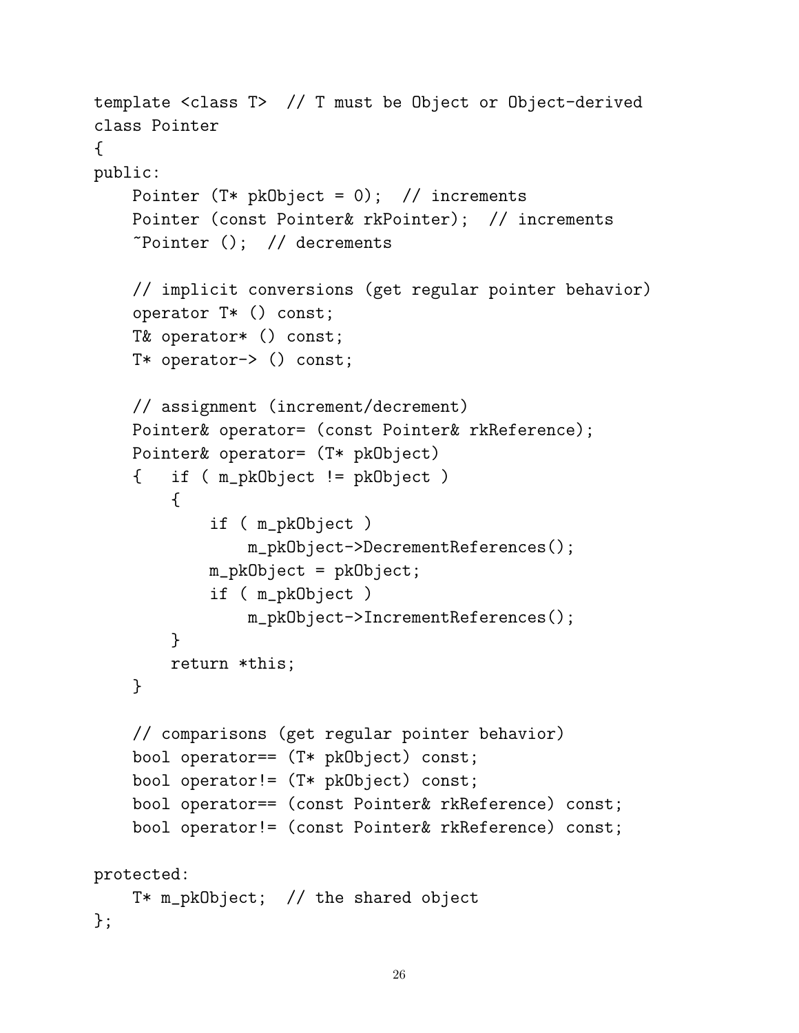```
template <class T>  // T must be Object or Object-derived
class Pointer
{
public:
    Pointer (T* pkObject = 0);  // increments
    Pointer (const Pointer& rkPointer);  // increments
    ~Pointer ();  // decrements

    // implicit conversions (get regular pointer behavior)
    operator T* () const;
    T& operator* () const;
    T* operator-> () const;

    // assignment (increment/decrement)
    Pointer& operator= (const Pointer& rkReference);
    Pointer& operator= (T* pkObject)
    {   if ( m_pkObject != pkObject )
        {
            if ( m_pkObject )
                m_pkObject->DecrementReferences();
            m_pkObject = pkObject;
            if ( m_pkObject )
                m_pkObject->IncrementReferences();
        }
        return *this;
    }

    // comparisons (get regular pointer behavior)
    bool operator== (T* pkObject) const;
    bool operator!= (T* pkObject) const;
    bool operator== (const Pointer& rkReference) const;
    bool operator!= (const Pointer& rkReference) const;

protected:
    T* m_pkObject;  // the shared object
};
```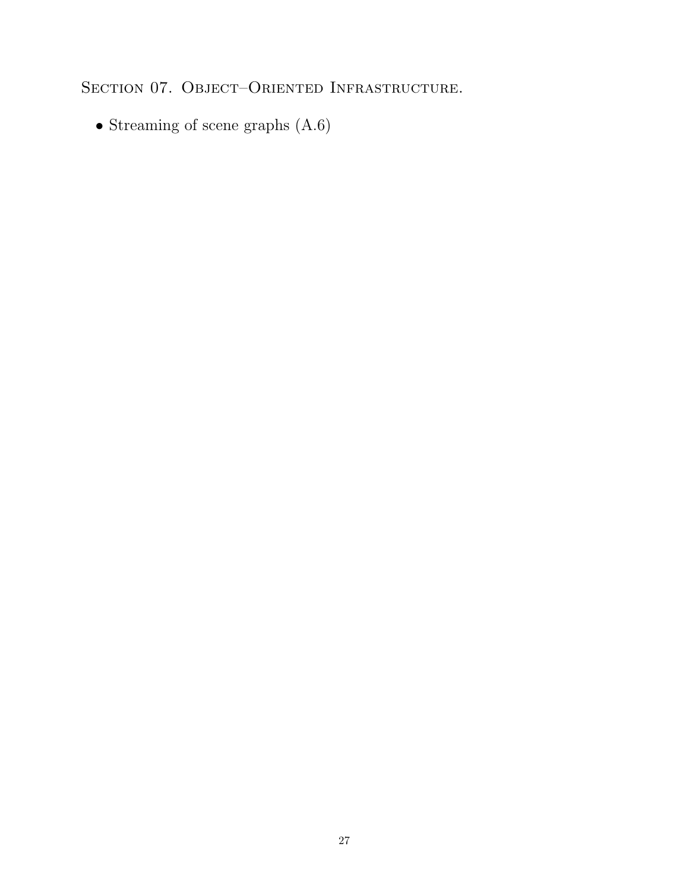## Section 07. Object–Oriented Infrastructure.

- Streaming of scene graphs (A.6)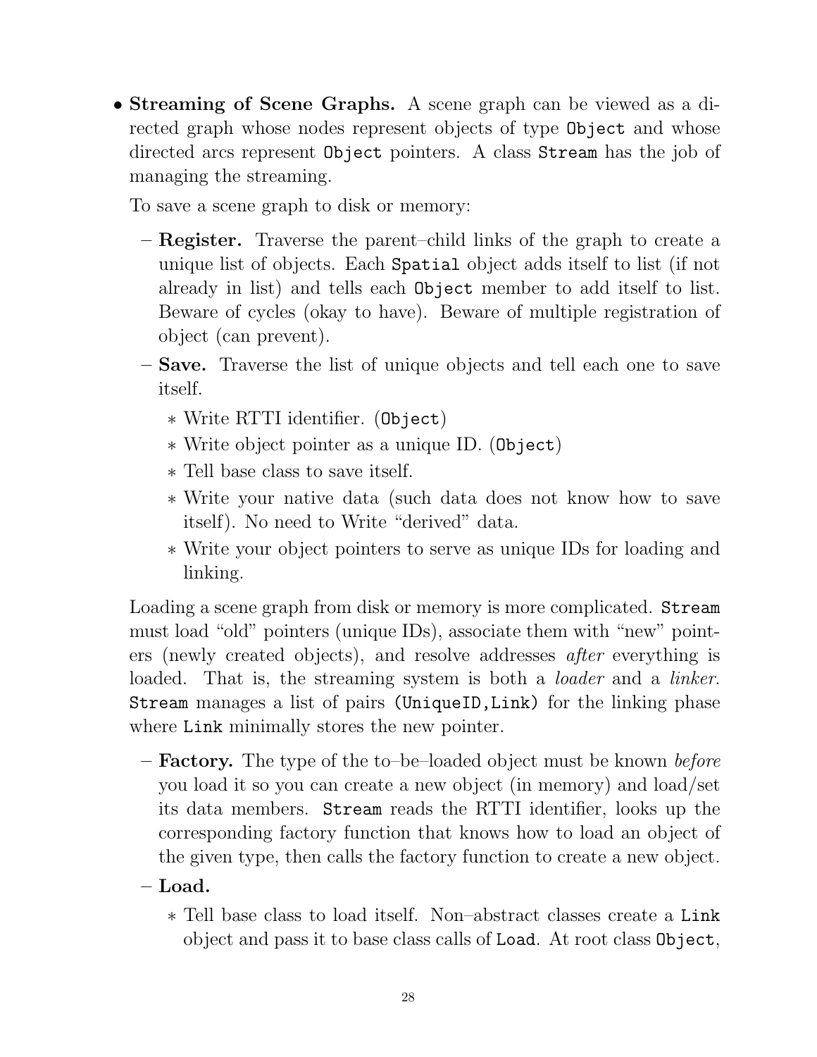- **Streaming of Scene Graphs.** A scene graph can be viewed as a directed graph whose nodes represent objects of type `Object` and whose directed arcs represent `Object` pointers. A class `Stream` has the job of managing the streaming.

  To save a scene graph to disk or memory:

  - **Register.** Traverse the parent–child links of the graph to create a unique list of objects. Each `Spatial` object adds itself to list (if not already in list) and tells each `Object` member to add itself to list. Beware of cycles (okay to have). Beware of multiple registration of object (can prevent).
  - **Save.** Traverse the list of unique objects and tell each one to save itself.
    - Write RTTI identifier. (`Object`)
    - Write object pointer as a unique ID. (`Object`)
    - Tell base class to save itself.
    - Write your native data (such data does not know how to save itself). No need to Write "derived" data.
    - Write your object pointers to serve as unique IDs for loading and linking.

  Loading a scene graph from disk or memory is more complicated. `Stream` must load "old" pointers (unique IDs), associate them with "new" pointers (newly created objects), and resolve addresses *after* everything is loaded. That is, the streaming system is both a *loader* and a *linker*. `Stream` manages a list of pairs `(UniqueID,Link)` for the linking phase where `Link` minimally stores the new pointer.

  - **Factory.** The type of the to–be–loaded object must be known *before* you load it so you can create a new object (in memory) and load/set its data members. `Stream` reads the RTTI identifier, looks up the corresponding factory function that knows how to load an object of the given type, then calls the factory function to create a new object.
  - **Load.**
    - Tell base class to load itself. Non–abstract classes create a `Link` object and pass it to base class calls of `Load`. At root class `Object`,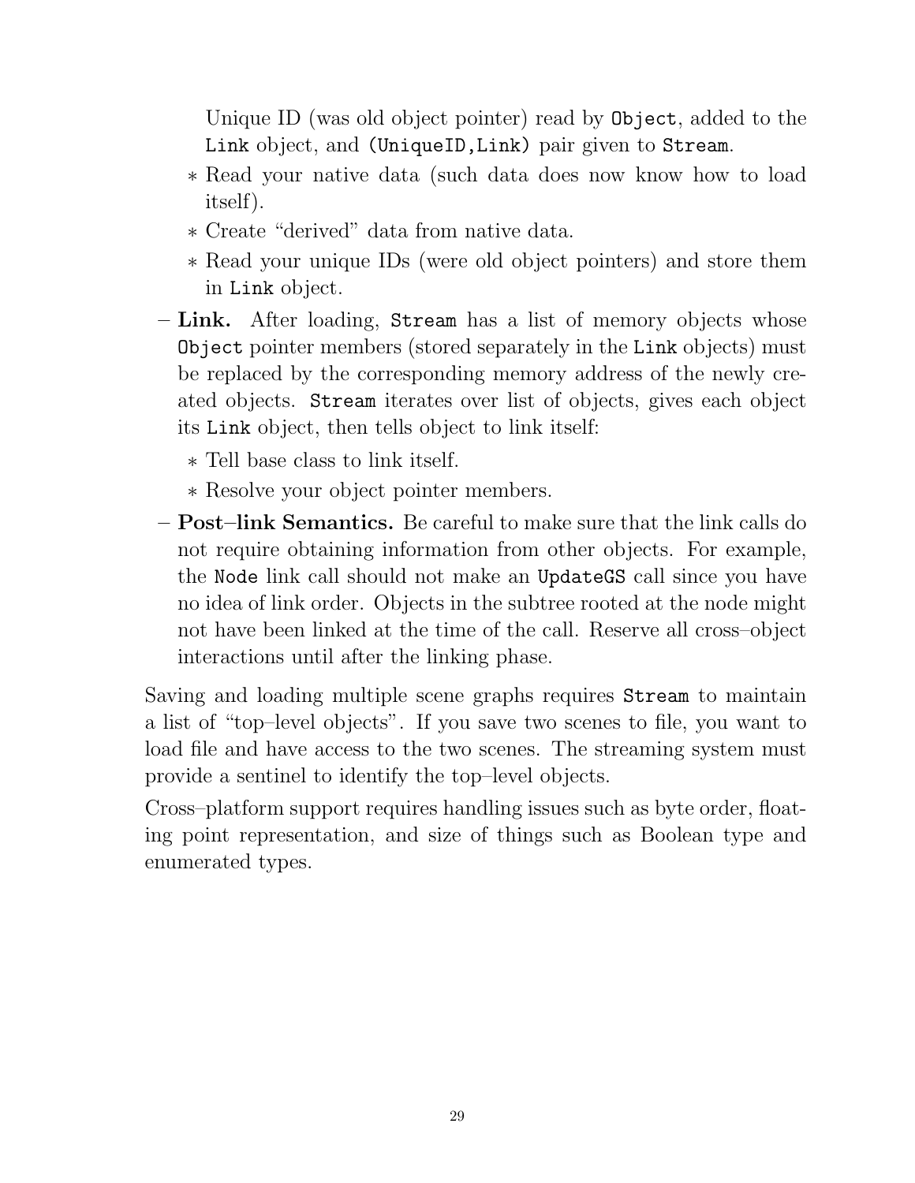Unique ID (was old object pointer) read by `Object`, added to the `Link` object, and `(UniqueID,Link)` pair given to `Stream`.
  * Read your native data (such data does now know how to load itself).
  * Create "derived" data from native data.
  * Read your unique IDs (were old object pointers) and store them in `Link` object.
- **Link.** After loading, `Stream` has a list of memory objects whose `Object` pointer members (stored separately in the `Link` objects) must be replaced by the corresponding memory address of the newly created objects. `Stream` iterates over list of objects, gives each object its `Link` object, then tells object to link itself:
  * Tell base class to link itself.
  * Resolve your object pointer members.
- **Post–link Semantics.** Be careful to make sure that the link calls do not require obtaining information from other objects. For example, the `Node` link call should not make an `UpdateGS` call since you have no idea of link order. Objects in the subtree rooted at the node might not have been linked at the time of the call. Reserve all cross–object interactions until after the linking phase.

Saving and loading multiple scene graphs requires `Stream` to maintain a list of "top–level objects". If you save two scenes to file, you want to load file and have access to the two scenes. The streaming system must provide a sentinel to identify the top–level objects.

Cross–platform support requires handling issues such as byte order, floating point representation, and size of things such as Boolean type and enumerated types.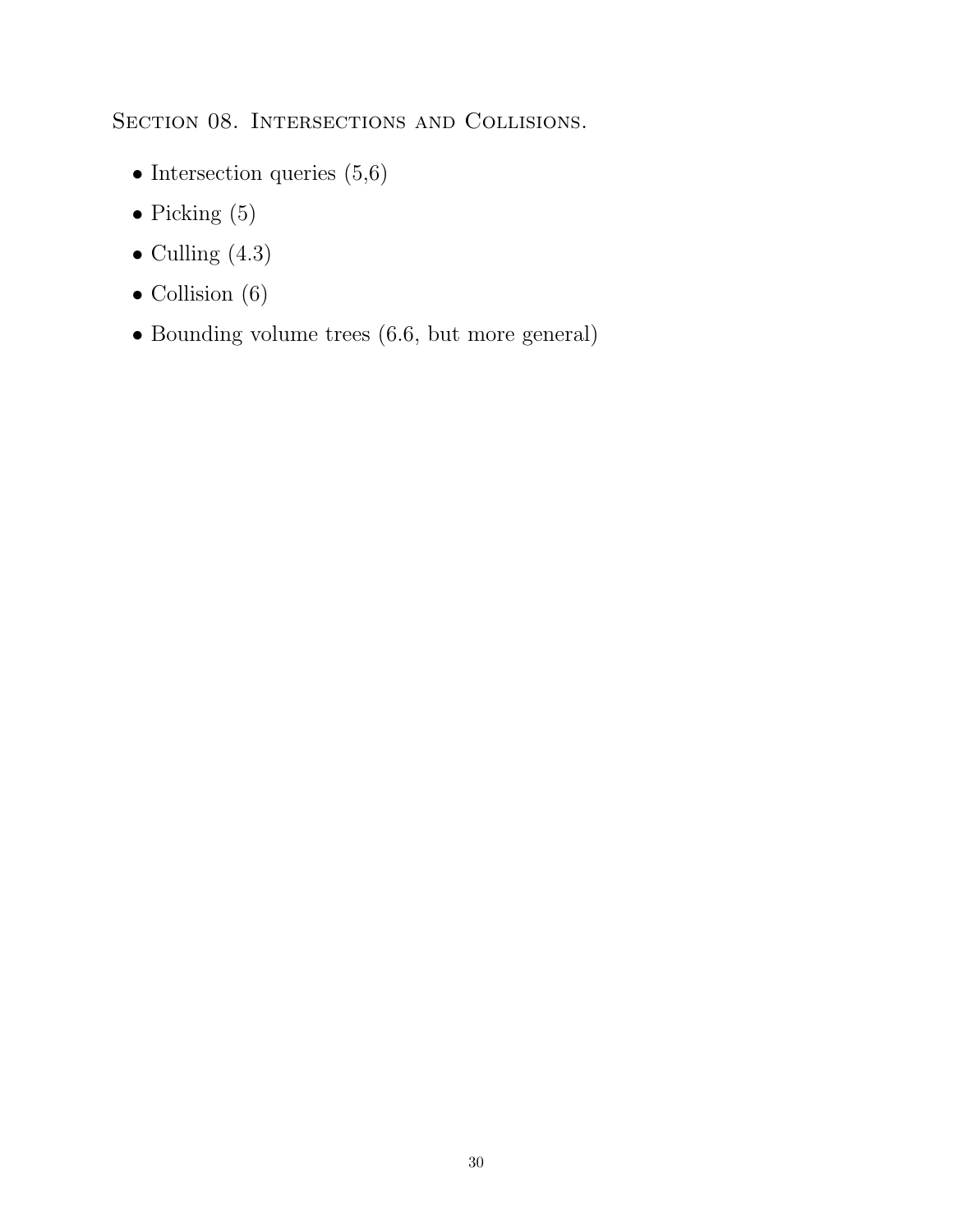## Section 08. Intersections and Collisions.

- Intersection queries (5,6)
- Picking (5)
- Culling (4.3)
- Collision (6)
- Bounding volume trees (6.6, but more general)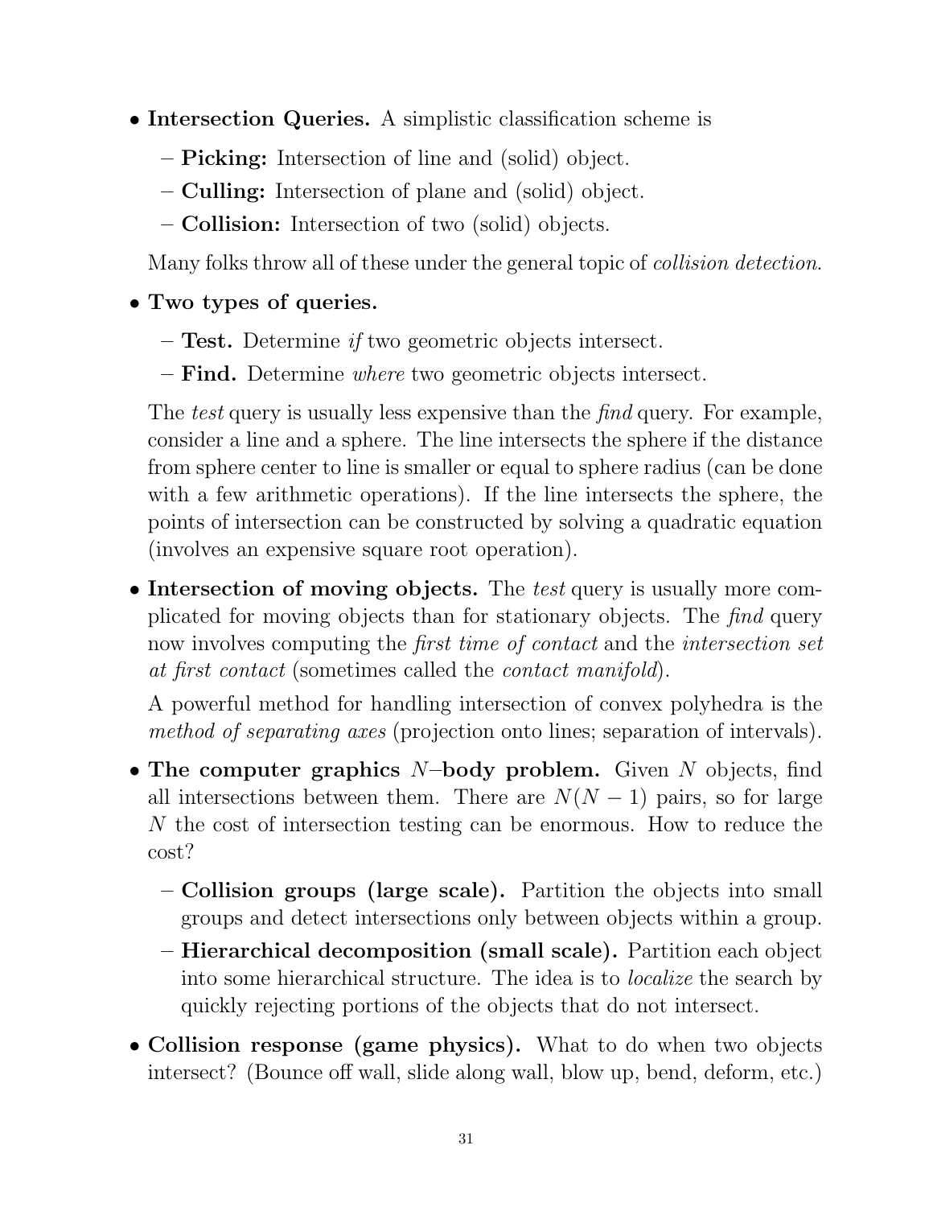- **Intersection Queries.** A simplistic classification scheme is
  - **Picking:** Intersection of line and (solid) object.
  - **Culling:** Intersection of plane and (solid) object.
  - **Collision:** Intersection of two (solid) objects.

  Many folks throw all of these under the general topic of *collision detection*.

- **Two types of queries.**
  - **Test.** Determine *if* two geometric objects intersect.
  - **Find.** Determine *where* two geometric objects intersect.

  The *test* query is usually less expensive than the *find* query. For example, consider a line and a sphere. The line intersects the sphere if the distance from sphere center to line is smaller or equal to sphere radius (can be done with a few arithmetic operations). If the line intersects the sphere, the points of intersection can be constructed by solving a quadratic equation (involves an expensive square root operation).

- **Intersection of moving objects.** The *test* query is usually more complicated for moving objects than for stationary objects. The *find* query now involves computing the *first time of contact* and the *intersection set at first contact* (sometimes called the *contact manifold*).

  A powerful method for handling intersection of convex polyhedra is the *method of separating axes* (projection onto lines; separation of intervals).

- **The computer graphics $N$–body problem.** Given $N$ objects, find all intersections between them. There are $N(N-1)$ pairs, so for large $N$ the cost of intersection testing can be enormous. How to reduce the cost?
  - **Collision groups (large scale).** Partition the objects into small groups and detect intersections only between objects within a group.
  - **Hierarchical decomposition (small scale).** Partition each object into some hierarchical structure. The idea is to *localize* the search by quickly rejecting portions of the objects that do not intersect.

- **Collision response (game physics).** What to do when two objects intersect? (Bounce off wall, slide along wall, blow up, bend, deform, etc.)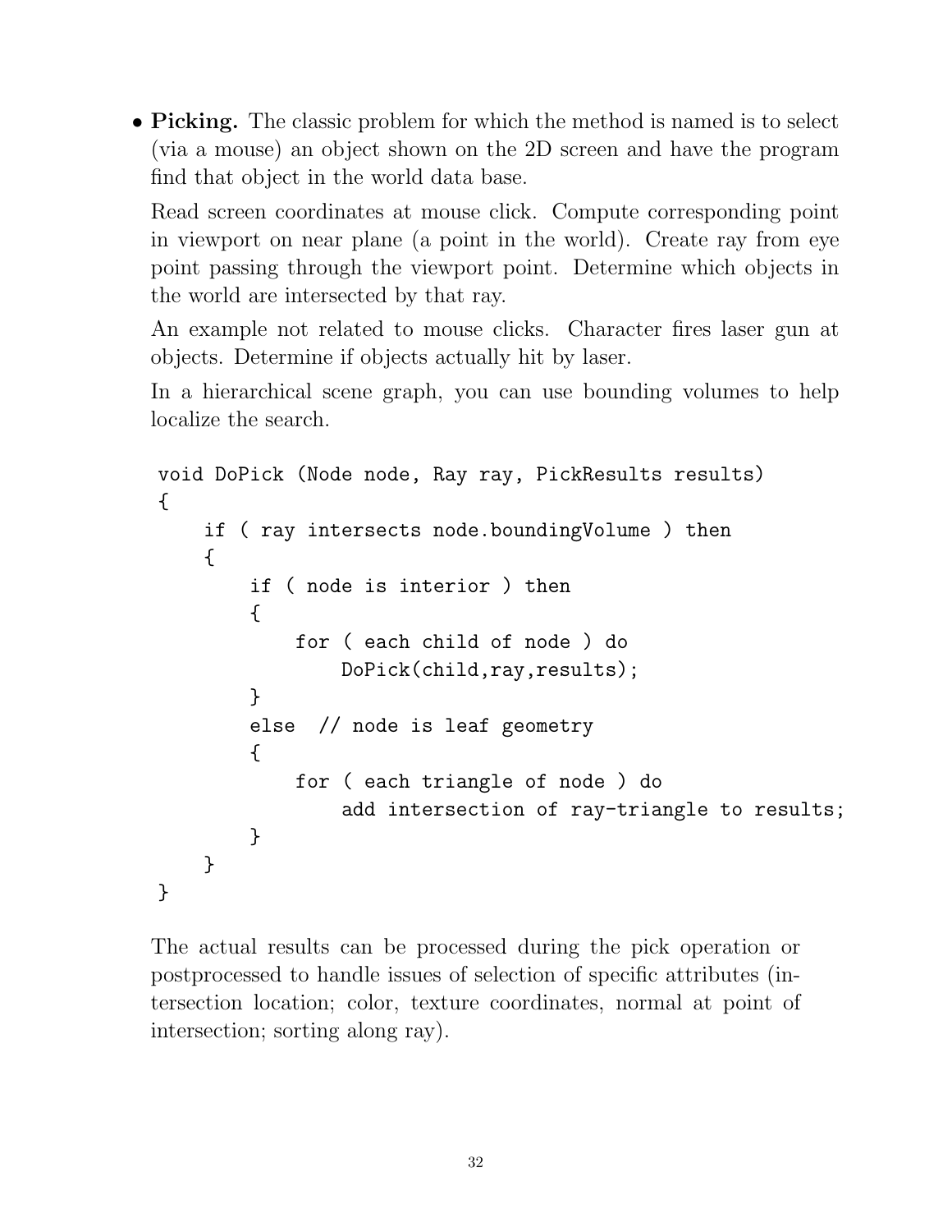- **Picking.** The classic problem for which the method is named is to select (via a mouse) an object shown on the 2D screen and have the program find that object in the world data base.

  Read screen coordinates at mouse click. Compute corresponding point in viewport on near plane (a point in the world). Create ray from eye point passing through the viewport point. Determine which objects in the world are intersected by that ray.

  An example not related to mouse clicks. Character fires laser gun at objects. Determine if objects actually hit by laser.

  In a hierarchical scene graph, you can use bounding volumes to help localize the search.

```
void DoPick (Node node, Ray ray, PickResults results)
{
    if ( ray intersects node.boundingVolume ) then
    {
        if ( node is interior ) then
        {
            for ( each child of node ) do
                DoPick(child,ray,results);
        }
        else  // node is leaf geometry
        {
            for ( each triangle of node ) do
                add intersection of ray-triangle to results;
        }
    }
}
```

  The actual results can be processed during the pick operation or postprocessed to handle issues of selection of specific attributes (intersection location; color, texture coordinates, normal at point of intersection; sorting along ray).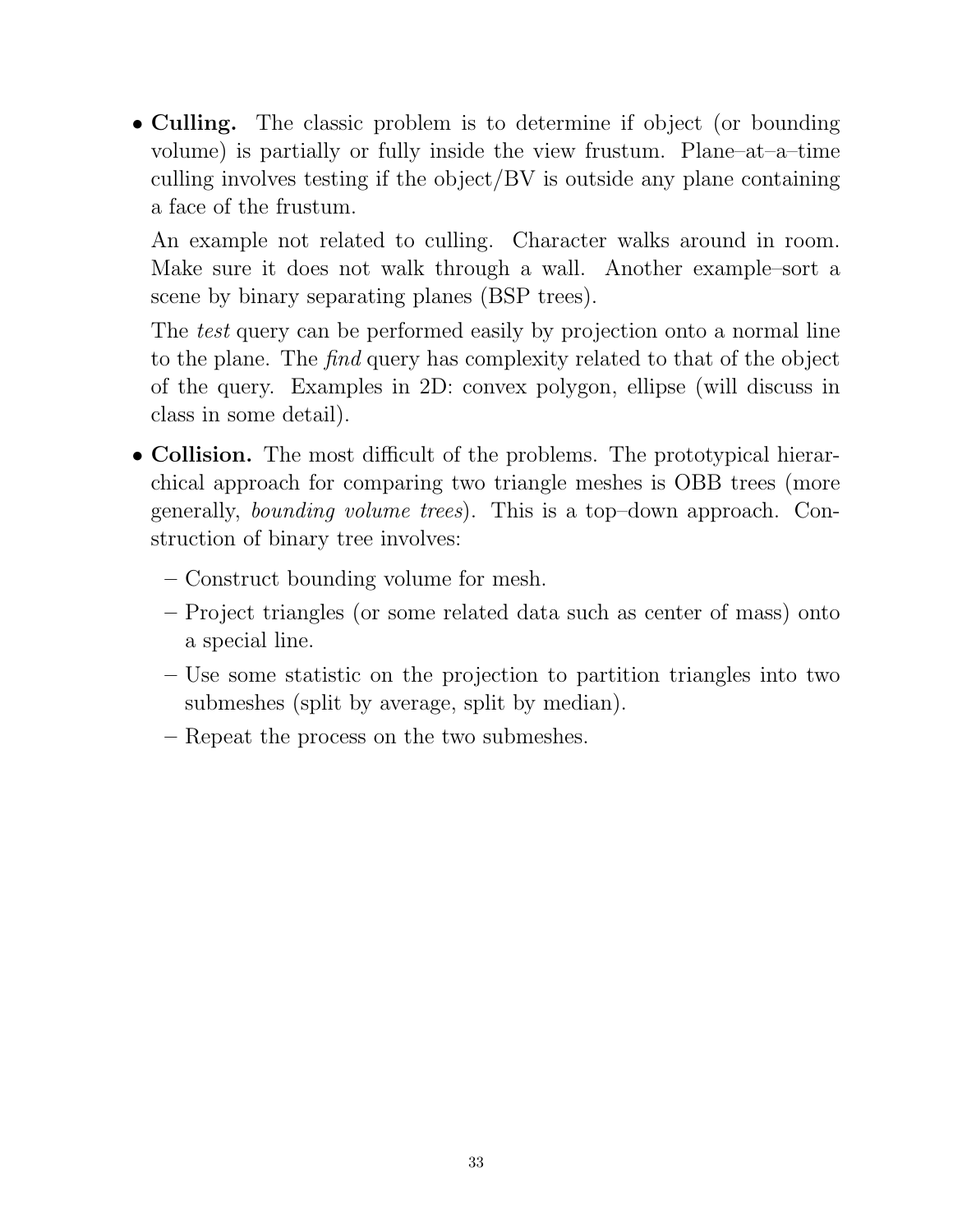- **Culling.** The classic problem is to determine if object (or bounding volume) is partially or fully inside the view frustum. Plane–at–a–time culling involves testing if the object/BV is outside any plane containing a face of the frustum.

  An example not related to culling. Character walks around in room. Make sure it does not walk through a wall. Another example–sort a scene by binary separating planes (BSP trees).

  The *test* query can be performed easily by projection onto a normal line to the plane. The *find* query has complexity related to that of the object of the query. Examples in 2D: convex polygon, ellipse (will discuss in class in some detail).

- **Collision.** The most difficult of the problems. The prototypical hierarchical approach for comparing two triangle meshes is OBB trees (more generally, *bounding volume trees*). This is a top–down approach. Construction of binary tree involves:

  - Construct bounding volume for mesh.
  - Project triangles (or some related data such as center of mass) onto a special line.
  - Use some statistic on the projection to partition triangles into two submeshes (split by average, split by median).
  - Repeat the process on the two submeshes.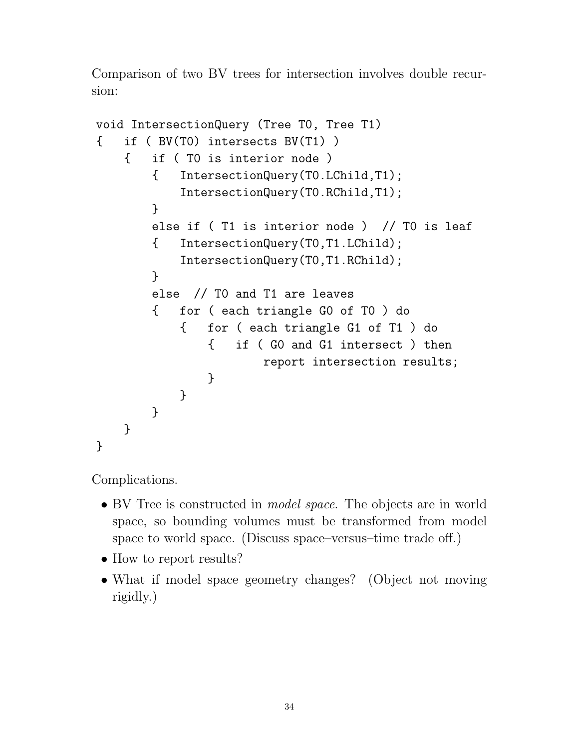Comparison of two BV trees for intersection involves double recursion:

```
void IntersectionQuery (Tree T0, Tree T1)
{   if ( BV(T0) intersects BV(T1) )
    {   if ( T0 is interior node )
        {   IntersectionQuery(T0.LChild,T1);
            IntersectionQuery(T0.RChild,T1);
        }
        else if ( T1 is interior node )  // T0 is leaf
        {   IntersectionQuery(T0,T1.LChild);
            IntersectionQuery(T0,T1.RChild);
        }
        else  // T0 and T1 are leaves
        {   for ( each triangle G0 of T0 ) do
            {   for ( each triangle G1 of T1 ) do
                {   if ( G0 and G1 intersect ) then
                        report intersection results;
                }
            }
        }
    }
}
```

Complications.

- BV Tree is constructed in *model space*. The objects are in world space, so bounding volumes must be transformed from model space to world space. (Discuss space–versus–time trade off.)
- How to report results?
- What if model space geometry changes? (Object not moving rigidly.)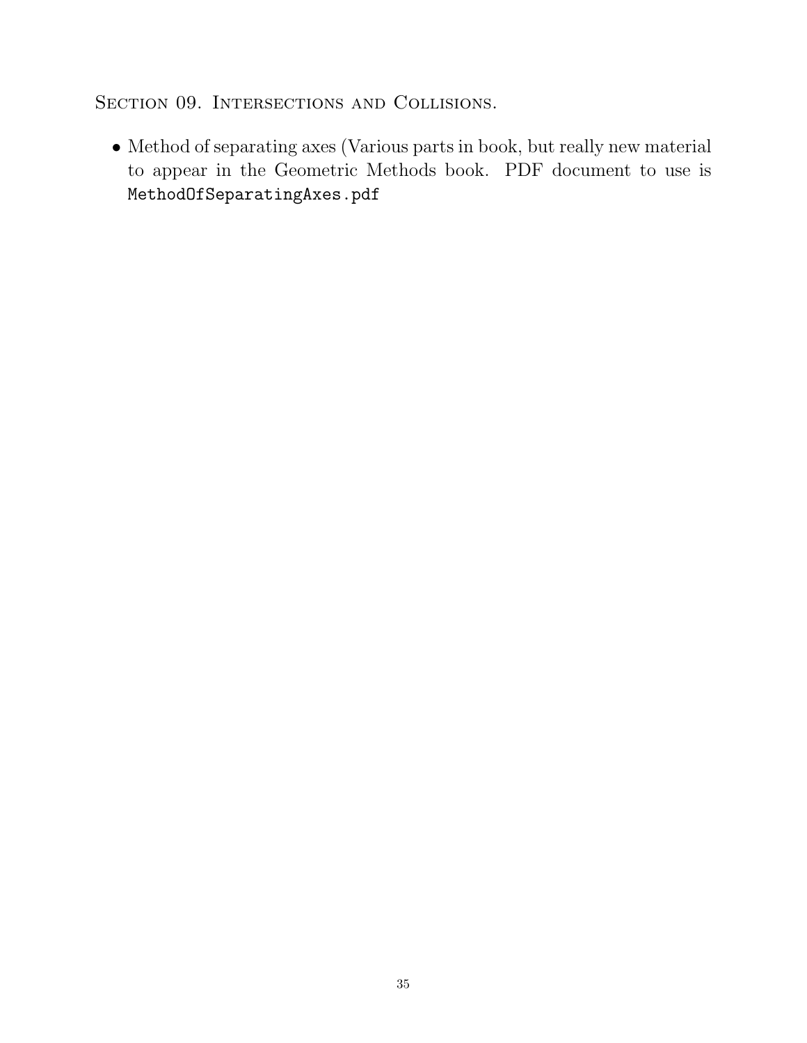## Section 09. Intersections and Collisions.

- Method of separating axes (Various parts in book, but really new material to appear in the Geometric Methods book. PDF document to use is `MethodOfSeparatingAxes.pdf`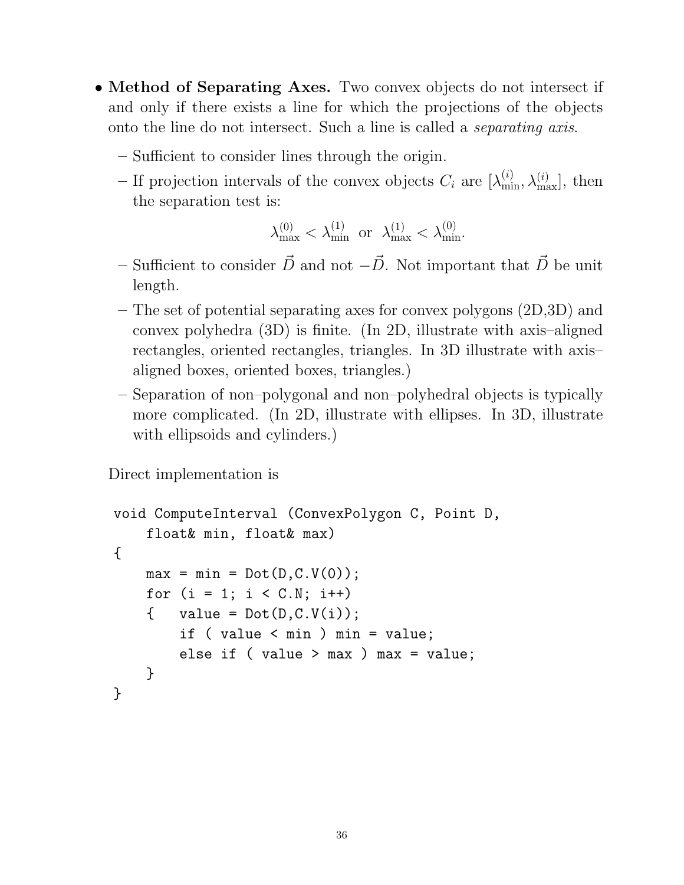- **Method of Separating Axes.** Two convex objects do not intersect if and only if there exists a line for which the projections of the objects onto the line do not intersect. Such a line is called a *separating axis*.
  - Sufficient to consider lines through the origin.
  - If projection intervals of the convex objects $C_i$ are $[\lambda^{(i)}_{\min}, \lambda^{(i)}_{\max}]$, then the separation test is:

$$\lambda^{(0)}_{\max} < \lambda^{(1)}_{\min} \text{ or } \lambda^{(1)}_{\max} < \lambda^{(0)}_{\min}.$$

  - Sufficient to consider $\vec{D}$ and not $-\vec{D}$. Not important that $\vec{D}$ be unit length.
  - The set of potential separating axes for convex polygons (2D,3D) and convex polyhedra (3D) is finite. (In 2D, illustrate with axis–aligned rectangles, oriented rectangles, triangles. In 3D illustrate with axis–aligned boxes, oriented boxes, triangles.)
  - Separation of non–polygonal and non–polyhedral objects is typically more complicated. (In 2D, illustrate with ellipses. In 3D, illustrate with ellipsoids and cylinders.)

Direct implementation is

```
void ComputeInterval (ConvexPolygon C, Point D,
    float& min, float& max)
{
    max = min = Dot(D,C.V(0));
    for (i = 1; i < C.N; i++)
    {   value = Dot(D,C.V(i));
        if ( value < min ) min = value;
        else if ( value > max ) max = value;
    }
}
```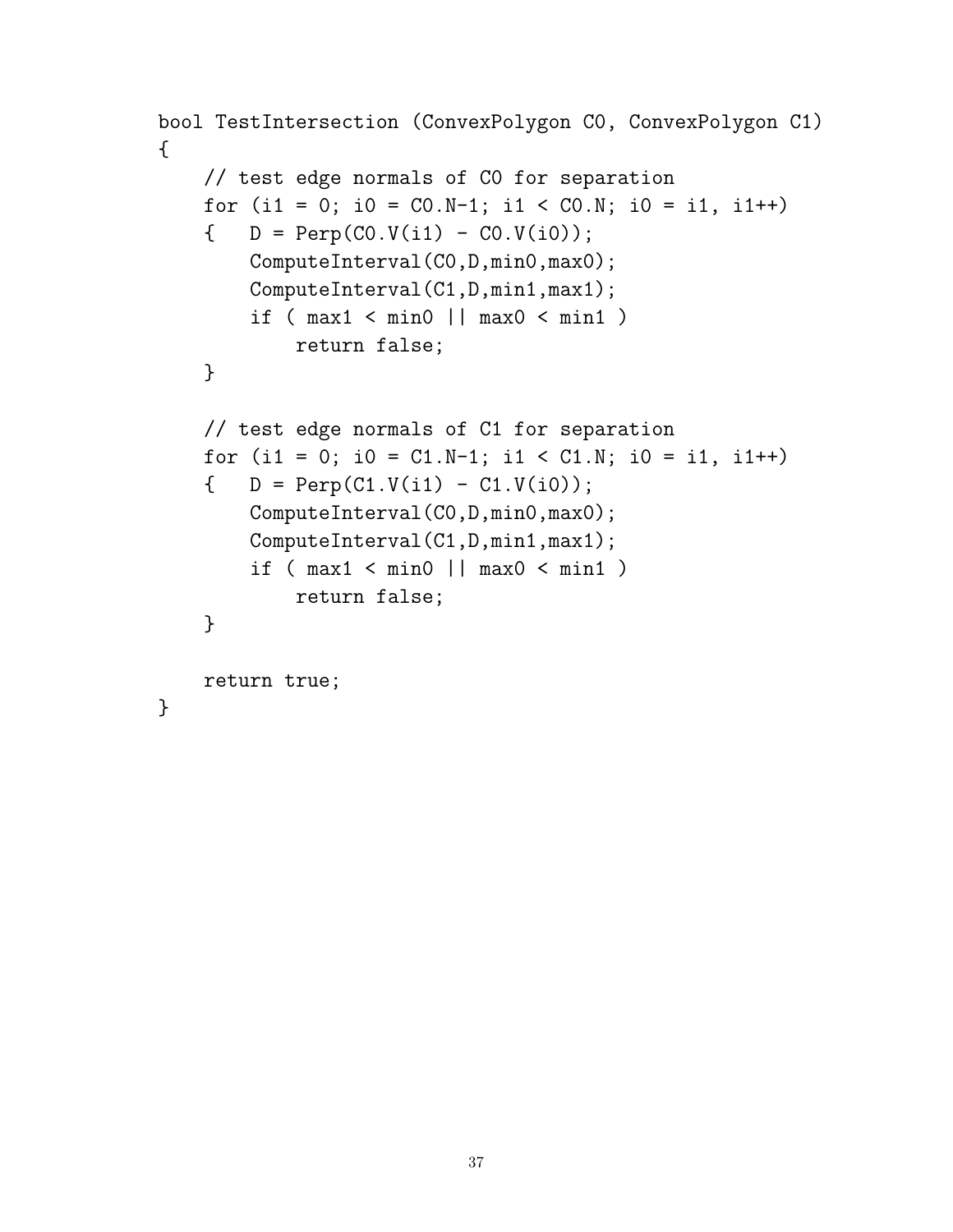```
bool TestIntersection (ConvexPolygon C0, ConvexPolygon C1)
{
    // test edge normals of C0 for separation
    for (i1 = 0; i0 = C0.N-1; i1 < C0.N; i0 = i1, i1++)
    {   D = Perp(C0.V(i1) - C0.V(i0));
        ComputeInterval(C0,D,min0,max0);
        ComputeInterval(C1,D,min1,max1);
        if ( max1 < min0 || max0 < min1 )
            return false;
    }

    // test edge normals of C1 for separation
    for (i1 = 0; i0 = C1.N-1; i1 < C1.N; i0 = i1, i1++)
    {   D = Perp(C1.V(i1) - C1.V(i0));
        ComputeInterval(C0,D,min0,max0);
        ComputeInterval(C1,D,min1,max1);
        if ( max1 < min0 || max0 < min1 )
            return false;
    }

    return true;
}
```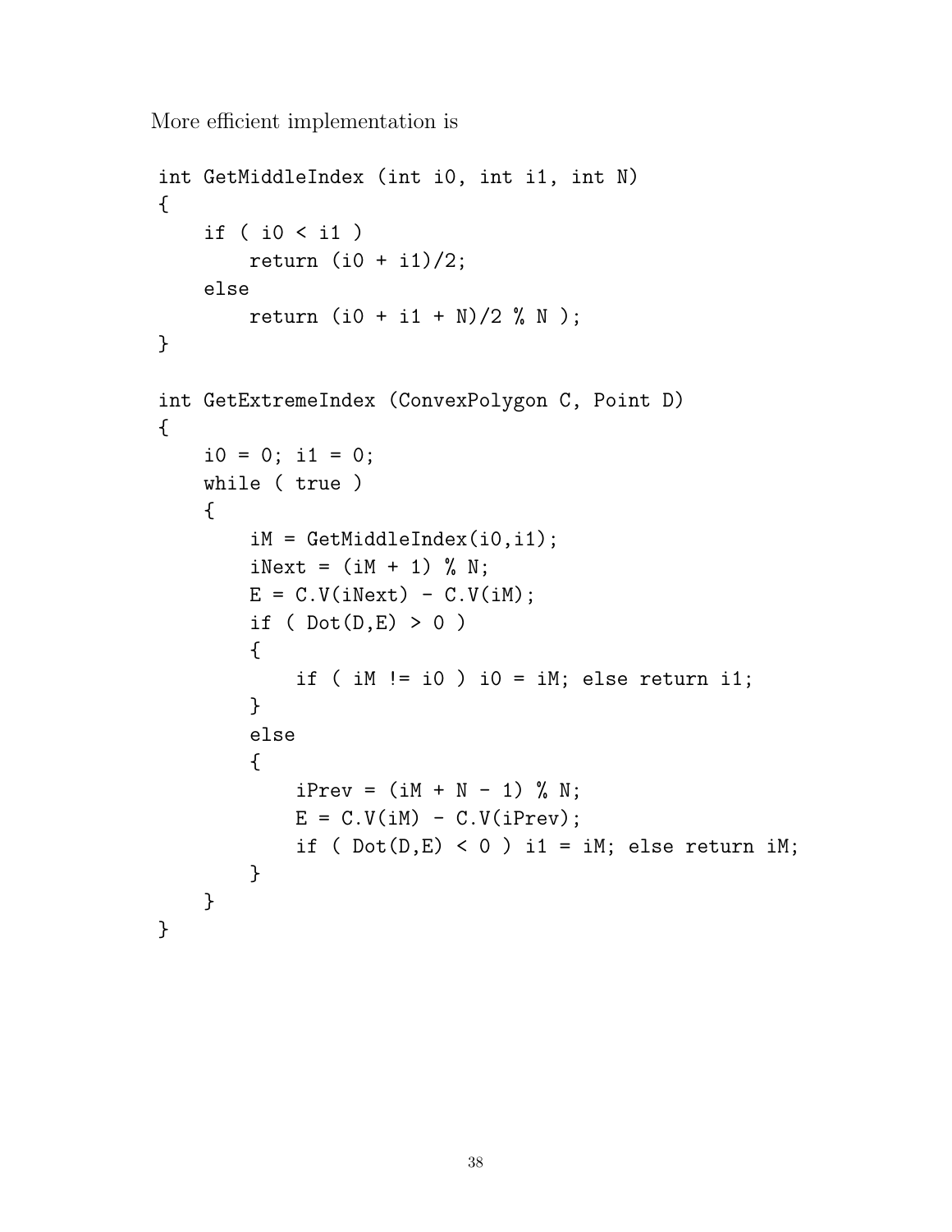More efficient implementation is

```
int GetMiddleIndex (int i0, int i1, int N)
{
    if ( i0 < i1 )
        return (i0 + i1)/2;
    else
        return (i0 + i1 + N)/2 % N );
}

int GetExtremeIndex (ConvexPolygon C, Point D)
{
    i0 = 0; i1 = 0;
    while ( true )
    {
        iM = GetMiddleIndex(i0,i1);
        iNext = (iM + 1) % N;
        E = C.V(iNext) - C.V(iM);
        if ( Dot(D,E) > 0 )
        {
            if ( iM != i0 ) i0 = iM; else return i1;
        }
        else
        {
            iPrev = (iM + N - 1) % N;
            E = C.V(iM) - C.V(iPrev);
            if ( Dot(D,E) < 0 ) i1 = iM; else return iM;
        }
    }
}
```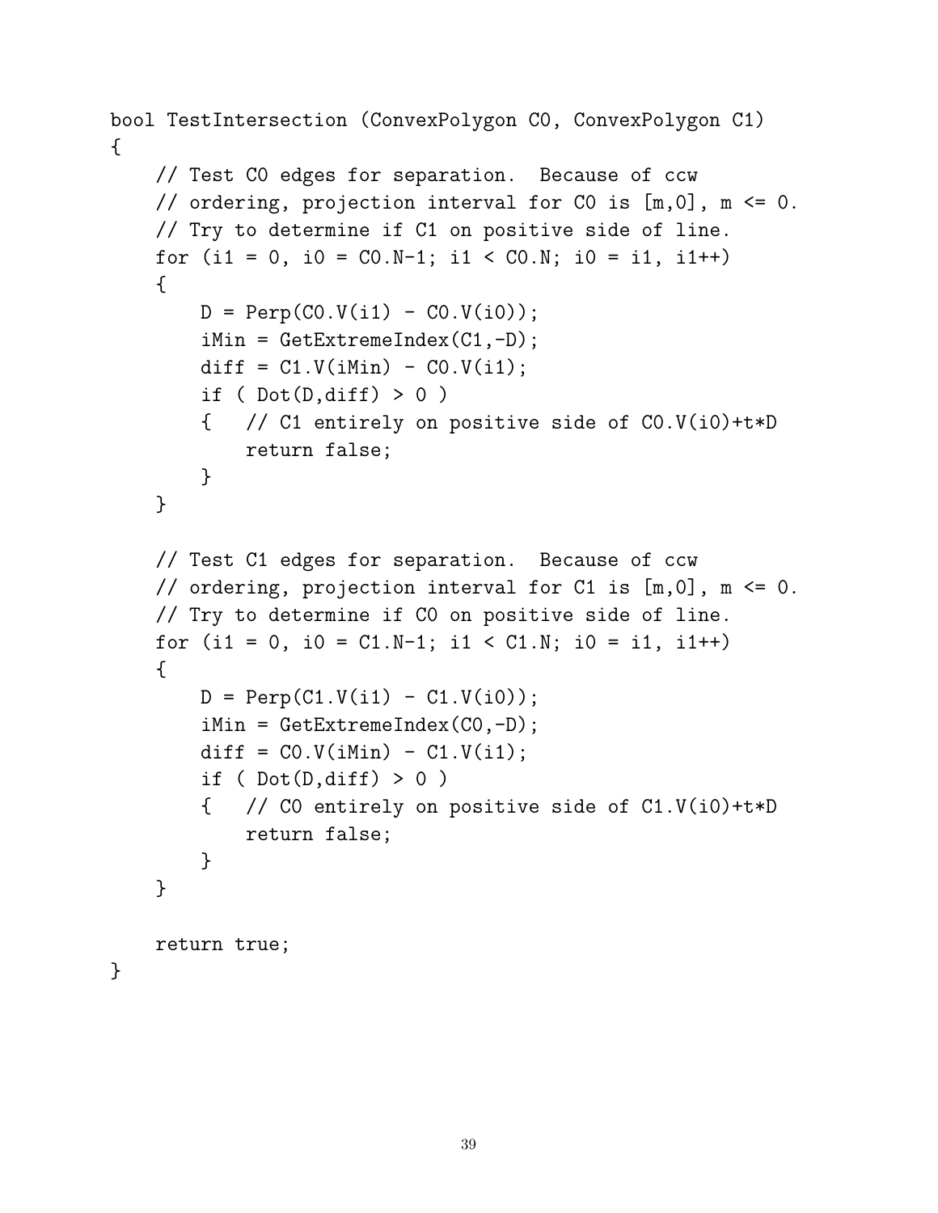```
bool TestIntersection (ConvexPolygon C0, ConvexPolygon C1)
{
    // Test C0 edges for separation.  Because of ccw
    // ordering, projection interval for C0 is [m,0], m <= 0.
    // Try to determine if C1 on positive side of line.
    for (i1 = 0, i0 = C0.N-1; i1 < C0.N; i0 = i1, i1++)
    {
        D = Perp(C0.V(i1) - C0.V(i0));
        iMin = GetExtremeIndex(C1,-D);
        diff = C1.V(iMin) - C0.V(i1);
        if ( Dot(D,diff) > 0 )
        {   // C1 entirely on positive side of C0.V(i0)+t*D
            return false;
        }
    }

    // Test C1 edges for separation.  Because of ccw
    // ordering, projection interval for C1 is [m,0], m <= 0.
    // Try to determine if C0 on positive side of line.
    for (i1 = 0, i0 = C1.N-1; i1 < C1.N; i0 = i1, i1++)
    {
        D = Perp(C1.V(i1) - C1.V(i0));
        iMin = GetExtremeIndex(C0,-D);
        diff = C0.V(iMin) - C1.V(i1);
        if ( Dot(D,diff) > 0 )
        {   // C0 entirely on positive side of C1.V(i0)+t*D
            return false;
        }
    }

    return true;
}
```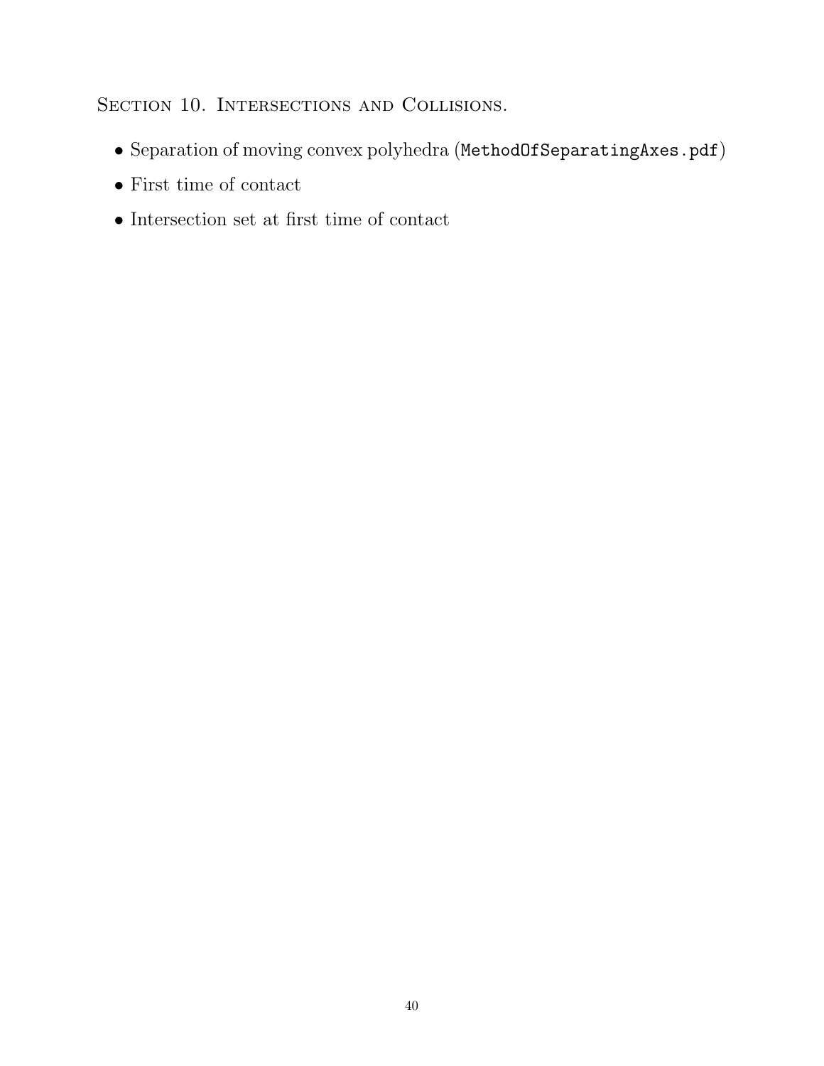## Section 10. Intersections and Collisions.

- Separation of moving convex polyhedra (`MethodOfSeparatingAxes.pdf`)
- First time of contact
- Intersection set at first time of contact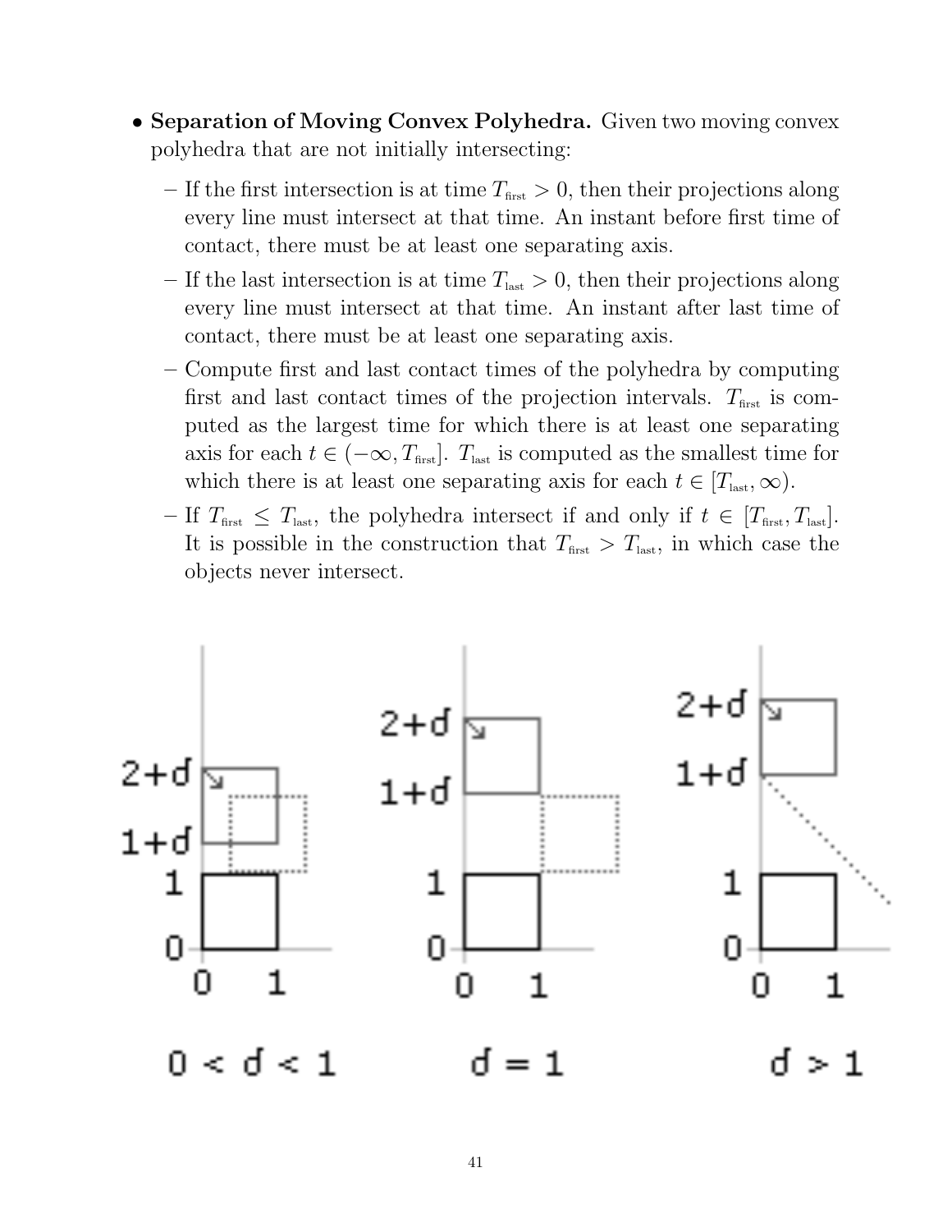- **Separation of Moving Convex Polyhedra.** Given two moving convex polyhedra that are not initially intersecting:
  - If the first intersection is at time $T_{\text{first}} > 0$, then their projections along every line must intersect at that time. An instant before first time of contact, there must be at least one separating axis.
  - If the last intersection is at time $T_{\text{last}} > 0$, then their projections along every line must intersect at that time. An instant after last time of contact, there must be at least one separating axis.
  - Compute first and last contact times of the polyhedra by computing first and last contact times of the projection intervals. $T_{\text{first}}$ is computed as the largest time for which there is at least one separating axis for each $t \in (-\infty, T_{\text{first}}]$. $T_{\text{last}}$ is computed as the smallest time for which there is at least one separating axis for each $t \in [T_{\text{last}}, \infty)$.
  - If $T_{\text{first}} \leq T_{\text{last}}$, the polyhedra intersect if and only if $t \in [T_{\text{first}}, T_{\text{last}}]$. It is possible in the construction that $T_{\text{first}} > T_{\text{last}}$, in which case the objects never intersect.

$0 < d < 1$ $\qquad$ $d = 1$ $\qquad$ $d > 1$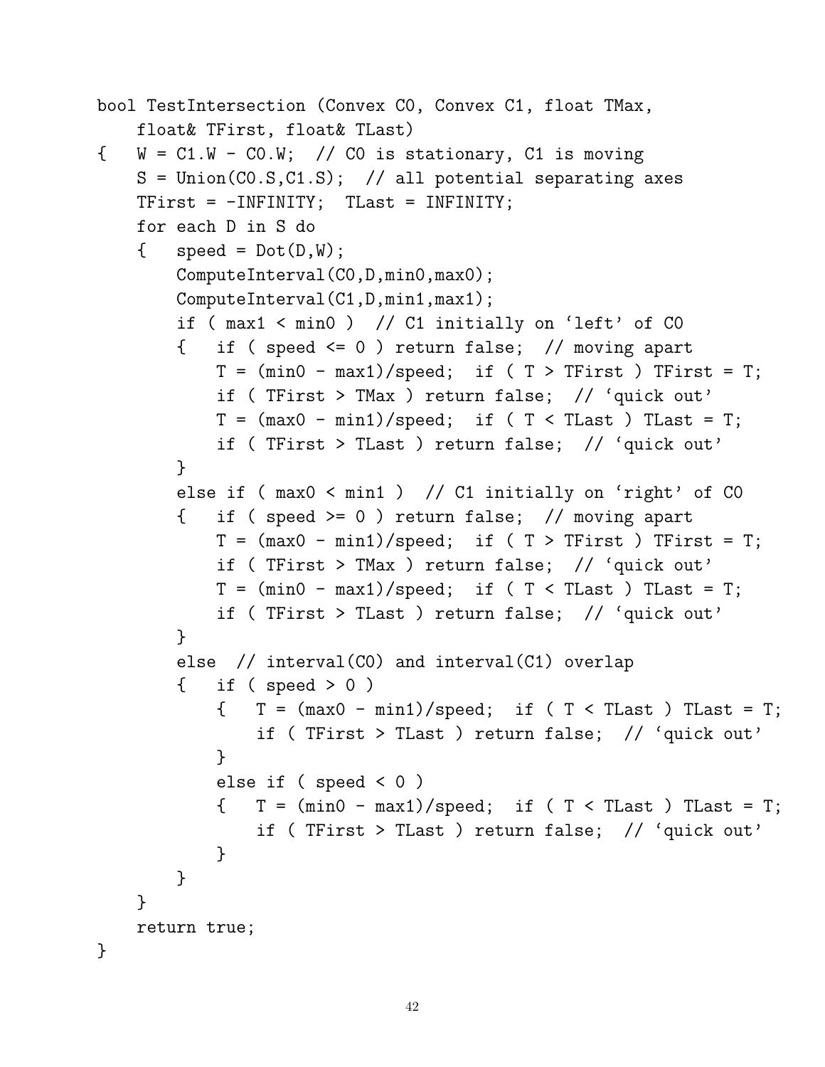```
bool TestIntersection (Convex C0, Convex C1, float TMax,
    float& TFirst, float& TLast)
{   W = C1.W - C0.W;  // C0 is stationary, C1 is moving
    S = Union(C0.S,C1.S);  // all potential separating axes
    TFirst = -INFINITY;  TLast = INFINITY;
    for each D in S do
    {   speed = Dot(D,W);
        ComputeInterval(C0,D,min0,max0);
        ComputeInterval(C1,D,min1,max1);
        if ( max1 < min0 )  // C1 initially on ‘left’ of C0
        {   if ( speed <= 0 ) return false;  // moving apart
            T = (min0 - max1)/speed;  if ( T > TFirst ) TFirst = T;
            if ( TFirst > TMax ) return false;  // ‘quick out’
            T = (max0 - min1)/speed;  if ( T < TLast ) TLast = T;
            if ( TFirst > TLast ) return false;  // ‘quick out’
        }
        else if ( max0 < min1 )  // C1 initially on ‘right’ of C0
        {   if ( speed >= 0 ) return false;  // moving apart
            T = (max0 - min1)/speed;  if ( T > TFirst ) TFirst = T;
            if ( TFirst > TMax ) return false;  // ‘quick out’
            T = (min0 - max1)/speed;  if ( T < TLast ) TLast = T;
            if ( TFirst > TLast ) return false;  // ‘quick out’
        }
        else  // interval(C0) and interval(C1) overlap
        {   if ( speed > 0 )
            {   T = (max0 - min1)/speed;  if ( T < TLast ) TLast = T;
                if ( TFirst > TLast ) return false;  // ‘quick out’
            }
            else if ( speed < 0 )
            {   T = (min0 - max1)/speed;  if ( T < TLast ) TLast = T;
                if ( TFirst > TLast ) return false;  // ‘quick out’
            }
        }
    }
    return true;
}
```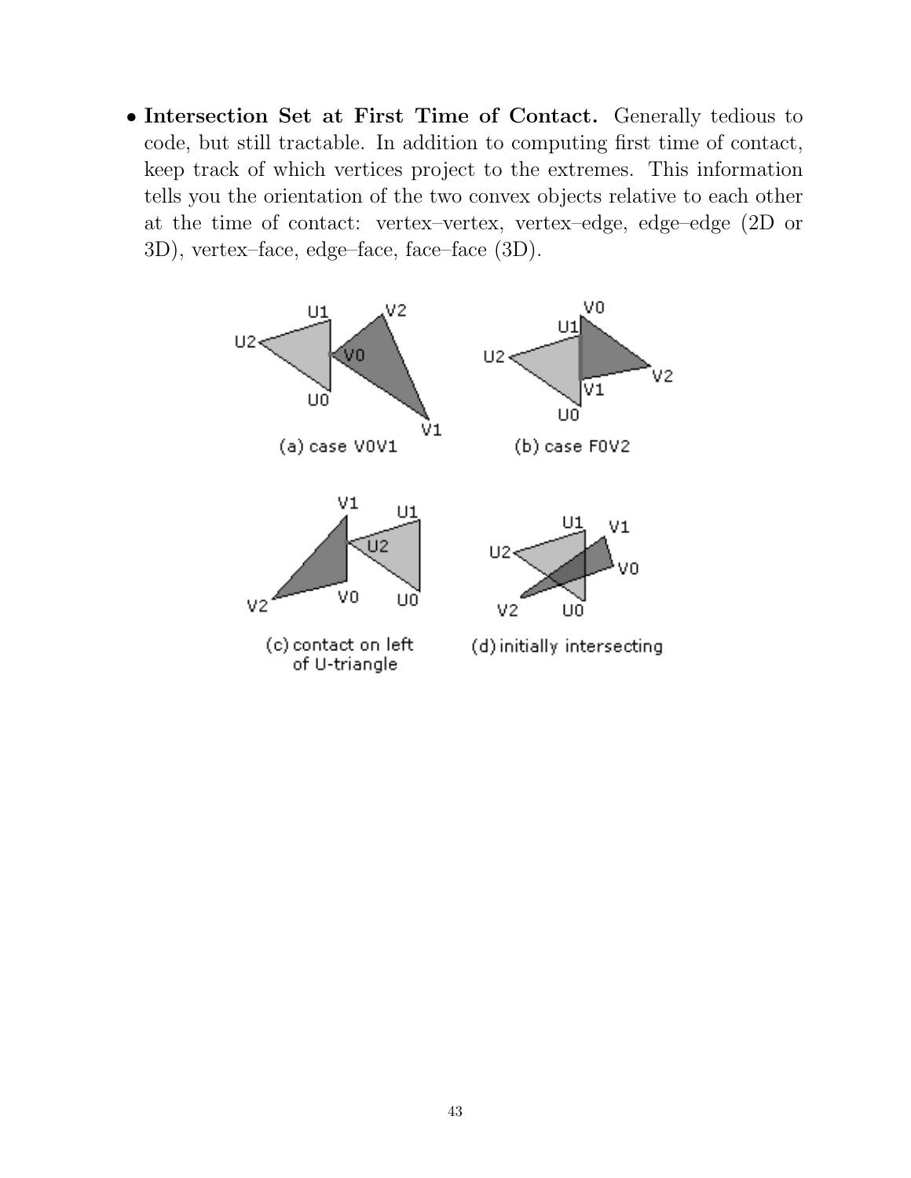- **Intersection Set at First Time of Contact.** Generally tedious to code, but still tractable. In addition to computing first time of contact, keep track of which vertices project to the extremes. This information tells you the orientation of the two convex objects relative to each other at the time of contact: vertex–vertex, vertex–edge, edge–edge (2D or 3D), vertex–face, edge–face, face–face (3D).

(a) case V0V1

(b) case F0V2

(c) contact on left of U-triangle

(d) initially intersecting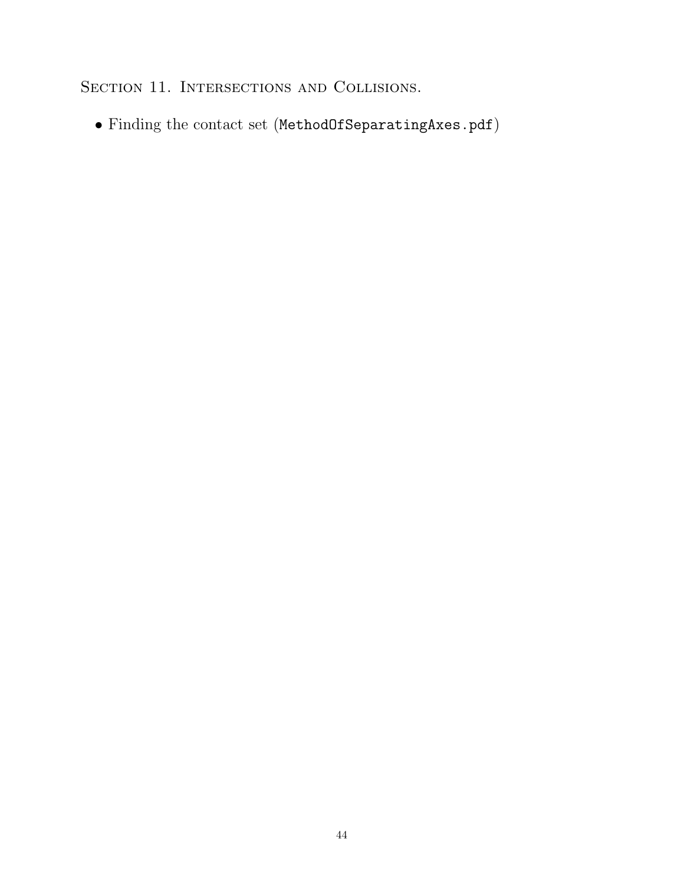## Section 11. Intersections and Collisions.

- Finding the contact set (`MethodOfSeparatingAxes.pdf`)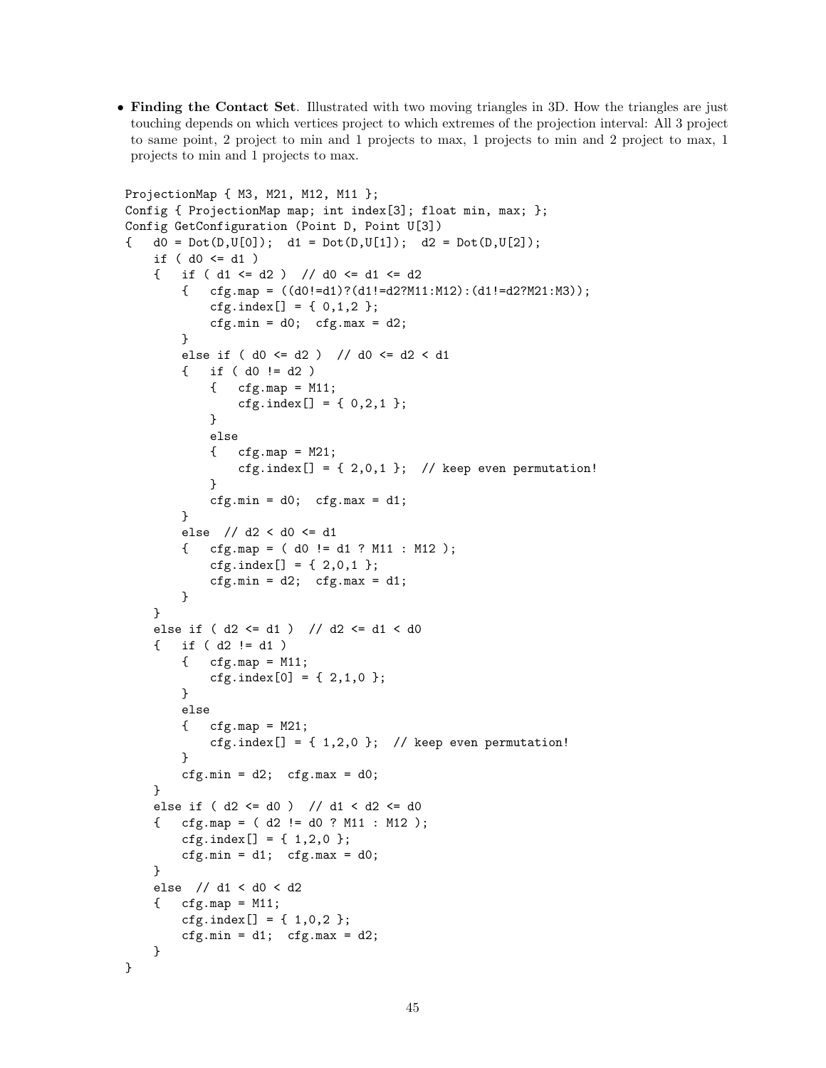- **Finding the Contact Set**. Illustrated with two moving triangles in 3D. How the triangles are just touching depends on which vertices project to which extremes of the projection interval: All 3 project to same point, 2 project to min and 1 projects to max, 1 projects to min and 2 project to max, 1 projects to min and 1 projects to max.

```
ProjectionMap { M3, M21, M12, M11 };
Config { ProjectionMap map; int index[3]; float min, max; };
Config GetConfiguration (Point D, Point U[3])
{   d0 = Dot(D,U[0]);  d1 = Dot(D,U[1]);  d2 = Dot(D,U[2]);
    if ( d0 <= d1 )
    {   if ( d1 <= d2 )  // d0 <= d1 <= d2
        {   cfg.map = ((d0!=d1)?(d1!=d2?M11:M12):(d1!=d2?M21:M3));
            cfg.index[] = { 0,1,2 };
            cfg.min = d0;  cfg.max = d2;
        }
        else if ( d0 <= d2 )  // d0 <= d2 < d1
        {   if ( d0 != d2 )
            {   cfg.map = M11;
                cfg.index[] = { 0,2,1 };
            }
            else
            {   cfg.map = M21;
                cfg.index[] = { 2,0,1 };  // keep even permutation!
            }
            cfg.min = d0;  cfg.max = d1;
        }
        else  // d2 < d0 <= d1
        {   cfg.map = ( d0 != d1 ? M11 : M12 );
            cfg.index[] = { 2,0,1 };
            cfg.min = d2;  cfg.max = d1;
        }
    }
    else if ( d2 <= d1 )  // d2 <= d1 < d0
    {   if ( d2 != d1 )
        {   cfg.map = M11;
            cfg.index[0] = { 2,1,0 };
        }
        else
        {   cfg.map = M21;
            cfg.index[] = { 1,2,0 };  // keep even permutation!
        }
        cfg.min = d2;  cfg.max = d0;
    }
    else if ( d2 <= d0 )  // d1 < d2 <= d0
    {   cfg.map = ( d2 != d0 ? M11 : M12 );
        cfg.index[] = { 1,2,0 };
        cfg.min = d1;  cfg.max = d0;
    }
    else  // d1 < d0 < d2
    {   cfg.map = M11;
        cfg.index[] = { 1,0,2 };
        cfg.min = d1;  cfg.max = d2;
    }
}
```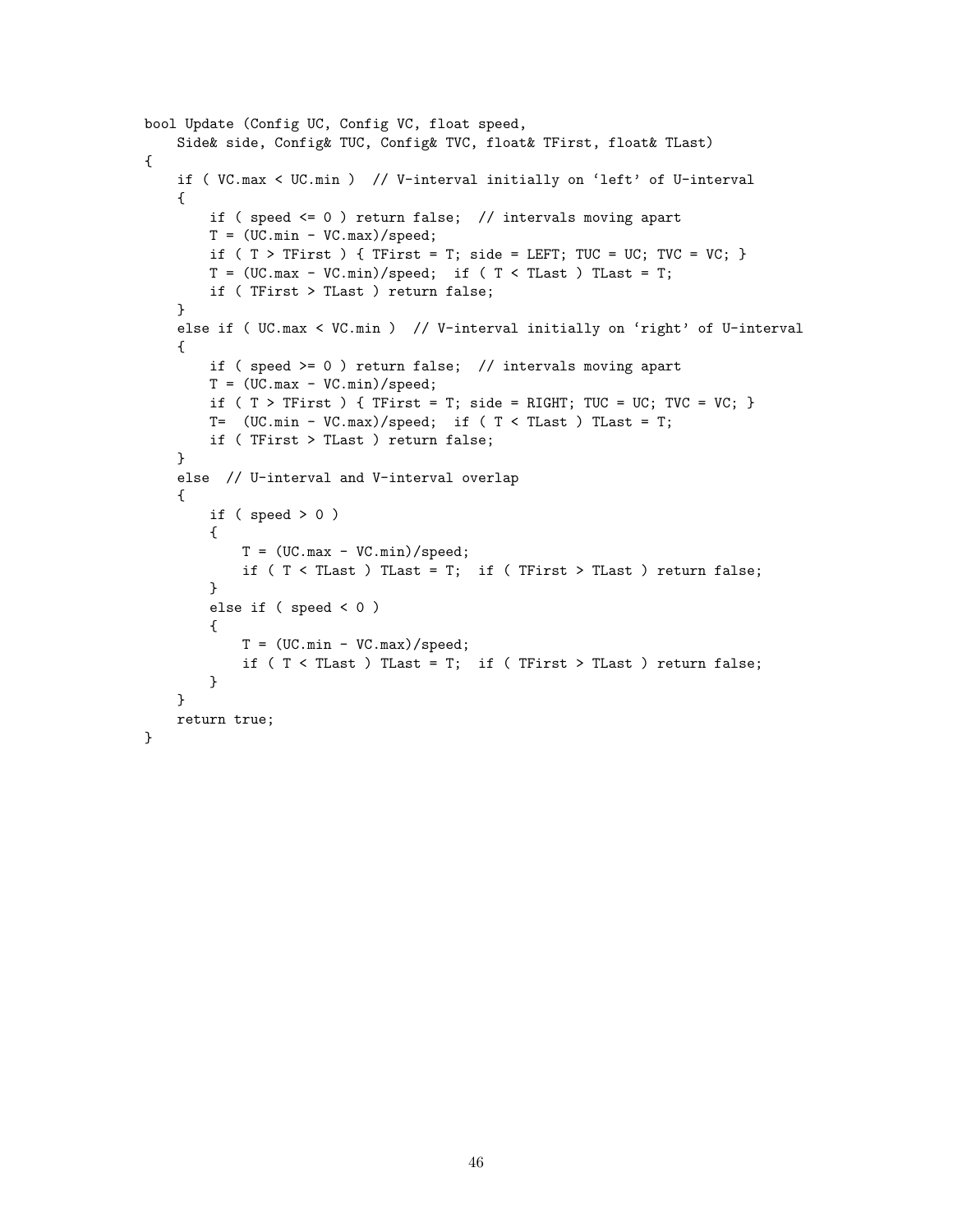```
bool Update (Config UC, Config VC, float speed,
    Side& side, Config& TUC, Config& TVC, float& TFirst, float& TLast)
{
    if ( VC.max < UC.min )  // V-interval initially on ‘left’ of U-interval
    {
        if ( speed <= 0 ) return false;  // intervals moving apart
        T = (UC.min - VC.max)/speed;
        if ( T > TFirst ) { TFirst = T; side = LEFT; TUC = UC; TVC = VC; }
        T = (UC.max - VC.min)/speed;  if ( T < TLast ) TLast = T;
        if ( TFirst > TLast ) return false;
    }
    else if ( UC.max < VC.min )  // V-interval initially on ‘right’ of U-interval
    {
        if ( speed >= 0 ) return false;  // intervals moving apart
        T = (UC.max - VC.min)/speed;
        if ( T > TFirst ) { TFirst = T; side = RIGHT; TUC = UC; TVC = VC; }
        T=  (UC.min - VC.max)/speed;  if ( T < TLast ) TLast = T;
        if ( TFirst > TLast ) return false;
    }
    else  // U-interval and V-interval overlap
    {
        if ( speed > 0 )
        {
            T = (UC.max - VC.min)/speed;
            if ( T < TLast ) TLast = T;  if ( TFirst > TLast ) return false;
        }
        else if ( speed < 0 )
        {
            T = (UC.min - VC.max)/speed;
            if ( T < TLast ) TLast = T;  if ( TFirst > TLast ) return false;
        }
    }
    return true;
}
```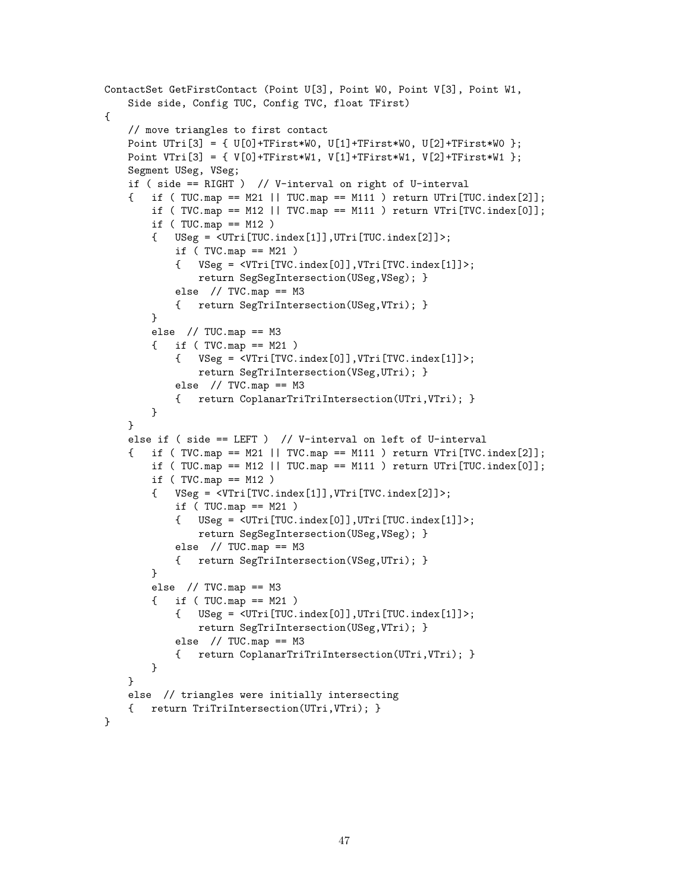```
ContactSet GetFirstContact (Point U[3], Point W0, Point V[3], Point W1,
    Side side, Config TUC, Config TVC, float TFirst)
{
    // move triangles to first contact
    Point UTri[3] = { U[0]+TFirst*W0, U[1]+TFirst*W0, U[2]+TFirst*W0 };
    Point VTri[3] = { V[0]+TFirst*W1, V[1]+TFirst*W1, V[2]+TFirst*W1 };
    Segment USeg, VSeg;
    if ( side == RIGHT )  // V-interval on right of U-interval
    {   if ( TUC.map == M21 || TUC.map == M111 ) return UTri[TUC.index[2]];
        if ( TVC.map == M12 || TVC.map == M111 ) return VTri[TVC.index[0]];
        if ( TUC.map == M12 )
        {   USeg = <UTri[TUC.index[1]],UTri[TUC.index[2]]>;
            if ( TVC.map == M21 )
            {   VSeg = <VTri[TVC.index[0]],VTri[TVC.index[1]]>;
                return SegSegIntersection(USeg,VSeg); }
            else  // TVC.map == M3
            {   return SegTriIntersection(USeg,VTri); }
        }
        else  // TUC.map == M3
        {   if ( TVC.map == M21 )
            {   VSeg = <VTri[TVC.index[0]],VTri[TVC.index[1]]>;
                return SegTriIntersection(VSeg,UTri); }
            else  // TVC.map == M3
            {   return CoplanarTriTriIntersection(UTri,VTri); }
        }
    }
    else if ( side == LEFT )  // V-interval on left of U-interval
    {   if ( TVC.map == M21 || TVC.map == M111 ) return VTri[TVC.index[2]];
        if ( TUC.map == M12 || TUC.map == M111 ) return UTri[TUC.index[0]];
        if ( TVC.map == M12 )
        {   VSeg = <VTri[TVC.index[1]],VTri[TVC.index[2]]>;
            if ( TUC.map == M21 )
            {   USeg = <UTri[TUC.index[0]],UTri[TUC.index[1]]>;
                return SegSegIntersection(USeg,VSeg); }
            else  // TUC.map == M3
            {   return SegTriIntersection(VSeg,UTri); }
        }
        else  // TVC.map == M3
        {   if ( TUC.map == M21 )
            {   USeg = <UTri[TUC.index[0]],UTri[TUC.index[1]]>;
                return SegTriIntersection(USeg,VTri); }
            else  // TUC.map == M3
            {   return CoplanarTriTriIntersection(UTri,VTri); }
        }
    }
    else  // triangles were initially intersecting
    {   return TriTriIntersection(UTri,VTri); }
}
```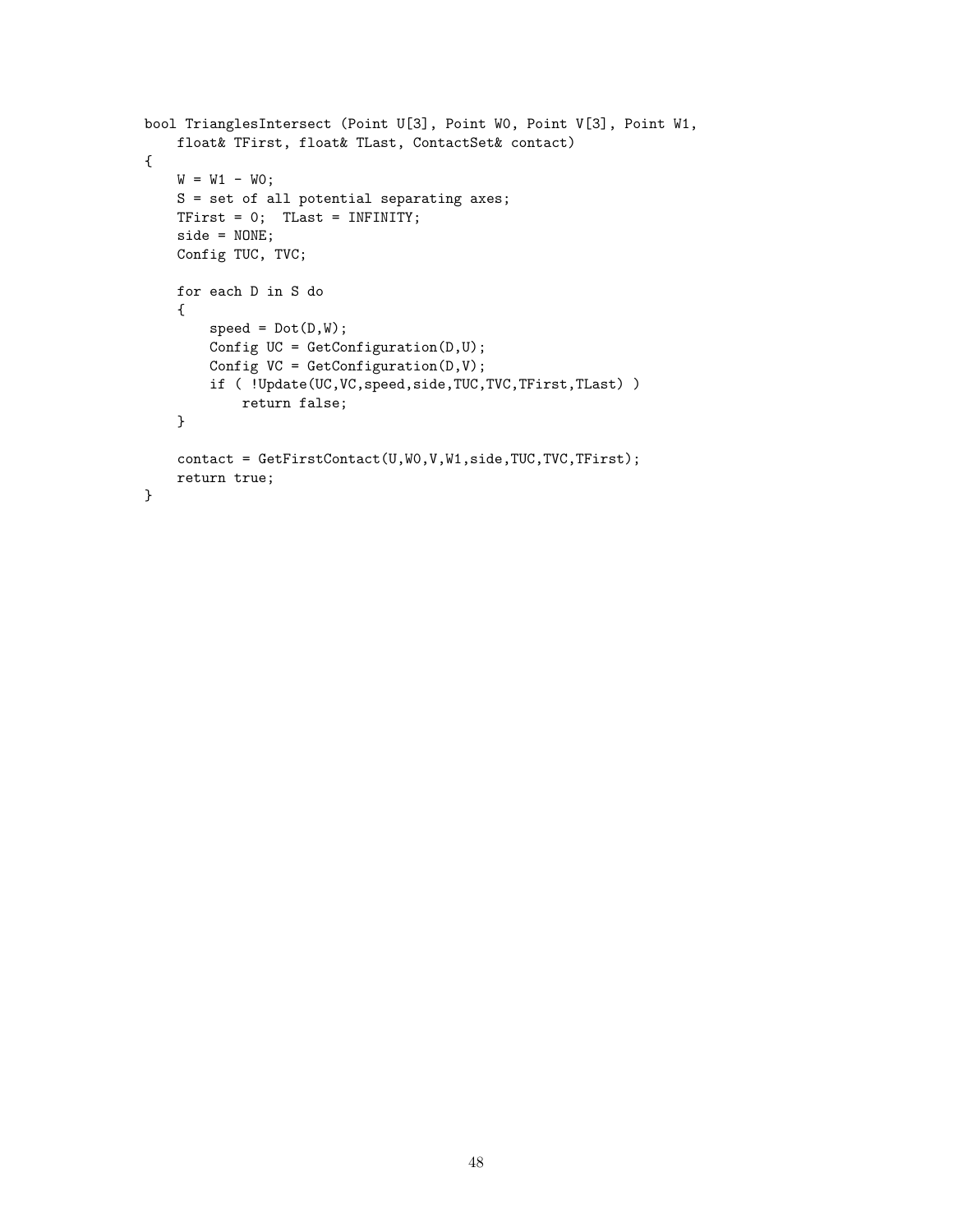```
bool TrianglesIntersect (Point U[3], Point W0, Point V[3], Point W1,
    float& TFirst, float& TLast, ContactSet& contact)
{
    W = W1 - W0;
    S = set of all potential separating axes;
    TFirst = 0;  TLast = INFINITY;
    side = NONE;
    Config TUC, TVC;

    for each D in S do
    {
        speed = Dot(D,W);
        Config UC = GetConfiguration(D,U);
        Config VC = GetConfiguration(D,V);
        if ( !Update(UC,VC,speed,side,TUC,TVC,TFirst,TLast) )
            return false;
    }

    contact = GetFirstContact(U,W0,V,W1,side,TUC,TVC,TFirst);
    return true;
}
```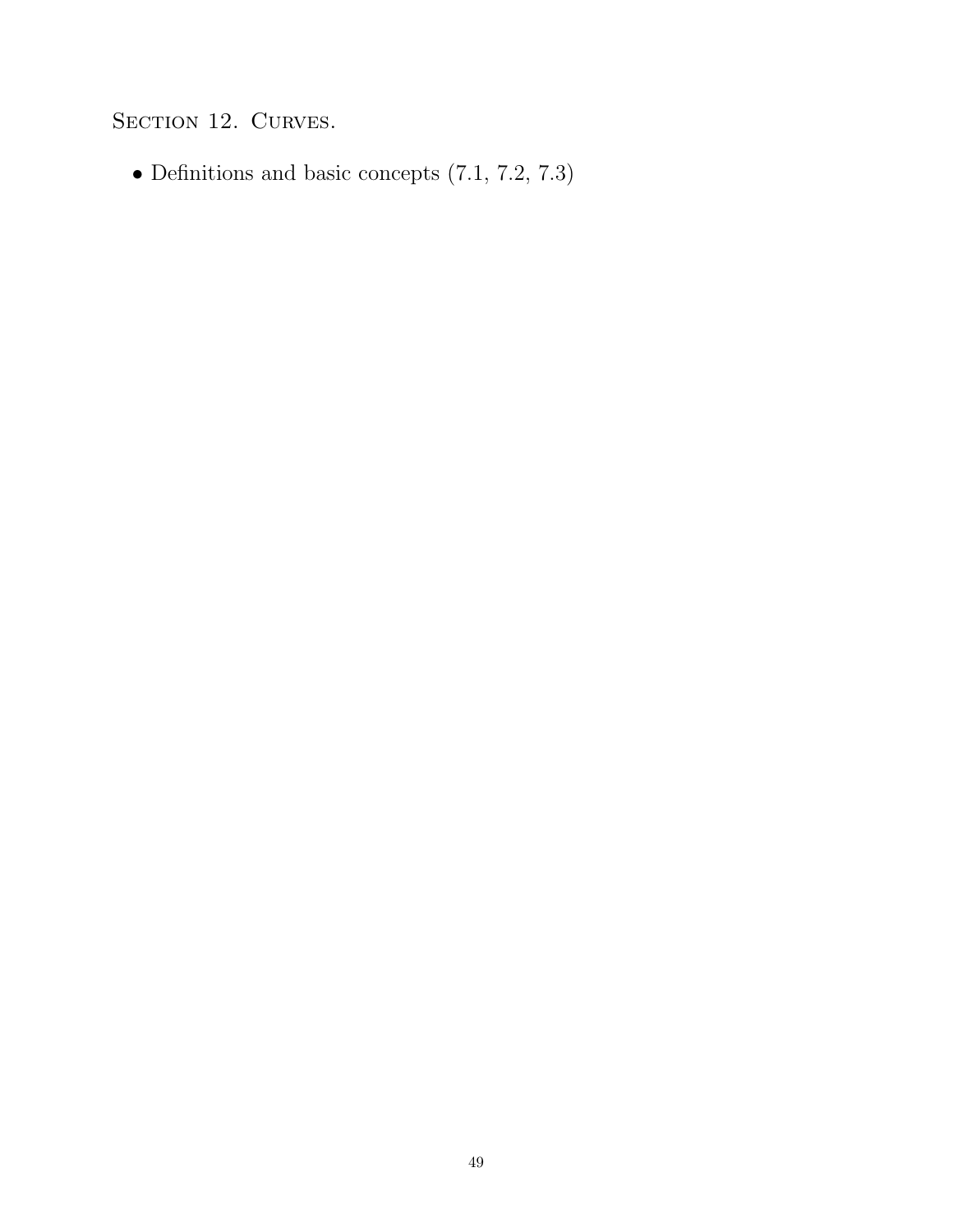## Section 12. Curves.

- Definitions and basic concepts (7.1, 7.2, 7.3)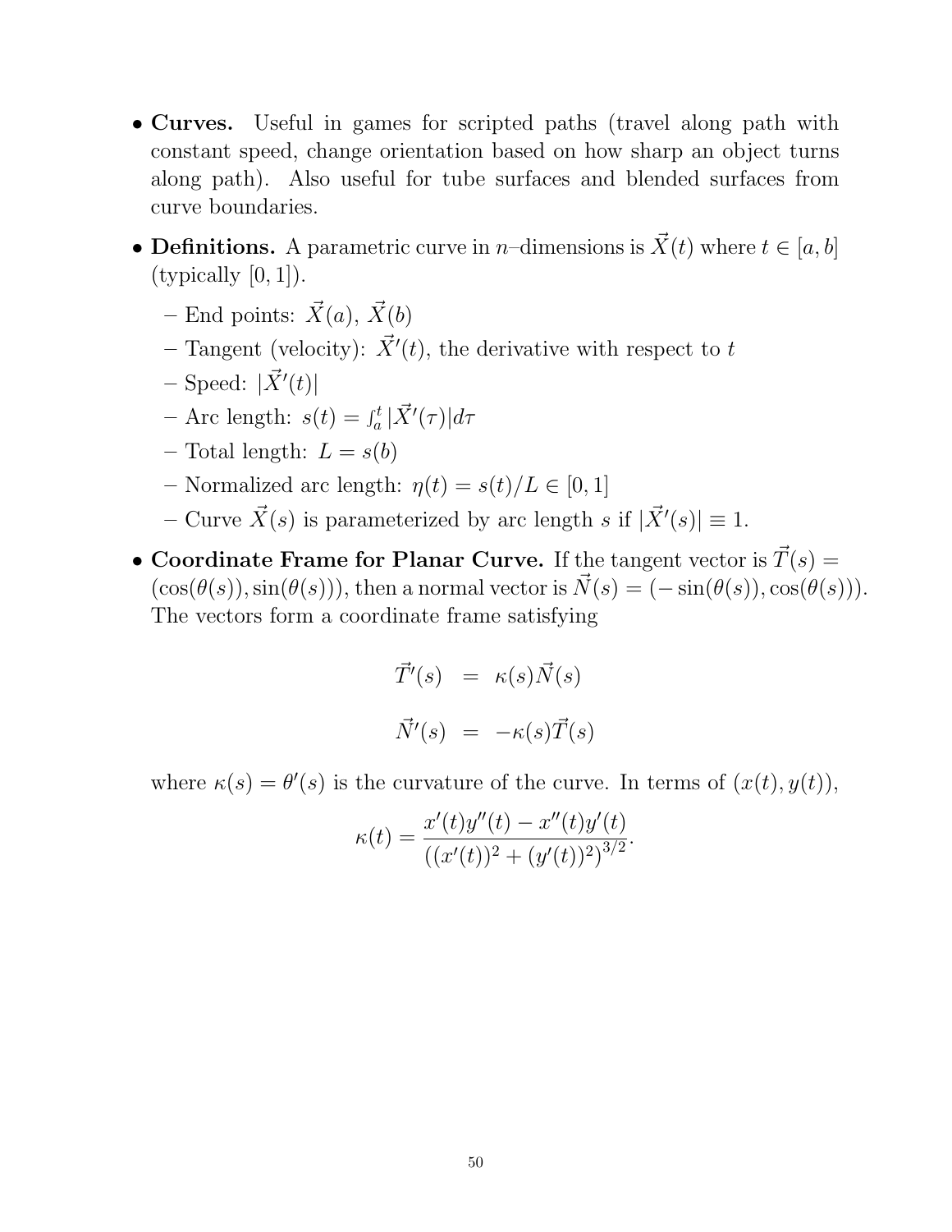- **Curves.** Useful in games for scripted paths (travel along path with constant speed, change orientation based on how sharp an object turns along path). Also useful for tube surfaces and blended surfaces from curve boundaries.

- **Definitions.** A parametric curve in $n$–dimensions is $\vec{X}(t)$ where $t \in [a, b]$ (typically $[0, 1]$).
  - End points: $\vec{X}(a)$, $\vec{X}(b)$
  - Tangent (velocity): $\vec{X}'(t)$, the derivative with respect to $t$
  - Speed: $|\vec{X}'(t)|$
  - Arc length: $s(t) = \int_a^t |\vec{X}'(\tau)| d\tau$
  - Total length: $L = s(b)$
  - Normalized arc length: $\eta(t) = s(t)/L \in [0, 1]$
  - Curve $\vec{X}(s)$ is parameterized by arc length $s$ if $|\vec{X}'(s)| \equiv 1$.

- **Coordinate Frame for Planar Curve.** If the tangent vector is $\vec{T}(s) = (\cos(\theta(s)), \sin(\theta(s)))$, then a normal vector is $\vec{N}(s) = (-\sin(\theta(s)), \cos(\theta(s)))$. The vectors form a coordinate frame satisfying

$$
\begin{aligned}
\vec{T}'(s) &= \kappa(s)\vec{N}(s) \\
\vec{N}'(s) &= -\kappa(s)\vec{T}(s)
\end{aligned}
$$

  where $\kappa(s) = \theta'(s)$ is the curvature of the curve. In terms of $(x(t), y(t))$,

$$
\kappa(t) = \frac{x'(t)y''(t) - x''(t)y'(t)}{((x'(t))^2 + (y'(t))^2)^{3/2}}.
$$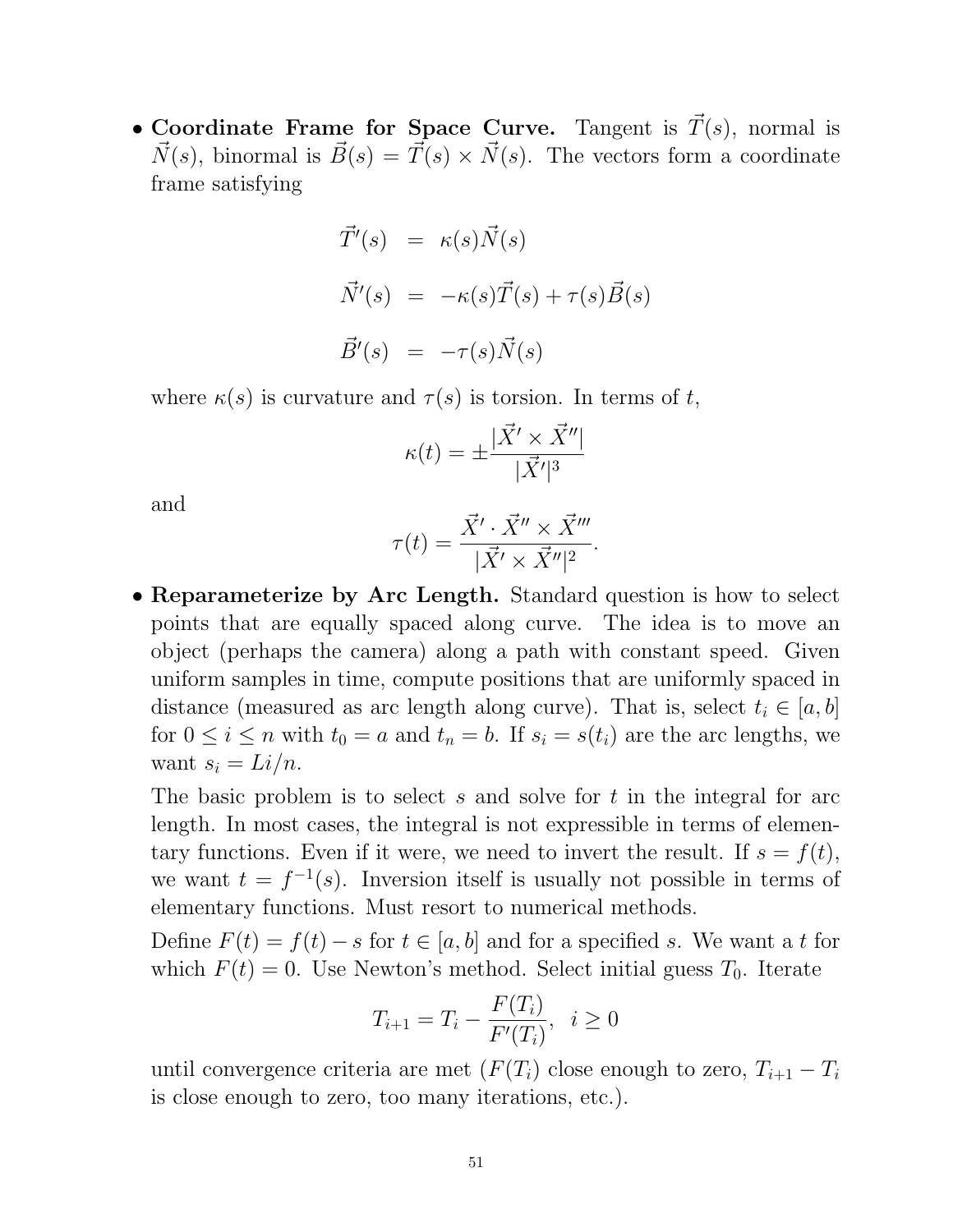- **Coordinate Frame for Space Curve.** Tangent is $\vec{T}(s)$, normal is $\vec{N}(s)$, binormal is $\vec{B}(s) = \vec{T}(s) \times \vec{N}(s)$. The vectors form a coordinate frame satisfying

$$
\begin{aligned}
\vec{T}'(s) &= \kappa(s)\vec{N}(s) \\
\vec{N}'(s) &= -\kappa(s)\vec{T}(s) + \tau(s)\vec{B}(s) \\
\vec{B}'(s) &= -\tau(s)\vec{N}(s)
\end{aligned}
$$

  where $\kappa(s)$ is curvature and $\tau(s)$ is torsion. In terms of $t$,

$$\kappa(t) = \pm\frac{|\vec{X}' \times \vec{X}''|}{|\vec{X}'|^3}$$

  and

$$\tau(t) = \frac{\vec{X}' \cdot \vec{X}'' \times \vec{X}'''}{|\vec{X}' \times \vec{X}''|^2}.$$

- **Reparameterize by Arc Length.** Standard question is how to select points that are equally spaced along curve. The idea is to move an object (perhaps the camera) along a path with constant speed. Given uniform samples in time, compute positions that are uniformly spaced in distance (measured as arc length along curve). That is, select $t_i \in [a, b]$ for $0 \le i \le n$ with $t_0 = a$ and $t_n = b$. If $s_i = s(t_i)$ are the arc lengths, we want $s_i = Li/n$.

  The basic problem is to select $s$ and solve for $t$ in the integral for arc length. In most cases, the integral is not expressible in terms of elementary functions. Even if it were, we need to invert the result. If $s = f(t)$, we want $t = f^{-1}(s)$. Inversion itself is usually not possible in terms of elementary functions. Must resort to numerical methods.

  Define $F(t) = f(t) - s$ for $t \in [a, b]$ and for a specified $s$. We want a $t$ for which $F(t) = 0$. Use Newton's method. Select initial guess $T_0$. Iterate

$$T_{i+1} = T_i - \frac{F(T_i)}{F'(T_i)}, \quad i \ge 0$$

  until convergence criteria are met ($F(T_i)$ close enough to zero, $T_{i+1} - T_i$ is close enough to zero, too many iterations, etc.).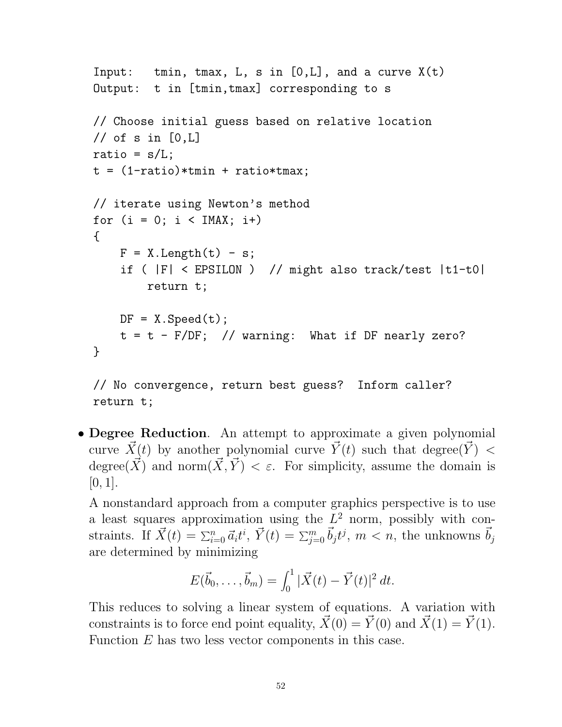```
Input:   tmin, tmax, L, s in [0,L], and a curve X(t)
Output:  t in [tmin,tmax] corresponding to s

// Choose initial guess based on relative location
// of s in [0,L]
ratio = s/L;
t = (1-ratio)*tmin + ratio*tmax;

// iterate using Newton's method
for (i = 0; i < IMAX; i+)
{
    F = X.Length(t) - s;
    if ( |F| < EPSILON )  // might also track/test |t1-t0|
        return t;

    DF = X.Speed(t);
    t = t - F/DF;  // warning:  What if DF nearly zero?
}

// No convergence, return best guess?  Inform caller?
return t;
```

- **Degree Reduction**. An attempt to approximate a given polynomial curve $\vec{X}(t)$ by another polynomial curve $\vec{Y}(t)$ such that degree$(\vec{Y}) <$ degree$(\vec{X})$ and norm$(\vec{X}, \vec{Y}) < \varepsilon$. For simplicity, assume the domain is $[0, 1]$.

  A nonstandard approach from a computer graphics perspective is to use a least squares approximation using the $L^2$ norm, possibly with constraints. If $\vec{X}(t) = \sum_{i=0}^{n} \vec{a}_i t^i$, $\vec{Y}(t) = \sum_{j=0}^{m} \vec{b}_j t^j$, $m < n$, the unknowns $\vec{b}_j$ are determined by minimizing

  $$E(\vec{b}_0, \ldots, \vec{b}_m) = \int_0^1 |\vec{X}(t) - \vec{Y}(t)|^2 \, dt.$$

  This reduces to solving a linear system of equations. A variation with constraints is to force end point equality, $\vec{X}(0) = \vec{Y}(0)$ and $\vec{X}(1) = \vec{Y}(1)$. Function $E$ has two less vector components in this case.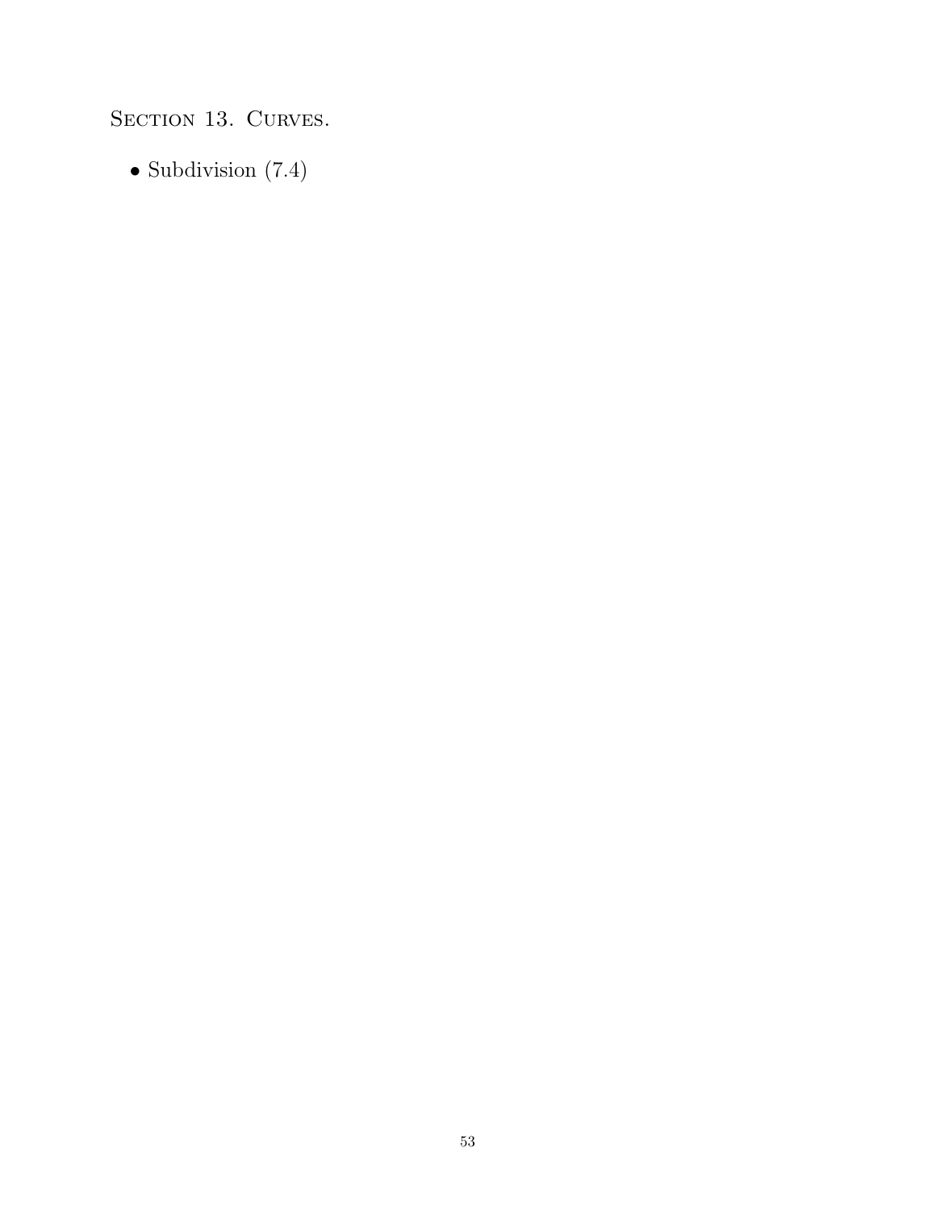## Section 13. Curves.

- Subdivision (7.4)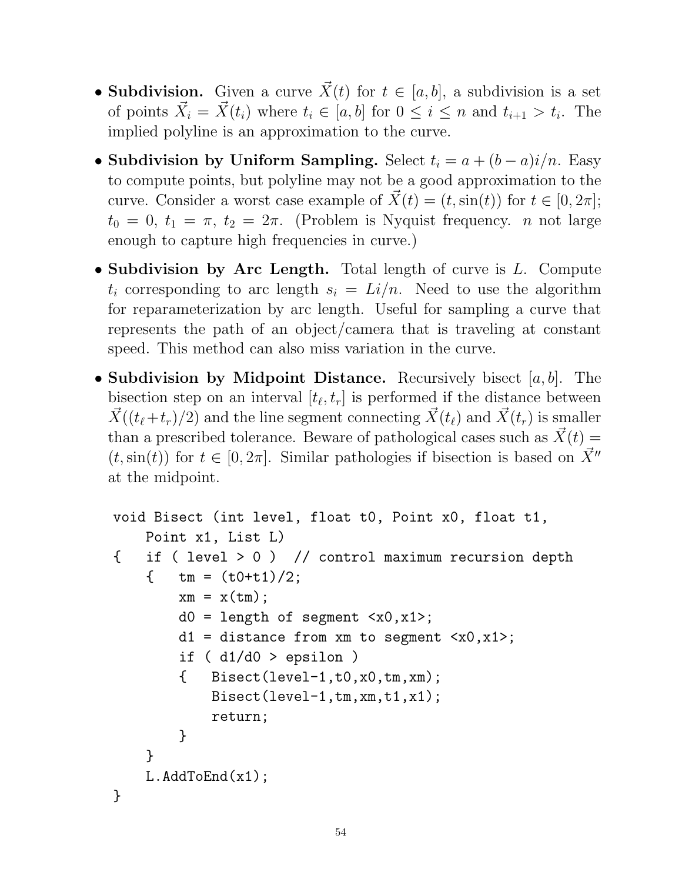- **Subdivision.** Given a curve $\vec{X}(t)$ for $t \in [a,b]$, a subdivision is a set of points $\vec{X}_i = \vec{X}(t_i)$ where $t_i \in [a,b]$ for $0 \leq i \leq n$ and $t_{i+1} > t_i$. The implied polyline is an approximation to the curve.

- **Subdivision by Uniform Sampling.** Select $t_i = a + (b-a)i/n$. Easy to compute points, but polyline may not be a good approximation to the curve. Consider a worst case example of $\vec{X}(t) = (t, \sin(t))$ for $t \in [0, 2\pi]$; $t_0 = 0$, $t_1 = \pi$, $t_2 = 2\pi$. (Problem is Nyquist frequency. $n$ not large enough to capture high frequencies in curve.)

- **Subdivision by Arc Length.** Total length of curve is $L$. Compute $t_i$ corresponding to arc length $s_i = Li/n$. Need to use the algorithm for reparameterization by arc length. Useful for sampling a curve that represents the path of an object/camera that is traveling at constant speed. This method can also miss variation in the curve.

- **Subdivision by Midpoint Distance.** Recursively bisect $[a,b]$. The bisection step on an interval $[t_\ell, t_r]$ is performed if the distance between $\vec{X}((t_\ell + t_r)/2)$ and the line segment connecting $\vec{X}(t_\ell)$ and $\vec{X}(t_r)$ is smaller than a prescribed tolerance. Beware of pathological cases such as $\vec{X}(t) = (t, \sin(t))$ for $t \in [0, 2\pi]$. Similar pathologies if bisection is based on $\vec{X}''$ at the midpoint.

```
void Bisect (int level, float t0, Point x0, float t1,
    Point x1, List L)
{   if ( level > 0 )  // control maximum recursion depth
    {   tm = (t0+t1)/2;
        xm = x(tm);
        d0 = length of segment <x0,x1>;
        d1 = distance from xm to segment <x0,x1>;
        if ( d1/d0 > epsilon )
        {   Bisect(level-1,t0,x0,tm,xm);
            Bisect(level-1,tm,xm,t1,x1);
            return;
        }
    }
    L.AddToEnd(x1);
}
```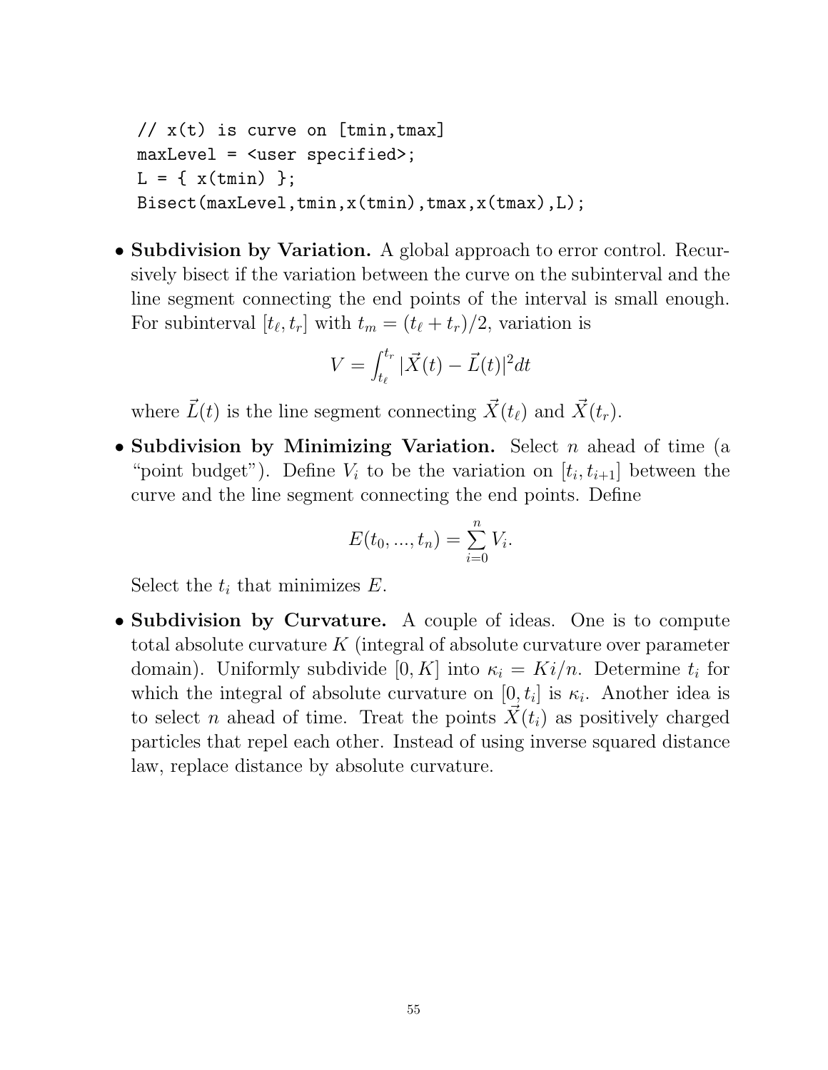```
// x(t) is curve on [tmin,tmax]
maxLevel = <user specified>;
L = { x(tmin) };
Bisect(maxLevel,tmin,x(tmin),tmax,x(tmax),L);
```

- **Subdivision by Variation.** A global approach to error control. Recursively bisect if the variation between the curve on the subinterval and the line segment connecting the end points of the interval is small enough. For subinterval $[t_\ell, t_r]$ with $t_m = (t_\ell + t_r)/2$, variation is

$$V = \int_{t_\ell}^{t_r} |\vec{X}(t) - \vec{L}(t)|^2 dt$$

where $\vec{L}(t)$ is the line segment connecting $\vec{X}(t_\ell)$ and $\vec{X}(t_r)$.

- **Subdivision by Minimizing Variation.** Select $n$ ahead of time (a "point budget"). Define $V_i$ to be the variation on $[t_i, t_{i+1}]$ between the curve and the line segment connecting the end points. Define

$$E(t_0, ..., t_n) = \sum_{i=0}^{n} V_i.$$

Select the $t_i$ that minimizes $E$.

- **Subdivision by Curvature.** A couple of ideas. One is to compute total absolute curvature $K$ (integral of absolute curvature over parameter domain). Uniformly subdivide $[0, K]$ into $\kappa_i = Ki/n$. Determine $t_i$ for which the integral of absolute curvature on $[0, t_i]$ is $\kappa_i$. Another idea is to select $n$ ahead of time. Treat the points $\vec{X}(t_i)$ as positively charged particles that repel each other. Instead of using inverse squared distance law, replace distance by absolute curvature.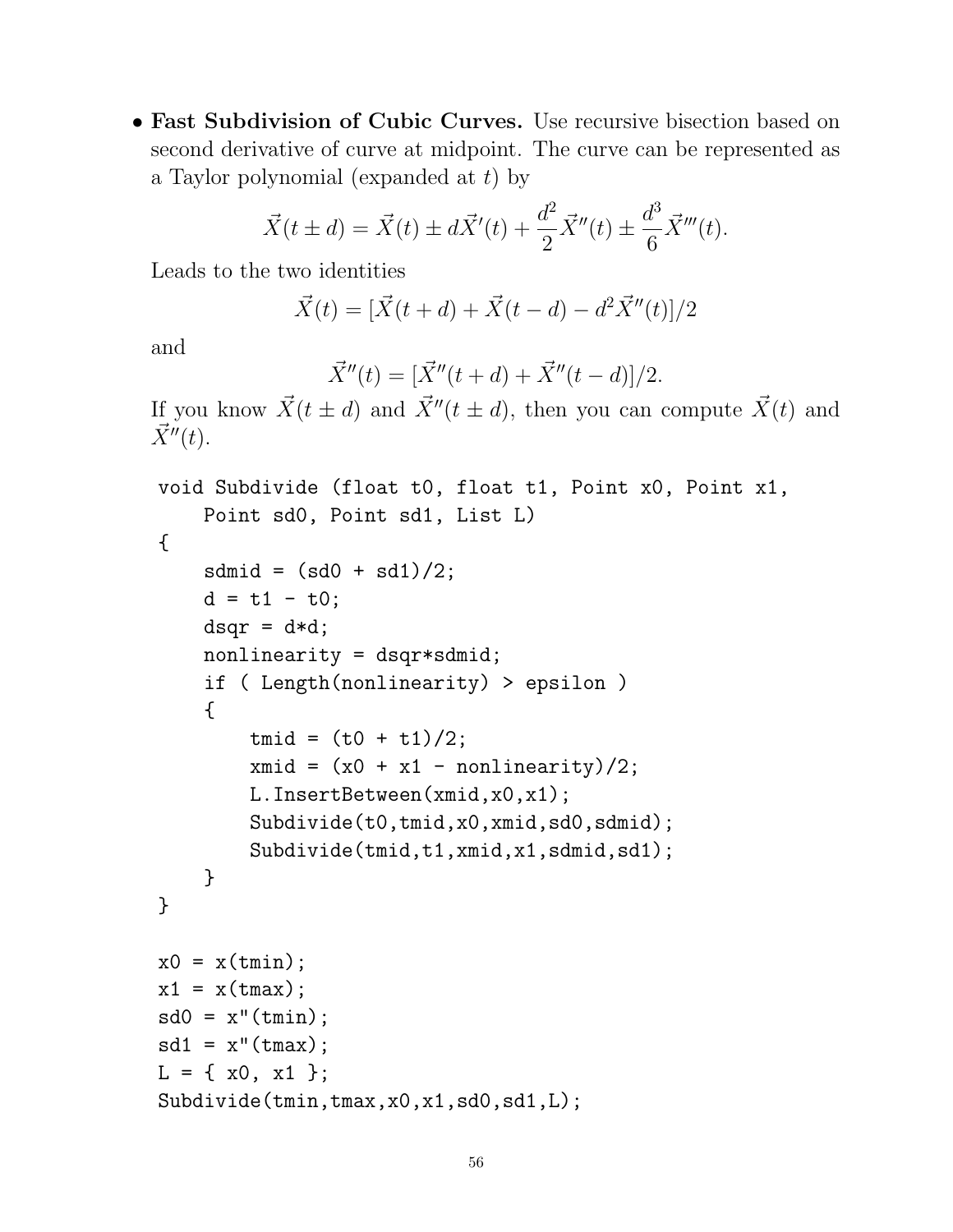- **Fast Subdivision of Cubic Curves.** Use recursive bisection based on second derivative of curve at midpoint. The curve can be represented as a Taylor polynomial (expanded at $t$) by

$$\vec{X}(t \pm d) = \vec{X}(t) \pm d\vec{X}'(t) + \frac{d^2}{2}\vec{X}''(t) \pm \frac{d^3}{6}\vec{X}'''(t).$$

  Leads to the two identities

$$\vec{X}(t) = [\vec{X}(t+d) + \vec{X}(t-d) - d^2\vec{X}''(t)]/2$$

  and

$$\vec{X}''(t) = [\vec{X}''(t+d) + \vec{X}''(t-d)]/2.$$

  If you know $\vec{X}(t \pm d)$ and $\vec{X}''(t \pm d)$, then you can compute $\vec{X}(t)$ and $\vec{X}''(t)$.

```
void Subdivide (float t0, float t1, Point x0, Point x1,
    Point sd0, Point sd1, List L)
{
    sdmid = (sd0 + sd1)/2;
    d = t1 - t0;
    dsqr = d*d;
    nonlinearity = dsqr*sdmid;
    if ( Length(nonlinearity) > epsilon )
    {
        tmid = (t0 + t1)/2;
        xmid = (x0 + x1 - nonlinearity)/2;
        L.InsertBetween(xmid,x0,x1);
        Subdivide(t0,tmid,x0,xmid,sd0,sdmid);
        Subdivide(tmid,t1,xmid,x1,sdmid,sd1);
    }
}

x0 = x(tmin);
x1 = x(tmax);
sd0 = x"(tmin);
sd1 = x"(tmax);
L = { x0, x1 };
Subdivide(tmin,tmax,x0,x1,sd0,sd1,L);
```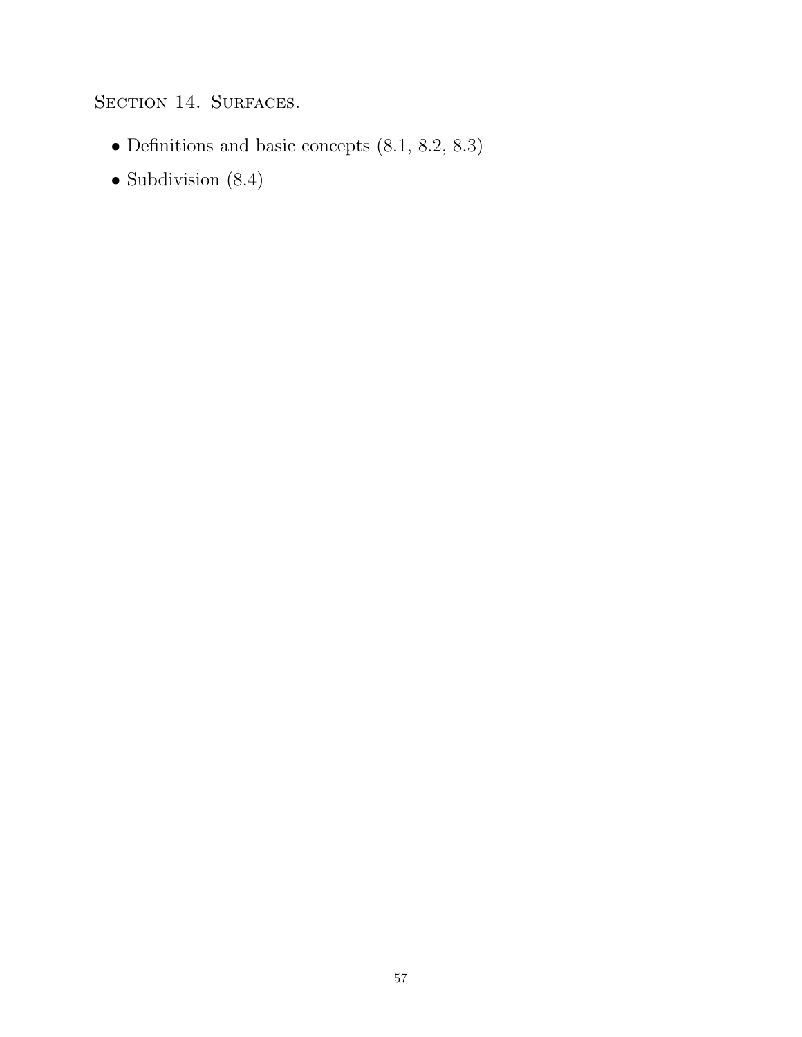## Section 14. Surfaces.

- Definitions and basic concepts (8.1, 8.2, 8.3)
- Subdivision (8.4)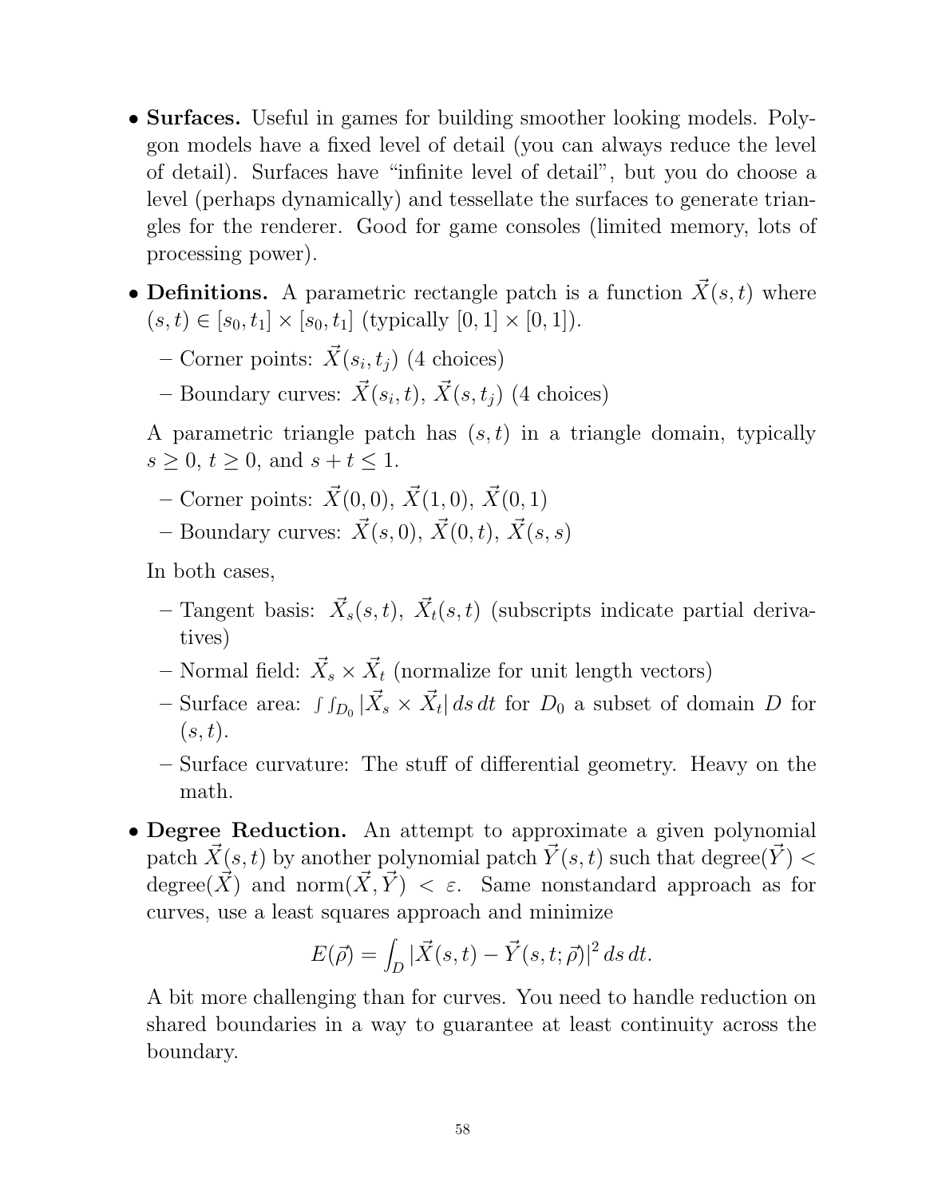- **Surfaces.** Useful in games for building smoother looking models. Polygon models have a fixed level of detail (you can always reduce the level of detail). Surfaces have "infinite level of detail", but you do choose a level (perhaps dynamically) and tessellate the surfaces to generate triangles for the renderer. Good for game consoles (limited memory, lots of processing power).

- **Definitions.** A parametric rectangle patch is a function $\vec{X}(s,t)$ where $(s,t) \in [s_0, t_1] \times [s_0, t_1]$ (typically $[0,1] \times [0,1]$).

  - Corner points: $\vec{X}(s_i, t_j)$ (4 choices)
  - Boundary curves: $\vec{X}(s_i, t)$, $\vec{X}(s, t_j)$ (4 choices)

  A parametric triangle patch has $(s,t)$ in a triangle domain, typically $s \geq 0$, $t \geq 0$, and $s + t \leq 1$.

  - Corner points: $\vec{X}(0,0)$, $\vec{X}(1,0)$, $\vec{X}(0,1)$
  - Boundary curves: $\vec{X}(s,0)$, $\vec{X}(0,t)$, $\vec{X}(s,s)$

  In both cases,

  - Tangent basis: $\vec{X}_s(s,t)$, $\vec{X}_t(s,t)$ (subscripts indicate partial derivatives)
  - Normal field: $\vec{X}_s \times \vec{X}_t$ (normalize for unit length vectors)
  - Surface area: $\int\int_{D_0} |\vec{X}_s \times \vec{X}_t| \, ds \, dt$ for $D_0$ a subset of domain $D$ for $(s,t)$.
  - Surface curvature: The stuff of differential geometry. Heavy on the math.

- **Degree Reduction.** An attempt to approximate a given polynomial patch $\vec{X}(s,t)$ by another polynomial patch $\vec{Y}(s,t)$ such that degree$(\vec{Y}) <$ degree$(\vec{X})$ and norm$(\vec{X}, \vec{Y}) < \varepsilon$. Same nonstandard approach as for curves, use a least squares approach and minimize

  $$E(\vec{\rho}) = \int_D |\vec{X}(s,t) - \vec{Y}(s,t;\vec{\rho})|^2 \, ds \, dt.$$

  A bit more challenging than for curves. You need to handle reduction on shared boundaries in a way to guarantee at least continuity across the boundary.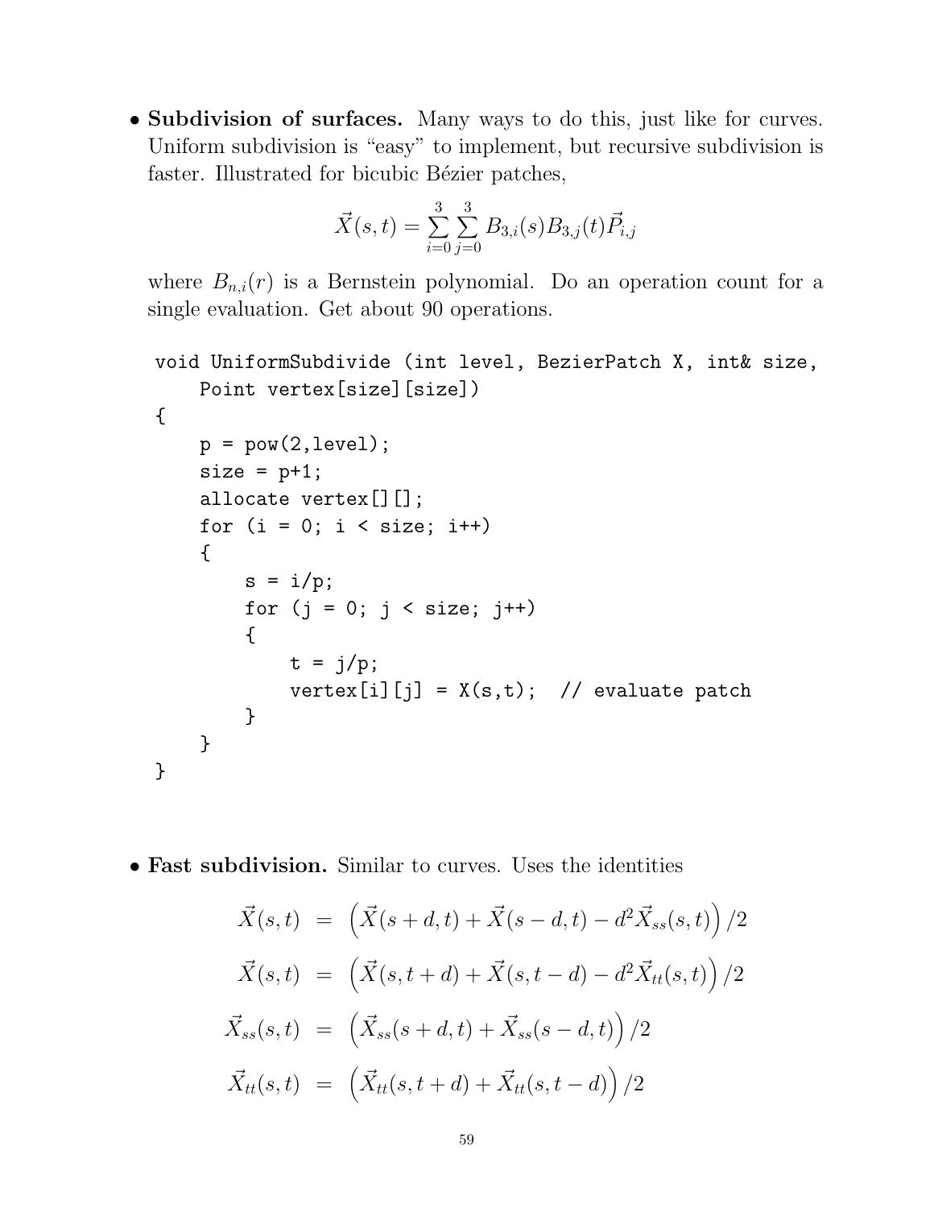- **Subdivision of surfaces.** Many ways to do this, just like for curves. Uniform subdivision is "easy" to implement, but recursive subdivision is faster. Illustrated for bicubic Bézier patches,

$$\vec{X}(s,t) = \sum_{i=0}^{3}\sum_{j=0}^{3} B_{3,i}(s)B_{3,j}(t)\vec{P}_{i,j}$$

  where $B_{n,i}(r)$ is a Bernstein polynomial. Do an operation count for a single evaluation. Get about 90 operations.

```
void UniformSubdivide (int level, BezierPatch X, int& size,
    Point vertex[size][size])
{
    p = pow(2,level);
    size = p+1;
    allocate vertex[][];
    for (i = 0; i < size; i++)
    {
        s = i/p;
        for (j = 0; j < size; j++)
        {
            t = j/p;
            vertex[i][j] = X(s,t);  // evaluate patch
        }
    }
}
```

- **Fast subdivision.** Similar to curves. Uses the identities

$$\begin{aligned}
\vec{X}(s,t) &= \left(\vec{X}(s+d,t) + \vec{X}(s-d,t) - d^2\vec{X}_{ss}(s,t)\right)/2 \\
\vec{X}(s,t) &= \left(\vec{X}(s,t+d) + \vec{X}(s,t-d) - d^2\vec{X}_{tt}(s,t)\right)/2 \\
\vec{X}_{ss}(s,t) &= \left(\vec{X}_{ss}(s+d,t) + \vec{X}_{ss}(s-d,t)\right)/2 \\
\vec{X}_{tt}(s,t) &= \left(\vec{X}_{tt}(s,t+d) + \vec{X}_{tt}(s,t-d)\right)/2
\end{aligned}$$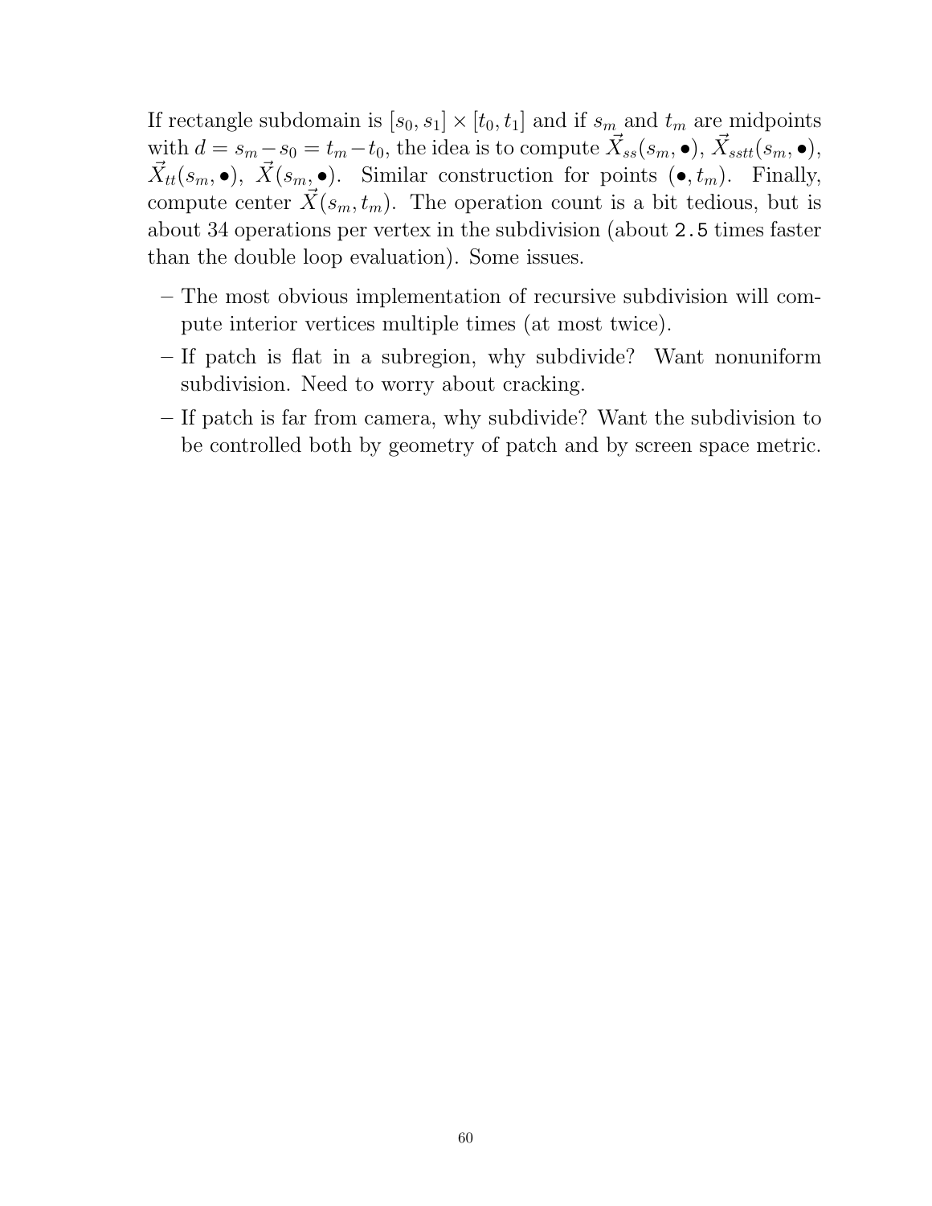If rectangle subdomain is $[s_0, s_1] \times [t_0, t_1]$ and if $s_m$ and $t_m$ are midpoints with $d = s_m - s_0 = t_m - t_0$, the idea is to compute $\vec{X}_{ss}(s_m, \bullet)$, $\vec{X}_{sstt}(s_m, \bullet)$, $\vec{X}_{tt}(s_m, \bullet)$, $\vec{X}(s_m, \bullet)$. Similar construction for points $(\bullet, t_m)$. Finally, compute center $\vec{X}(s_m, t_m)$. The operation count is a bit tedious, but is about 34 operations per vertex in the subdivision (about `2.5` times faster than the double loop evaluation). Some issues.

- The most obvious implementation of recursive subdivision will compute interior vertices multiple times (at most twice).
- If patch is flat in a subregion, why subdivide? Want nonuniform subdivision. Need to worry about cracking.
- If patch is far from camera, why subdivide? Want the subdivision to be controlled both by geometry of patch and by screen space metric.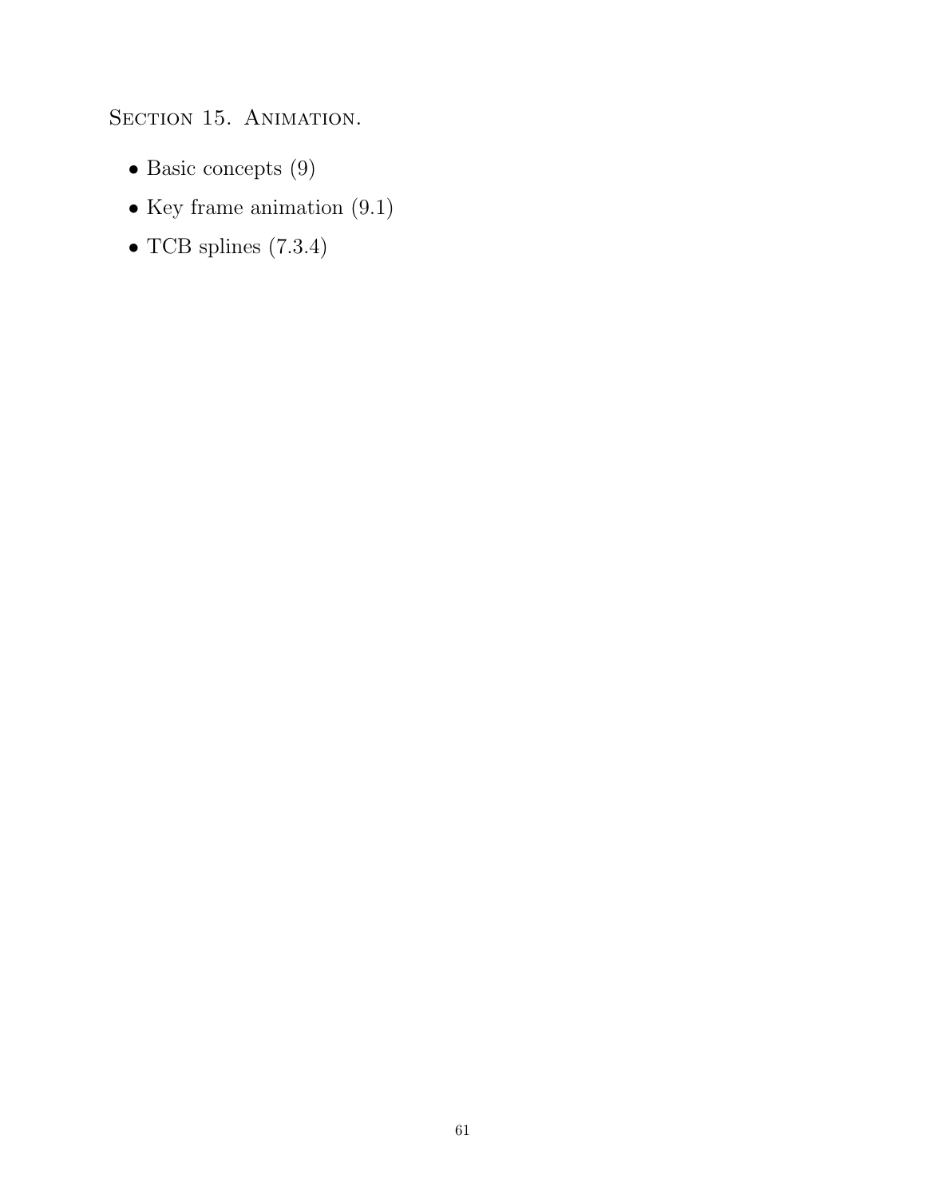## Section 15. Animation.

- Basic concepts (9)
- Key frame animation (9.1)
- TCB splines (7.3.4)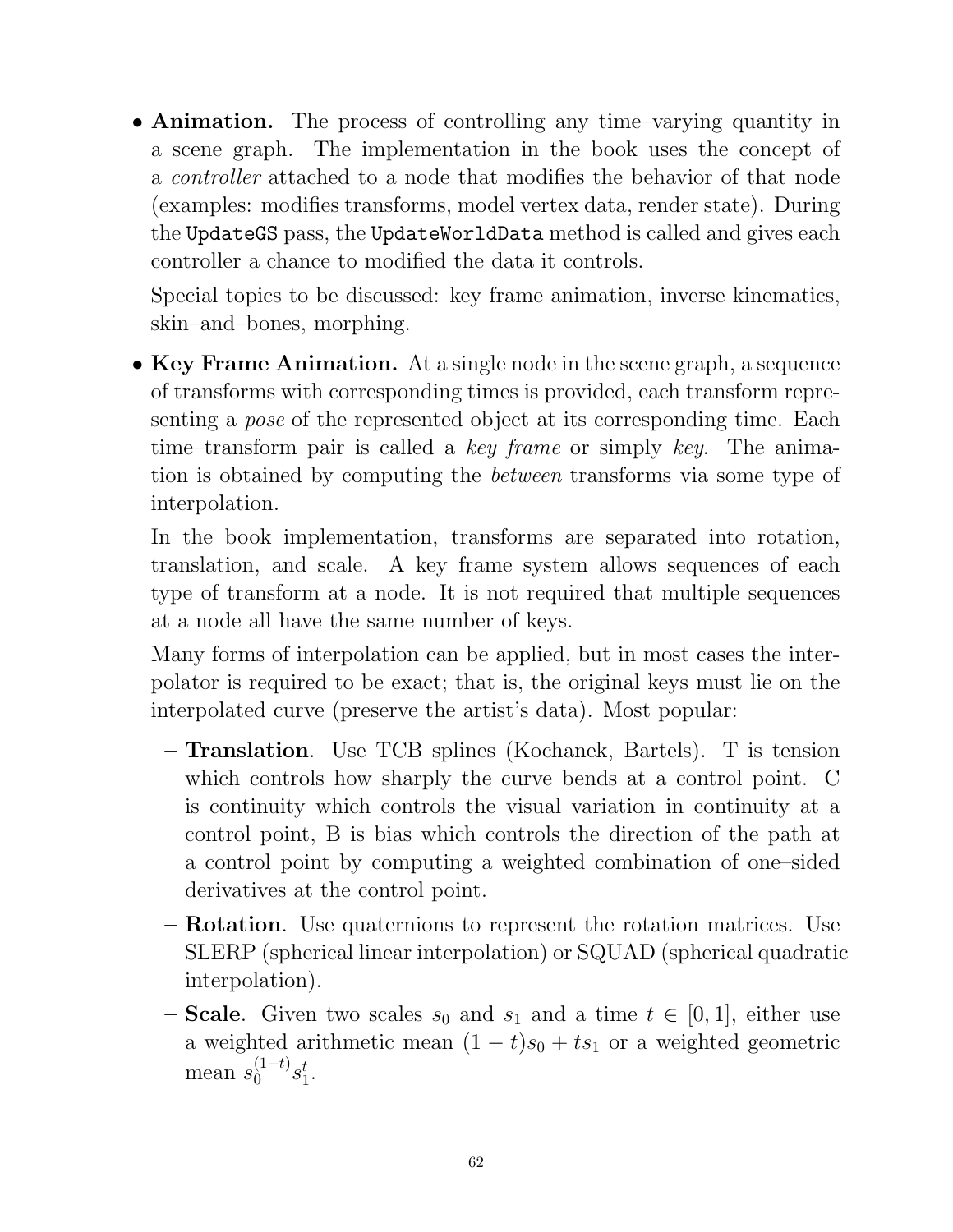- **Animation.** The process of controlling any time–varying quantity in a scene graph. The implementation in the book uses the concept of a *controller* attached to a node that modifies the behavior of that node (examples: modifies transforms, model vertex data, render state). During the `UpdateGS` pass, the `UpdateWorldData` method is called and gives each controller a chance to modified the data it controls.

  Special topics to be discussed: key frame animation, inverse kinematics, skin–and–bones, morphing.

- **Key Frame Animation.** At a single node in the scene graph, a sequence of transforms with corresponding times is provided, each transform representing a *pose* of the represented object at its corresponding time. Each time–transform pair is called a *key frame* or simply *key*. The animation is obtained by computing the *between* transforms via some type of interpolation.

  In the book implementation, transforms are separated into rotation, translation, and scale. A key frame system allows sequences of each type of transform at a node. It is not required that multiple sequences at a node all have the same number of keys.

  Many forms of interpolation can be applied, but in most cases the interpolator is required to be exact; that is, the original keys must lie on the interpolated curve (preserve the artist's data). Most popular:

  - **Translation**. Use TCB splines (Kochanek, Bartels). T is tension which controls how sharply the curve bends at a control point. C is continuity which controls the visual variation in continuity at a control point, B is bias which controls the direction of the path at a control point by computing a weighted combination of one–sided derivatives at the control point.
  - **Rotation**. Use quaternions to represent the rotation matrices. Use SLERP (spherical linear interpolation) or SQUAD (spherical quadratic interpolation).
  - **Scale**. Given two scales $s_0$ and $s_1$ and a time $t \in [0, 1]$, either use a weighted arithmetic mean $(1-t)s_0 + ts_1$ or a weighted geometric mean $s_0^{(1-t)} s_1^t$.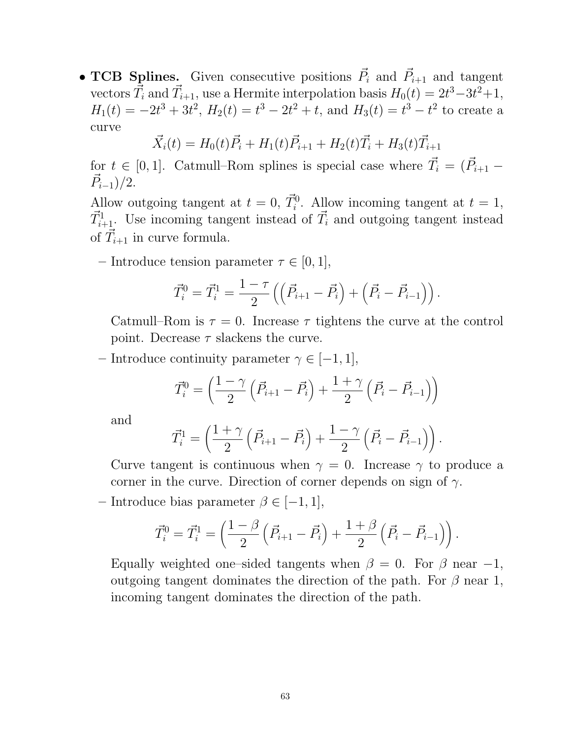- **TCB Splines.** Given consecutive positions $\vec{P}_i$ and $\vec{P}_{i+1}$ and tangent vectors $\vec{T}_i$ and $\vec{T}_{i+1}$, use a Hermite interpolation basis $H_0(t) = 2t^3 - 3t^2 + 1$, $H_1(t) = -2t^3 + 3t^2$, $H_2(t) = t^3 - 2t^2 + t$, and $H_3(t) = t^3 - t^2$ to create a curve

  $$\vec{X}_i(t) = H_0(t)\vec{P}_i + H_1(t)\vec{P}_{i+1} + H_2(t)\vec{T}_i + H_3(t)\vec{T}_{i+1}$$

  for $t \in [0, 1]$. Catmull–Rom splines is special case where $\vec{T}_i = (\vec{P}_{i+1} - \vec{P}_{i-1})/2$.

  Allow outgoing tangent at $t = 0$, $\vec{T}_i^0$. Allow incoming tangent at $t = 1$, $\vec{T}_{i+1}^1$. Use incoming tangent instead of $\vec{T}_i$ and outgoing tangent instead of $\vec{T}_{i+1}$ in curve formula.

  - Introduce tension parameter $\tau \in [0, 1]$,

    $$\vec{T}_i^0 = \vec{T}_i^1 = \frac{1-\tau}{2}\left(\left(\vec{P}_{i+1} - \vec{P}_i\right) + \left(\vec{P}_i - \vec{P}_{i-1}\right)\right).$$

    Catmull–Rom is $\tau = 0$. Increase $\tau$ tightens the curve at the control point. Decrease $\tau$ slackens the curve.

  - Introduce continuity parameter $\gamma \in [-1, 1]$,

    $$\vec{T}_i^0 = \left(\frac{1-\gamma}{2}\left(\vec{P}_{i+1} - \vec{P}_i\right) + \frac{1+\gamma}{2}\left(\vec{P}_i - \vec{P}_{i-1}\right)\right)$$

    and

    $$\vec{T}_i^1 = \left(\frac{1+\gamma}{2}\left(\vec{P}_{i+1} - \vec{P}_i\right) + \frac{1-\gamma}{2}\left(\vec{P}_i - \vec{P}_{i-1}\right)\right).$$

    Curve tangent is continuous when $\gamma = 0$. Increase $\gamma$ to produce a corner in the curve. Direction of corner depends on sign of $\gamma$.

  - Introduce bias parameter $\beta \in [-1, 1]$,

    $$\vec{T}_i^0 = \vec{T}_i^1 = \left(\frac{1-\beta}{2}\left(\vec{P}_{i+1} - \vec{P}_i\right) + \frac{1+\beta}{2}\left(\vec{P}_i - \vec{P}_{i-1}\right)\right).$$

    Equally weighted one–sided tangents when $\beta = 0$. For $\beta$ near $-1$, outgoing tangent dominates the direction of the path. For $\beta$ near 1, incoming tangent dominates the direction of the path.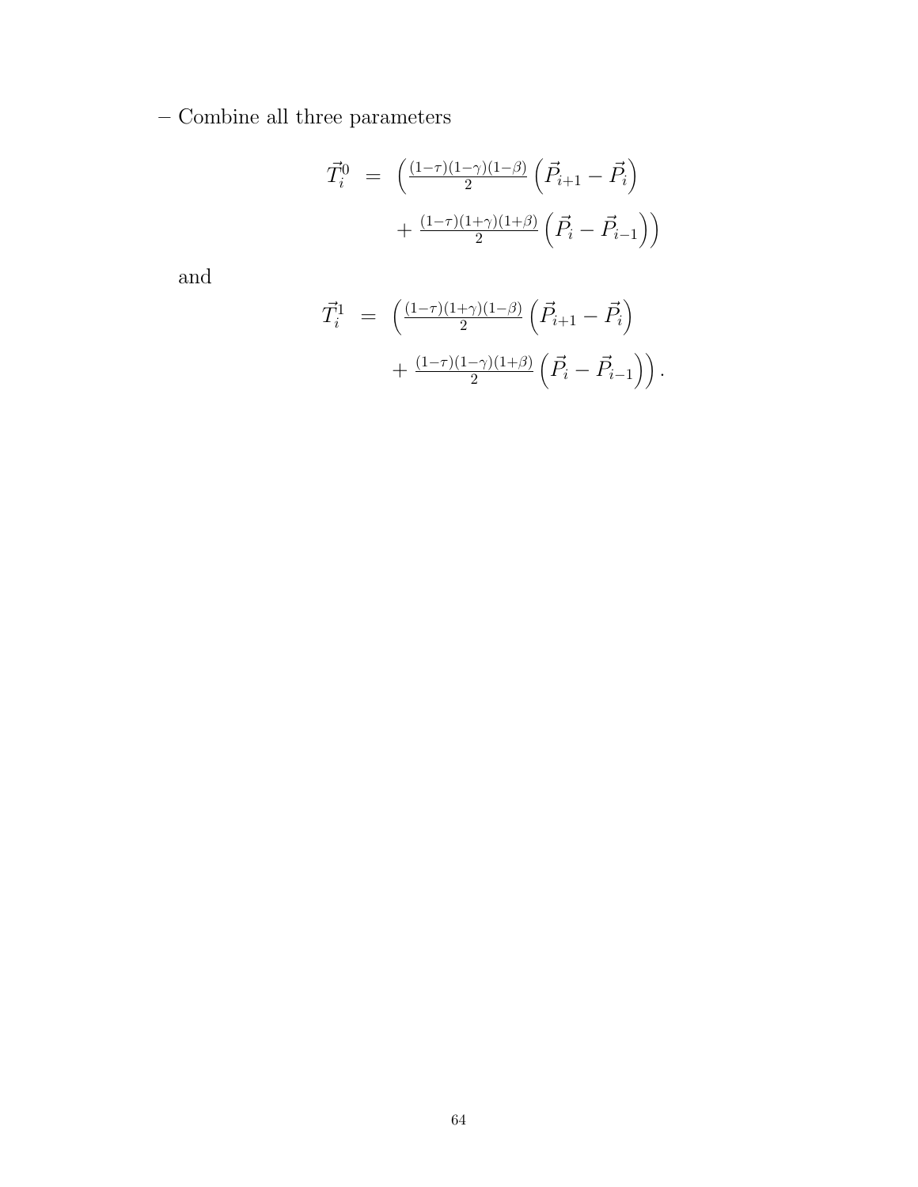– Combine all three parameters

$$
\begin{aligned}
\vec{T}_i^0 \;&=\; \Big( \tfrac{(1-\tau)(1-\gamma)(1-\beta)}{2} \left( \vec{P}_{i+1} - \vec{P}_i \right) \\
&\qquad + \tfrac{(1-\tau)(1+\gamma)(1+\beta)}{2} \left( \vec{P}_i - \vec{P}_{i-1} \right) \Big)
\end{aligned}
$$

and

$$
\begin{aligned}
\vec{T}_i^1 \;&=\; \Big( \tfrac{(1-\tau)(1+\gamma)(1-\beta)}{2} \left( \vec{P}_{i+1} - \vec{P}_i \right) \\
&\qquad + \tfrac{(1-\tau)(1-\gamma)(1+\beta)}{2} \left( \vec{P}_i - \vec{P}_{i-1} \right) \Big).
\end{aligned}
$$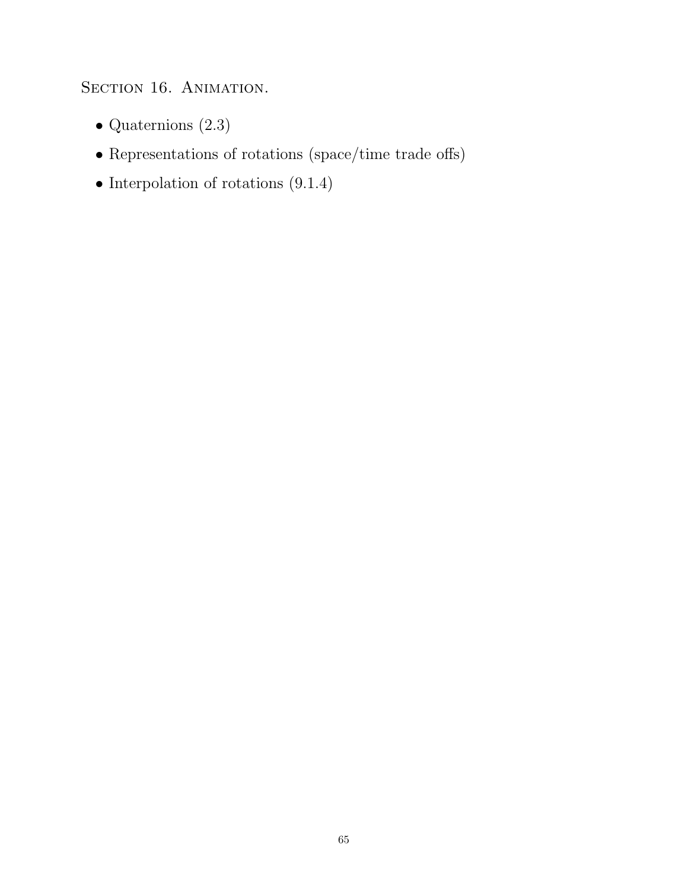## Section 16. Animation.

- Quaternions (2.3)
- Representations of rotations (space/time trade offs)
- Interpolation of rotations (9.1.4)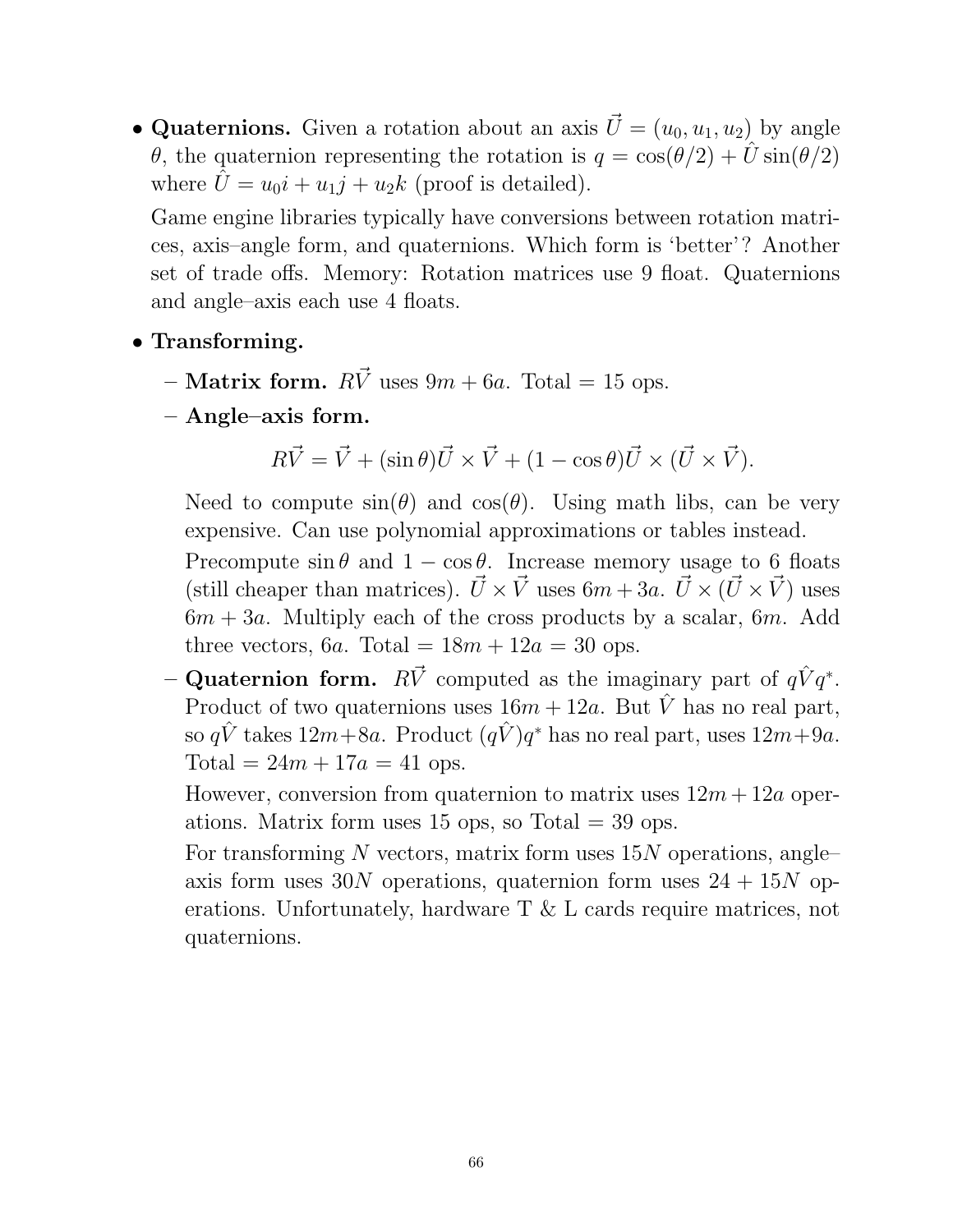- **Quaternions.** Given a rotation about an axis $\vec{U} = (u_0, u_1, u_2)$ by angle $\theta$, the quaternion representing the rotation is $q = \cos(\theta/2) + \hat{U}\sin(\theta/2)$ where $\hat{U} = u_0 i + u_1 j + u_2 k$ (proof is detailed).

  Game engine libraries typically have conversions between rotation matrices, axis–angle form, and quaternions. Which form is 'better'? Another set of trade offs. Memory: Rotation matrices use 9 float. Quaternions and angle–axis each use 4 floats.

- **Transforming.**
  - **Matrix form.** $R\vec{V}$ uses $9m + 6a$. Total = 15 ops.
  - **Angle–axis form.**

    $$R\vec{V} = \vec{V} + (\sin\theta)\vec{U} \times \vec{V} + (1 - \cos\theta)\vec{U} \times (\vec{U} \times \vec{V}).$$

    Need to compute $\sin(\theta)$ and $\cos(\theta)$. Using math libs, can be very expensive. Can use polynomial approximations or tables instead.

    Precompute $\sin\theta$ and $1 - \cos\theta$. Increase memory usage to 6 floats (still cheaper than matrices). $\vec{U} \times \vec{V}$ uses $6m + 3a$. $\vec{U} \times (\vec{U} \times \vec{V})$ uses $6m + 3a$. Multiply each of the cross products by a scalar, $6m$. Add three vectors, $6a$. Total = $18m + 12a$ = 30 ops.
  - **Quaternion form.** $R\vec{V}$ computed as the imaginary part of $q\hat{V}q^*$. Product of two quaternions uses $16m + 12a$. But $\hat{V}$ has no real part, so $q\hat{V}$ takes $12m+8a$. Product $(q\hat{V})q^*$ has no real part, uses $12m+9a$. Total = $24m + 17a$ = 41 ops.

    However, conversion from quaternion to matrix uses $12m + 12a$ operations. Matrix form uses 15 ops, so Total = 39 ops.

    For transforming $N$ vectors, matrix form uses $15N$ operations, angle–axis form uses $30N$ operations, quaternion form uses $24 + 15N$ operations. Unfortunately, hardware T & L cards require matrices, not quaternions.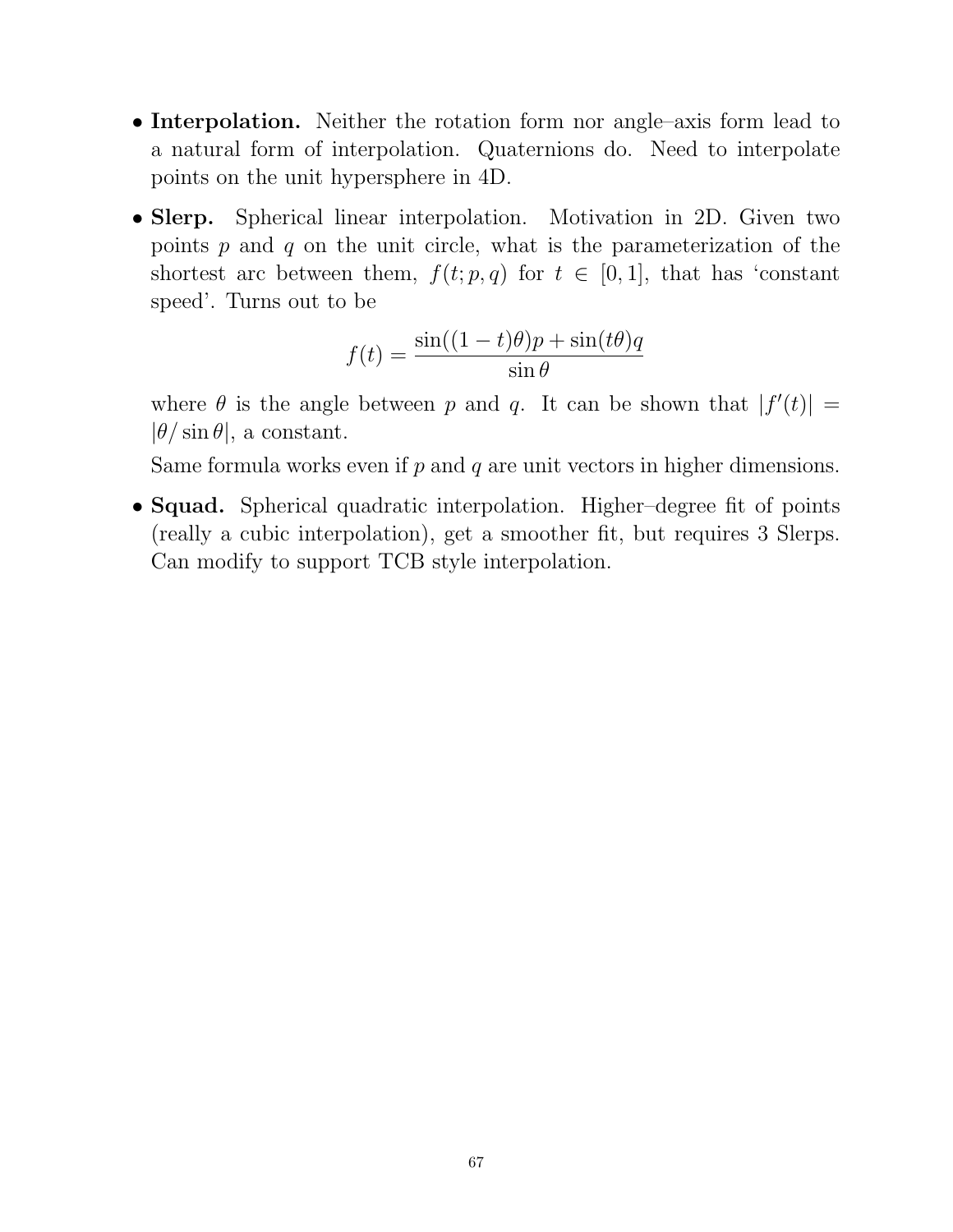- **Interpolation.** Neither the rotation form nor angle–axis form lead to a natural form of interpolation. Quaternions do. Need to interpolate points on the unit hypersphere in 4D.

- **Slerp.** Spherical linear interpolation. Motivation in 2D. Given two points $p$ and $q$ on the unit circle, what is the parameterization of the shortest arc between them, $f(t; p, q)$ for $t \in [0, 1]$, that has 'constant speed'. Turns out to be

  $$f(t) = \frac{\sin((1-t)\theta)p + \sin(t\theta)q}{\sin\theta}$$

  where $\theta$ is the angle between $p$ and $q$. It can be shown that $|f'(t)| = |\theta/\sin\theta|$, a constant.

  Same formula works even if $p$ and $q$ are unit vectors in higher dimensions.

- **Squad.** Spherical quadratic interpolation. Higher–degree fit of points (really a cubic interpolation), get a smoother fit, but requires 3 Slerps. Can modify to support TCB style interpolation.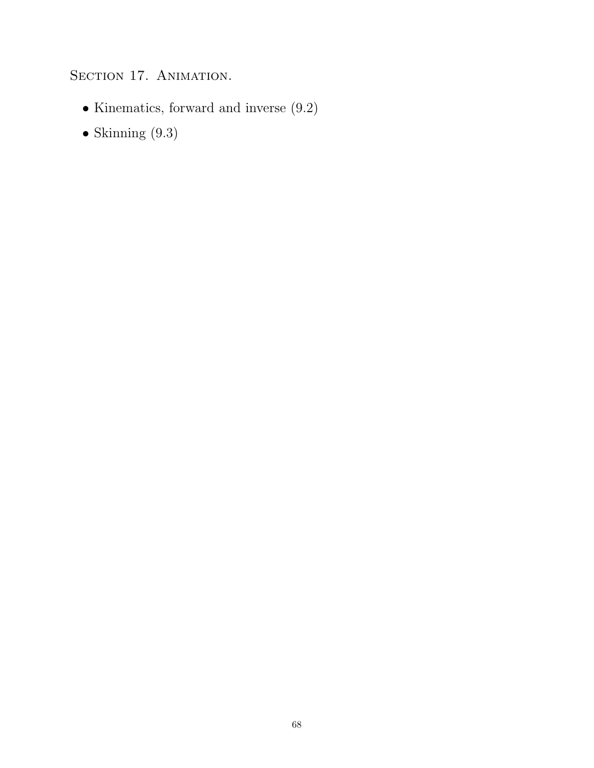## Section 17. Animation.

- Kinematics, forward and inverse (9.2)
- Skinning (9.3)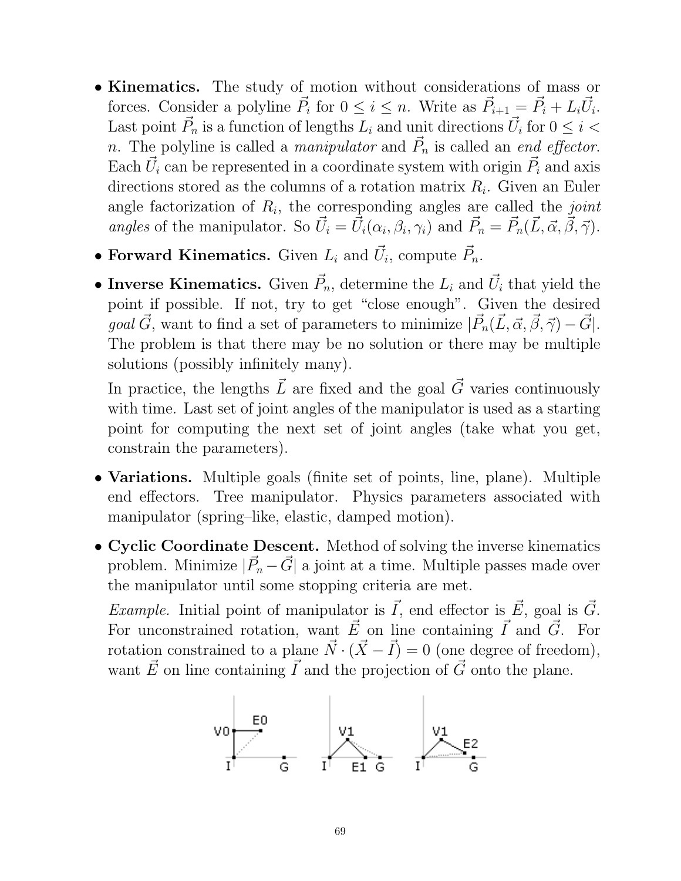- **Kinematics.** The study of motion without considerations of mass or forces. Consider a polyline $\vec{P}_i$ for $0 \le i \le n$. Write as $\vec{P}_{i+1} = \vec{P}_i + L_i\vec{U}_i$. Last point $\vec{P}_n$ is a function of lengths $L_i$ and unit directions $\vec{U}_i$ for $0 \le i < n$. The polyline is called a *manipulator* and $\vec{P}_n$ is called an *end effector*. Each $\vec{U}_i$ can be represented in a coordinate system with origin $\vec{P}_i$ and axis directions stored as the columns of a rotation matrix $R_i$. Given an Euler angle factorization of $R_i$, the corresponding angles are called the *joint angles* of the manipulator. So $\vec{U}_i = \vec{U}_i(\alpha_i, \beta_i, \gamma_i)$ and $\vec{P}_n = \vec{P}_n(\vec{L}, \vec{\alpha}, \vec{\beta}, \vec{\gamma})$.

- **Forward Kinematics.** Given $L_i$ and $\vec{U}_i$, compute $\vec{P}_n$.

- **Inverse Kinematics.** Given $\vec{P}_n$, determine the $L_i$ and $\vec{U}_i$ that yield the point if possible. If not, try to get "close enough". Given the desired *goal* $\vec{G}$, want to find a set of parameters to minimize $|\vec{P}_n(\vec{L}, \vec{\alpha}, \vec{\beta}, \vec{\gamma}) - \vec{G}|$. The problem is that there may be no solution or there may be multiple solutions (possibly infinitely many).

  In practice, the lengths $\vec{L}$ are fixed and the goal $\vec{G}$ varies continuously with time. Last set of joint angles of the manipulator is used as a starting point for computing the next set of joint angles (take what you get, constrain the parameters).

- **Variations.** Multiple goals (finite set of points, line, plane). Multiple end effectors. Tree manipulator. Physics parameters associated with manipulator (spring–like, elastic, damped motion).

- **Cyclic Coordinate Descent.** Method of solving the inverse kinematics problem. Minimize $|\vec{P}_n - \vec{G}|$ a joint at a time. Multiple passes made over the manipulator until some stopping criteria are met.

  *Example.* Initial point of manipulator is $\vec{I}$, end effector is $\vec{E}$, goal is $\vec{G}$. For unconstrained rotation, want $\vec{E}$ on line containing $\vec{I}$ and $\vec{G}$. For rotation constrained to a plane $\vec{N} \cdot (\vec{X} - \vec{I}) = 0$ (one degree of freedom), want $\vec{E}$ on line containing $\vec{I}$ and the projection of $\vec{G}$ onto the plane.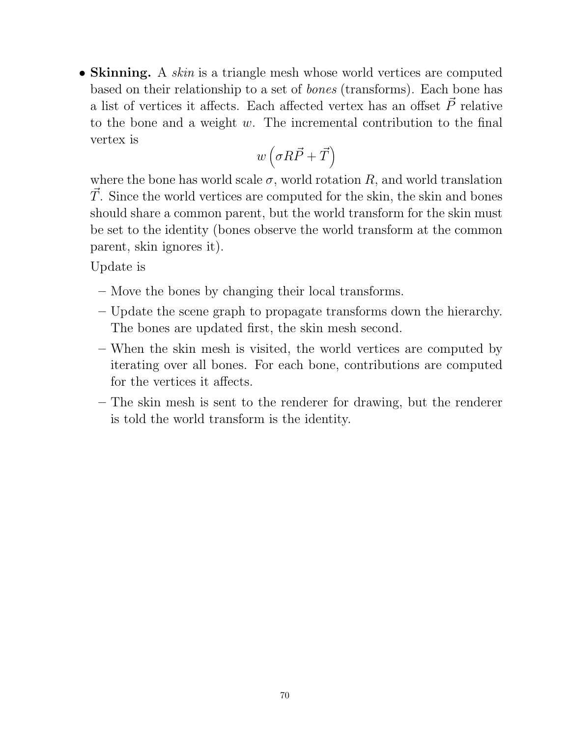- **Skinning.** A *skin* is a triangle mesh whose world vertices are computed based on their relationship to a set of *bones* (transforms). Each bone has a list of vertices it affects. Each affected vertex has an offset $\vec{P}$ relative to the bone and a weight $w$. The incremental contribution to the final vertex is

  $$w\left(\sigma R\vec{P} + \vec{T}\right)$$

  where the bone has world scale $\sigma$, world rotation $R$, and world translation $\vec{T}$. Since the world vertices are computed for the skin, the skin and bones should share a common parent, but the world transform for the skin must be set to the identity (bones observe the world transform at the common parent, skin ignores it).

  Update is

  - Move the bones by changing their local transforms.
  - Update the scene graph to propagate transforms down the hierarchy. The bones are updated first, the skin mesh second.
  - When the skin mesh is visited, the world vertices are computed by iterating over all bones. For each bone, contributions are computed for the vertices it affects.
  - The skin mesh is sent to the renderer for drawing, but the renderer is told the world transform is the identity.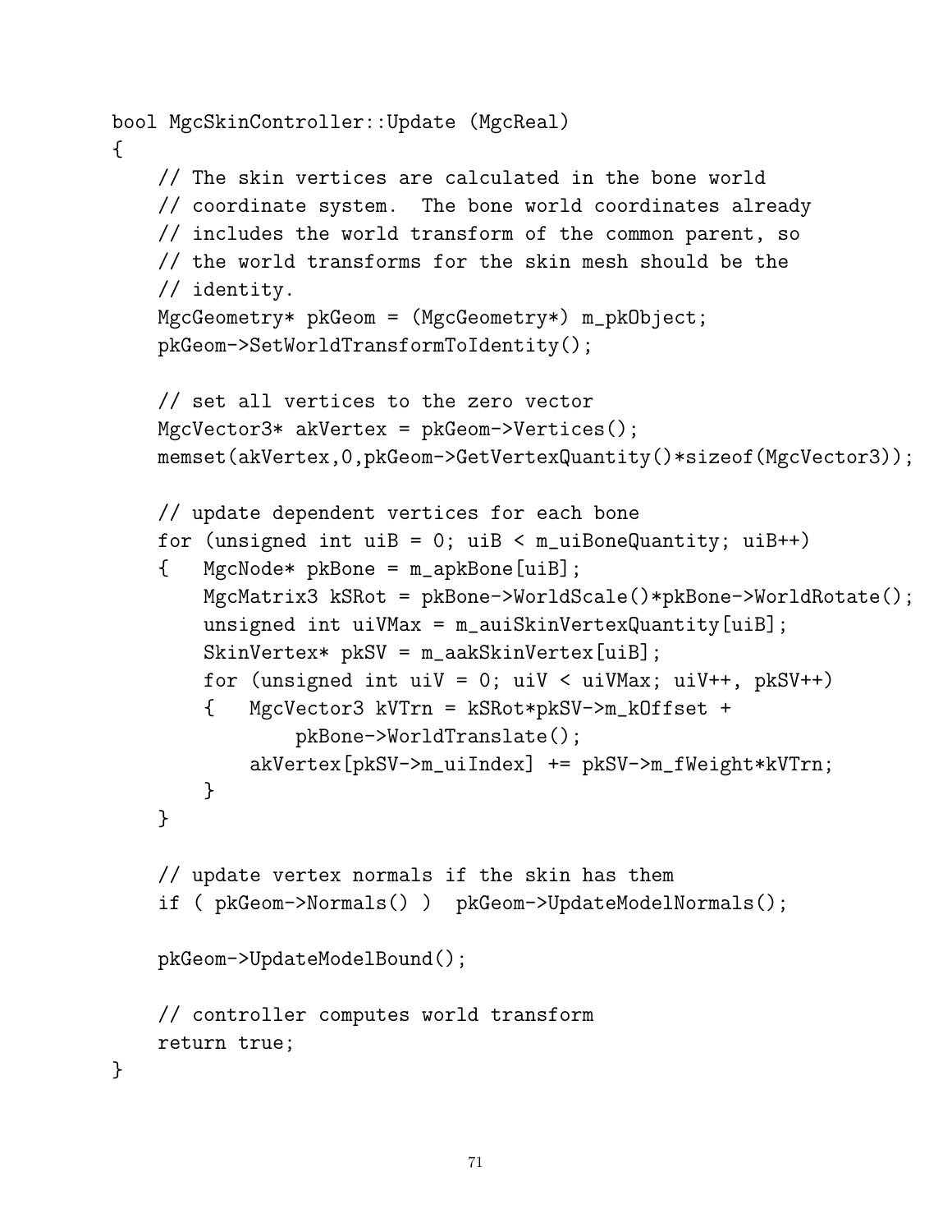```
bool MgcSkinController::Update (MgcReal)
{
    // The skin vertices are calculated in the bone world
    // coordinate system.  The bone world coordinates already
    // includes the world transform of the common parent, so
    // the world transforms for the skin mesh should be the
    // identity.
    MgcGeometry* pkGeom = (MgcGeometry*) m_pkObject;
    pkGeom->SetWorldTransformToIdentity();

    // set all vertices to the zero vector
    MgcVector3* akVertex = pkGeom->Vertices();
    memset(akVertex,0,pkGeom->GetVertexQuantity()*sizeof(MgcVector3));

    // update dependent vertices for each bone
    for (unsigned int uiB = 0; uiB < m_uiBoneQuantity; uiB++)
    {   MgcNode* pkBone = m_apkBone[uiB];
        MgcMatrix3 kSRot = pkBone->WorldScale()*pkBone->WorldRotate();
        unsigned int uiVMax = m_auiSkinVertexQuantity[uiB];
        SkinVertex* pkSV = m_aakSkinVertex[uiB];
        for (unsigned int uiV = 0; uiV < uiVMax; uiV++, pkSV++)
        {   MgcVector3 kVTrn = kSRot*pkSV->m_kOffset +
                pkBone->WorldTranslate();
            akVertex[pkSV->m_uiIndex] += pkSV->m_fWeight*kVTrn;
        }
    }

    // update vertex normals if the skin has them
    if ( pkGeom->Normals() )  pkGeom->UpdateModelNormals();

    pkGeom->UpdateModelBound();

    // controller computes world transform
    return true;
}
```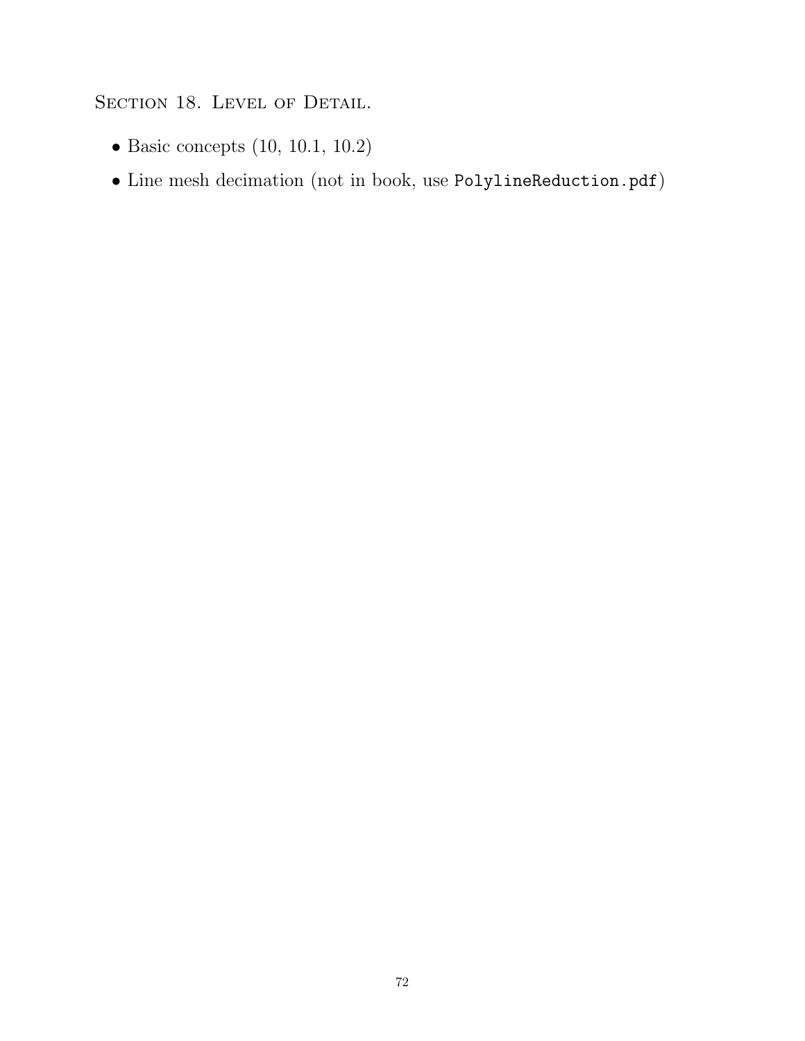## Section 18. Level of Detail.

- Basic concepts (10, 10.1, 10.2)
- Line mesh decimation (not in book, use `PolylineReduction.pdf`)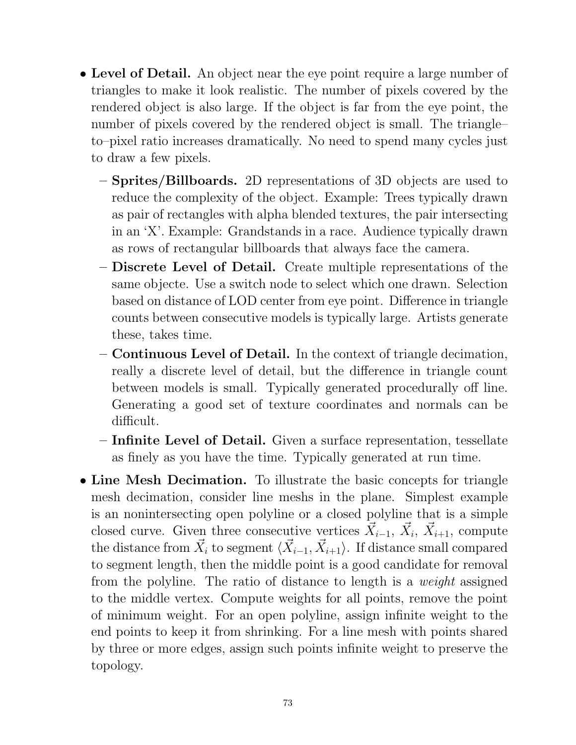- **Level of Detail.** An object near the eye point require a large number of triangles to make it look realistic. The number of pixels covered by the rendered object is also large. If the object is far from the eye point, the number of pixels covered by the rendered object is small. The triangle–to–pixel ratio increases dramatically. No need to spend many cycles just to draw a few pixels.
  - **Sprites/Billboards.** 2D representations of 3D objects are used to reduce the complexity of the object. Example: Trees typically drawn as pair of rectangles with alpha blended textures, the pair intersecting in an 'X'. Example: Grandstands in a race. Audience typically drawn as rows of rectangular billboards that always face the camera.
  - **Discrete Level of Detail.** Create multiple representations of the same objecte. Use a switch node to select which one drawn. Selection based on distance of LOD center from eye point. Difference in triangle counts between consecutive models is typically large. Artists generate these, takes time.
  - **Continuous Level of Detail.** In the context of triangle decimation, really a discrete level of detail, but the difference in triangle count between models is small. Typically generated procedurally off line. Generating a good set of texture coordinates and normals can be difficult.
  - **Infinite Level of Detail.** Given a surface representation, tessellate as finely as you have the time. Typically generated at run time.
- **Line Mesh Decimation.** To illustrate the basic concepts for triangle mesh decimation, consider line meshs in the plane. Simplest example is an nonintersecting open polyline or a closed polyline that is a simple closed curve. Given three consecutive vertices $\vec{X}_{i-1}$, $\vec{X}_i$, $\vec{X}_{i+1}$, compute the distance from $\vec{X}_i$ to segment $\langle \vec{X}_{i-1}, \vec{X}_{i+1} \rangle$. If distance small compared to segment length, then the middle point is a good candidate for removal from the polyline. The ratio of distance to length is a *weight* assigned to the middle vertex. Compute weights for all points, remove the point of minimum weight. For an open polyline, assign infinite weight to the end points to keep it from shrinking. For a line mesh with points shared by three or more edges, assign such points infinite weight to preserve the topology.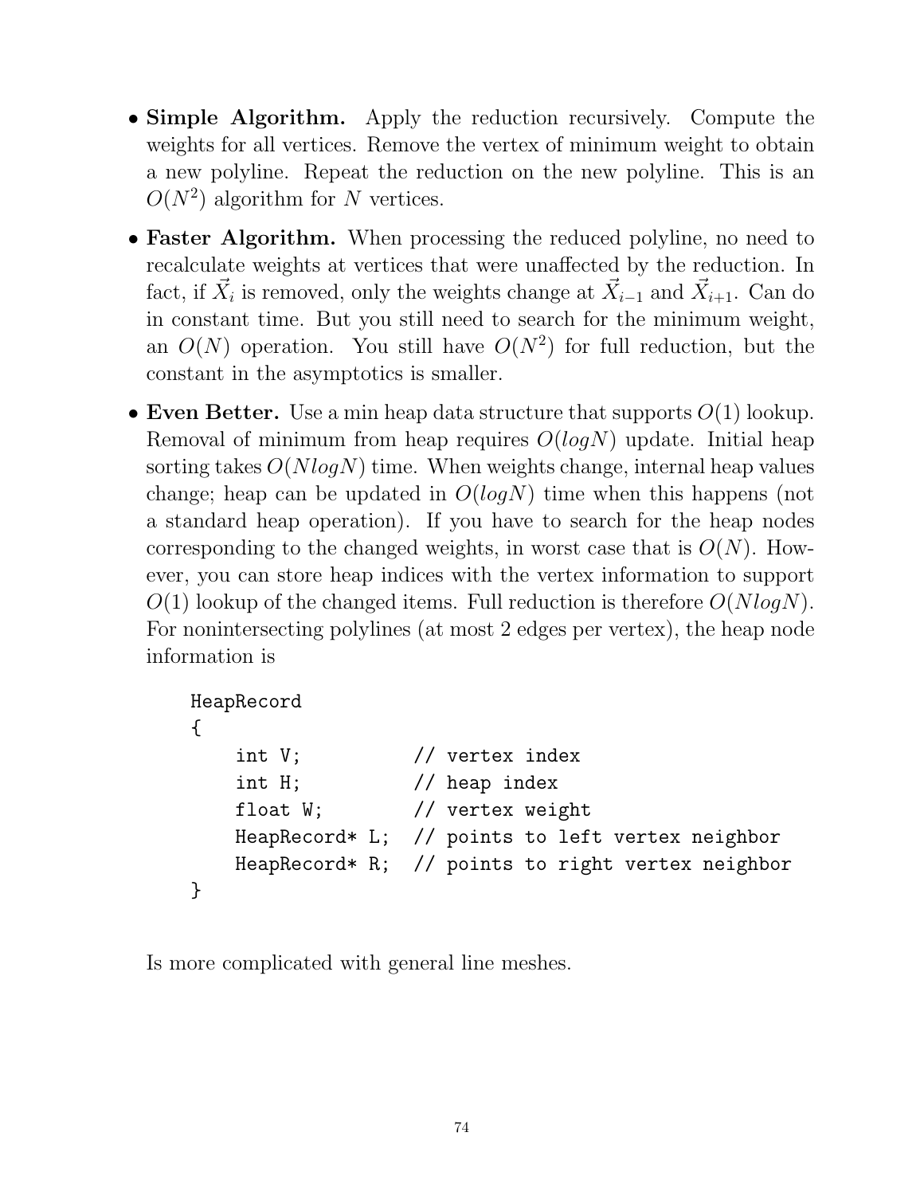- **Simple Algorithm.** Apply the reduction recursively. Compute the weights for all vertices. Remove the vertex of minimum weight to obtain a new polyline. Repeat the reduction on the new polyline. This is an $O(N^2)$ algorithm for $N$ vertices.

- **Faster Algorithm.** When processing the reduced polyline, no need to recalculate weights at vertices that were unaffected by the reduction. In fact, if $\vec{X}_i$ is removed, only the weights change at $\vec{X}_{i-1}$ and $\vec{X}_{i+1}$. Can do in constant time. But you still need to search for the minimum weight, an $O(N)$ operation. You still have $O(N^2)$ for full reduction, but the constant in the asymptotics is smaller.

- **Even Better.** Use a min heap data structure that supports $O(1)$ lookup. Removal of minimum from heap requires $O(logN)$ update. Initial heap sorting takes $O(NlogN)$ time. When weights change, internal heap values change; heap can be updated in $O(logN)$ time when this happens (not a standard heap operation). If you have to search for the heap nodes corresponding to the changed weights, in worst case that is $O(N)$. However, you can store heap indices with the vertex information to support $O(1)$ lookup of the changed items. Full reduction is therefore $O(NlogN)$. For nonintersecting polylines (at most 2 edges per vertex), the heap node information is

```
HeapRecord
{
    int V;          // vertex index
    int H;          // heap index
    float W;        // vertex weight
    HeapRecord* L;  // points to left vertex neighbor
    HeapRecord* R;  // points to right vertex neighbor
}
```

Is more complicated with general line meshes.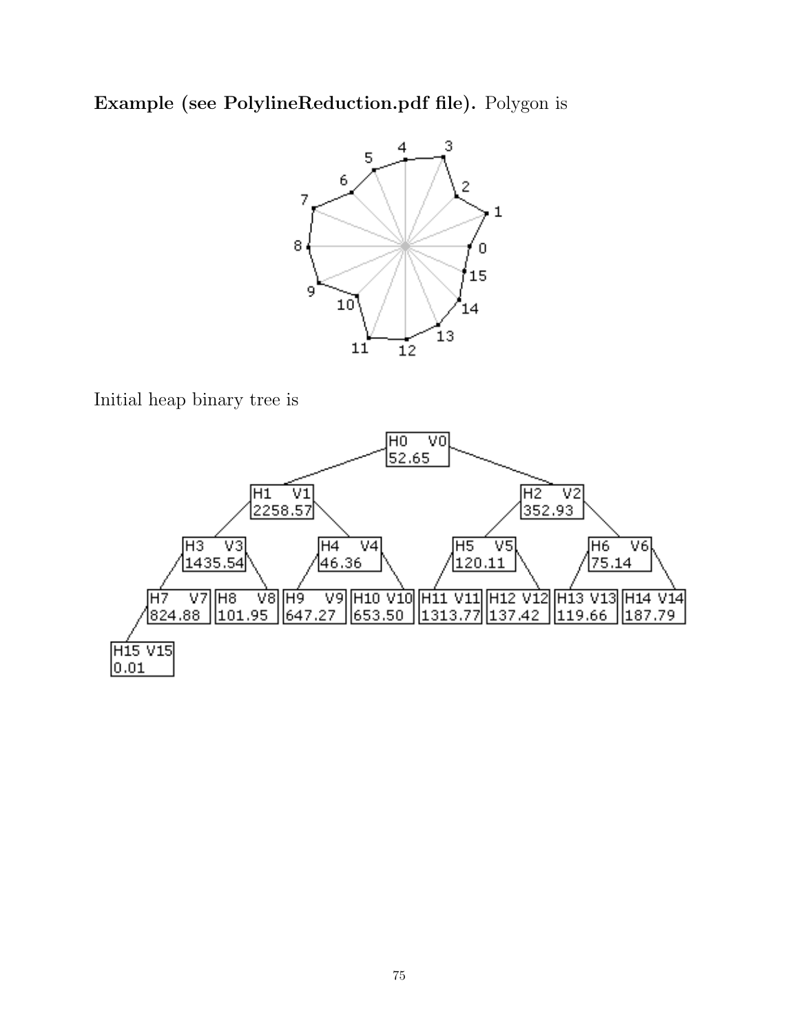**Example (see PolylineReduction.pdf file).** Polygon is

Initial heap binary tree is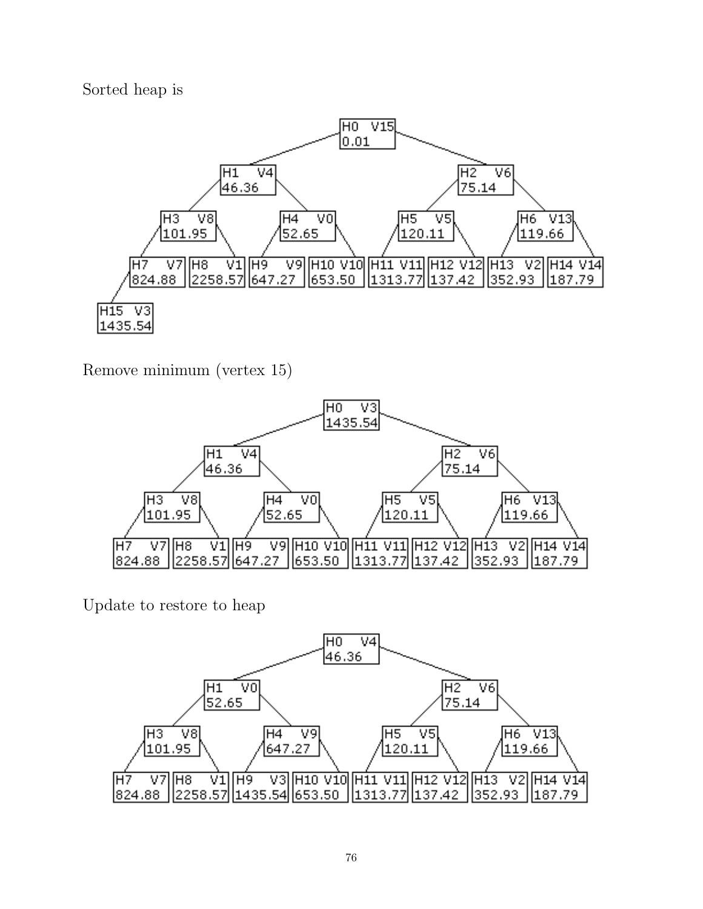Sorted heap is

Remove minimum (vertex 15)

Update to restore to heap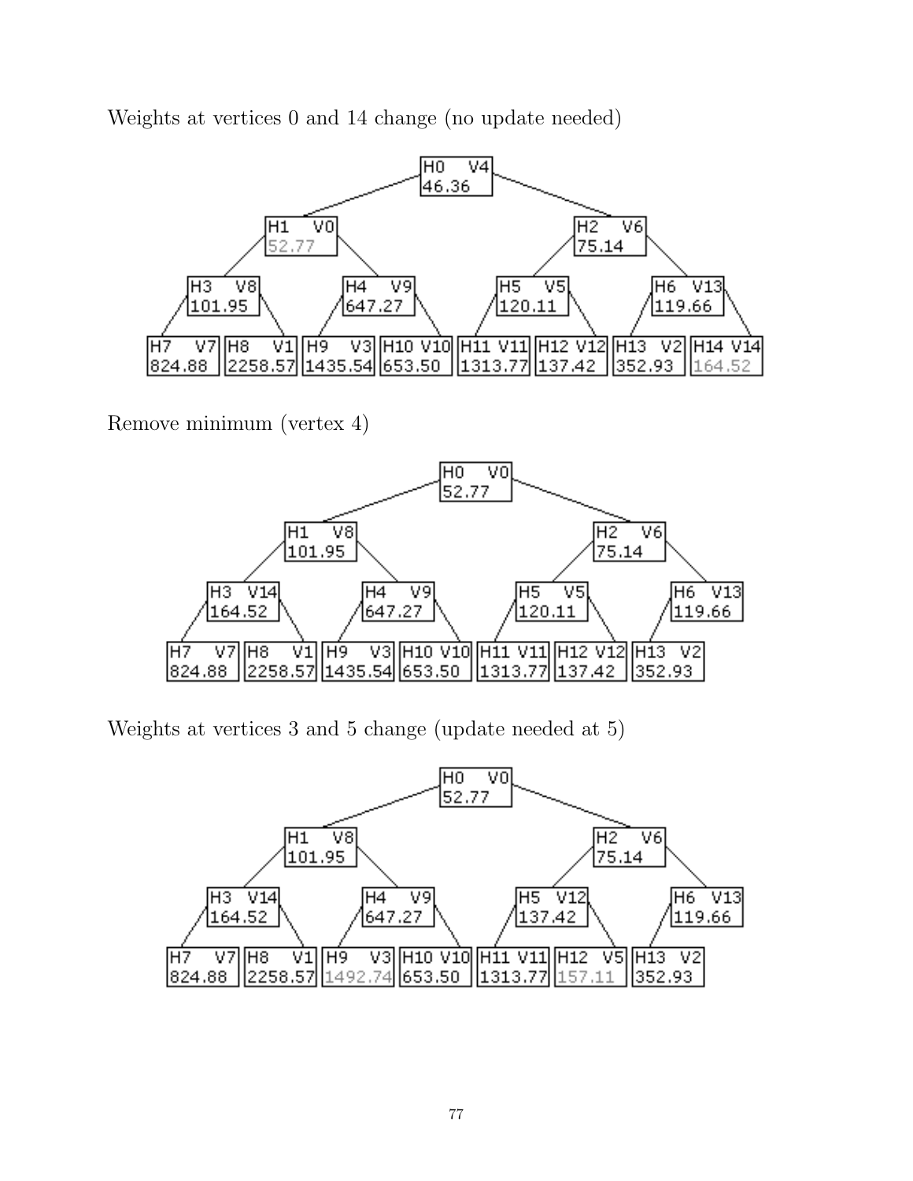Weights at vertices 0 and 14 change (no update needed)

```
                                   H0  V4
                                   46.36
               H1  V0                                  H2  V6
               52.77                                   75.14
      H3  V8           H4  V9                 H5  V5           H6  V13
      101.95           647.27                 120.11           119.66
H7  V7   H8  V1   H9  V3   H10 V10   H11 V11   H12 V12   H13 V2   H14 V14
824.88   2258.57  1435.54  653.50    1313.77   137.42    352.93   164.52
```

Remove minimum (vertex 4)

```
                                   H0  V0
                                   52.77
               H1  V8                                  H2  V6
               101.95                                  75.14
      H3  V14          H4  V9                 H5  V5           H6  V13
      164.52           647.27                 120.11           119.66
H7  V7   H8  V1   H9  V3   H10 V10   H11 V11   H12 V12   H13 V2
824.88   2258.57  1435.54  653.50    1313.77   137.42    352.93
```

Weights at vertices 3 and 5 change (update needed at 5)

```
                                   H0  V0
                                   52.77
               H1  V8                                  H2  V6
               101.95                                  75.14
      H3  V14          H4  V9                 H5  V12          H6  V13
      164.52           647.27                 137.42           119.66
H7  V7   H8  V1   H9  V3   H10 V10   H11 V11   H12 V5    H13 V2
824.88   2258.57  1492.74  653.50    1313.77   157.11    352.93
```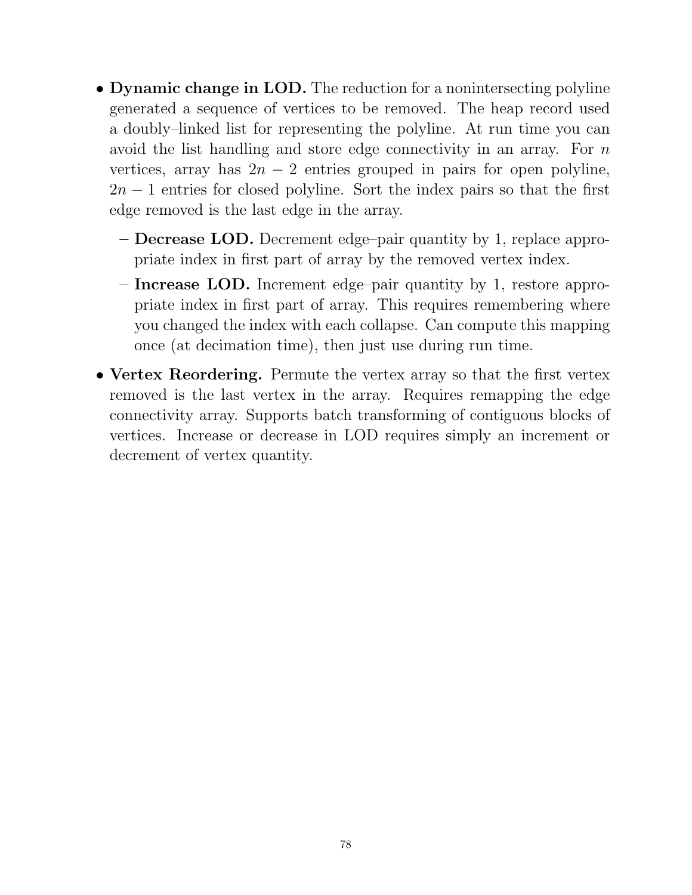- **Dynamic change in LOD.** The reduction for a nonintersecting polyline generated a sequence of vertices to be removed. The heap record used a doubly–linked list for representing the polyline. At run time you can avoid the list handling and store edge connectivity in an array. For $n$ vertices, array has $2n - 2$ entries grouped in pairs for open polyline, $2n - 1$ entries for closed polyline. Sort the index pairs so that the first edge removed is the last edge in the array.
  - **Decrease LOD.** Decrement edge–pair quantity by 1, replace appropriate index in first part of array by the removed vertex index.
  - **Increase LOD.** Increment edge–pair quantity by 1, restore appropriate index in first part of array. This requires remembering where you changed the index with each collapse. Can compute this mapping once (at decimation time), then just use during run time.
- **Vertex Reordering.** Permute the vertex array so that the first vertex removed is the last vertex in the array. Requires remapping the edge connectivity array. Supports batch transforming of contiguous blocks of vertices. Increase or decrease in LOD requires simply an increment or decrement of vertex quantity.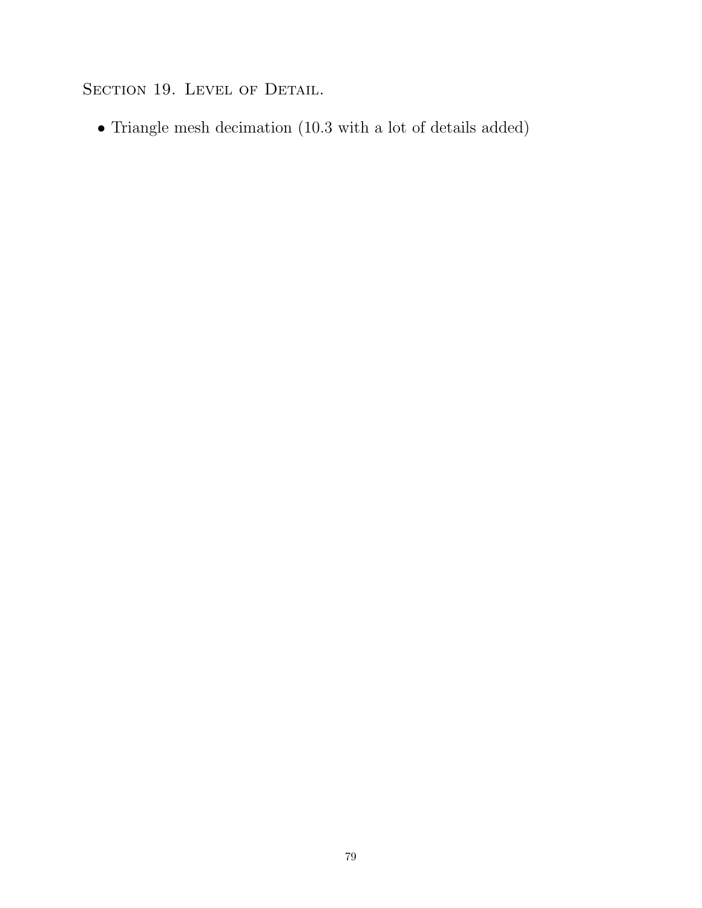## Section 19. Level of Detail.

- Triangle mesh decimation (10.3 with a lot of details added)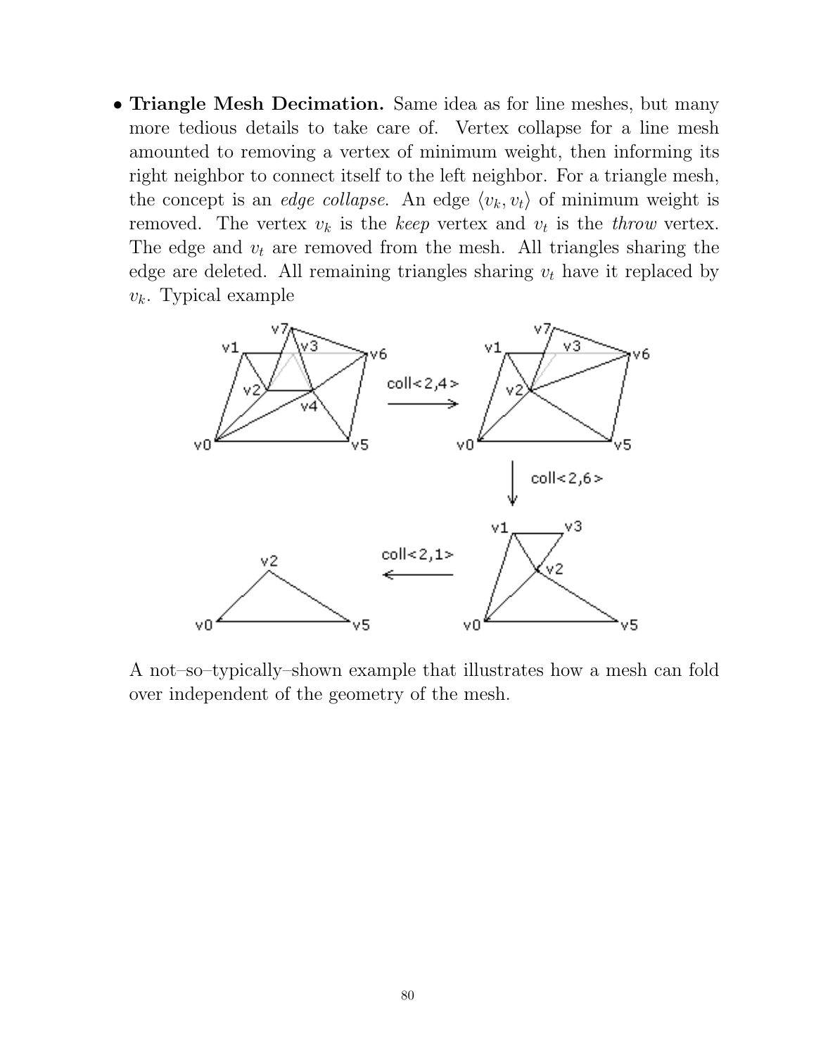- **Triangle Mesh Decimation.** Same idea as for line meshes, but many more tedious details to take care of. Vertex collapse for a line mesh amounted to removing a vertex of minimum weight, then informing its right neighbor to connect itself to the left neighbor. For a triangle mesh, the concept is an *edge collapse*. An edge $\langle v_k, v_t \rangle$ of minimum weight is removed. The vertex $v_k$ is the *keep* vertex and $v_t$ is the *throw* vertex. The edge and $v_t$ are removed from the mesh. All triangles sharing the edge are deleted. All remaining triangles sharing $v_t$ have it replaced by $v_k$. Typical example

  A not–so–typically–shown example that illustrates how a mesh can fold over independent of the geometry of the mesh.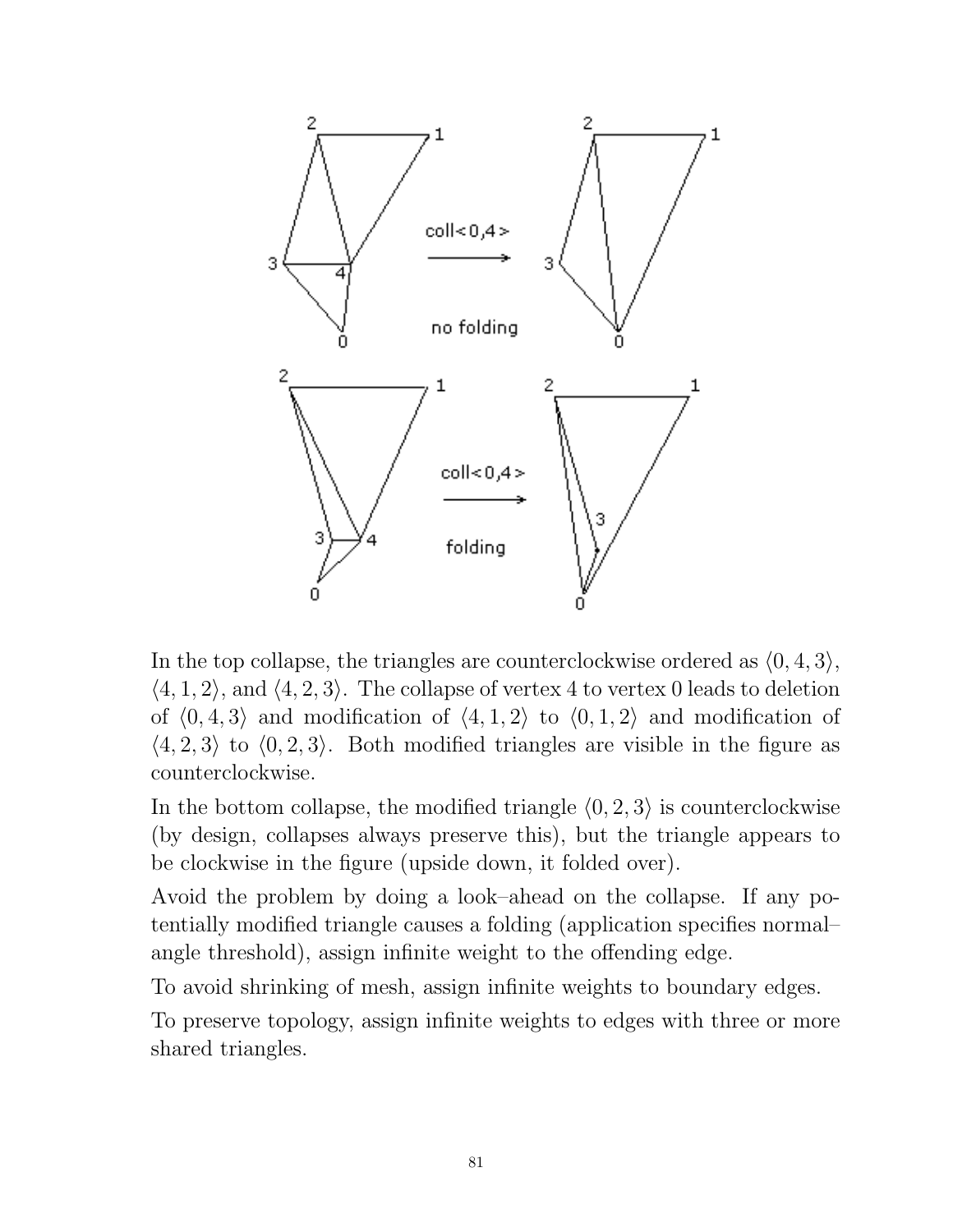In the top collapse, the triangles are counterclockwise ordered as $\langle 0, 4, 3 \rangle$, $\langle 4, 1, 2 \rangle$, and $\langle 4, 2, 3 \rangle$. The collapse of vertex 4 to vertex 0 leads to deletion of $\langle 0, 4, 3 \rangle$ and modification of $\langle 4, 1, 2 \rangle$ to $\langle 0, 1, 2 \rangle$ and modification of $\langle 4, 2, 3 \rangle$ to $\langle 0, 2, 3 \rangle$. Both modified triangles are visible in the figure as counterclockwise.

In the bottom collapse, the modified triangle $\langle 0, 2, 3 \rangle$ is counterclockwise (by design, collapses always preserve this), but the triangle appears to be clockwise in the figure (upside down, it folded over).

Avoid the problem by doing a look–ahead on the collapse. If any potentially modified triangle causes a folding (application specifies normal–angle threshold), assign infinite weight to the offending edge.

To avoid shrinking of mesh, assign infinite weights to boundary edges.

To preserve topology, assign infinite weights to edges with three or more shared triangles.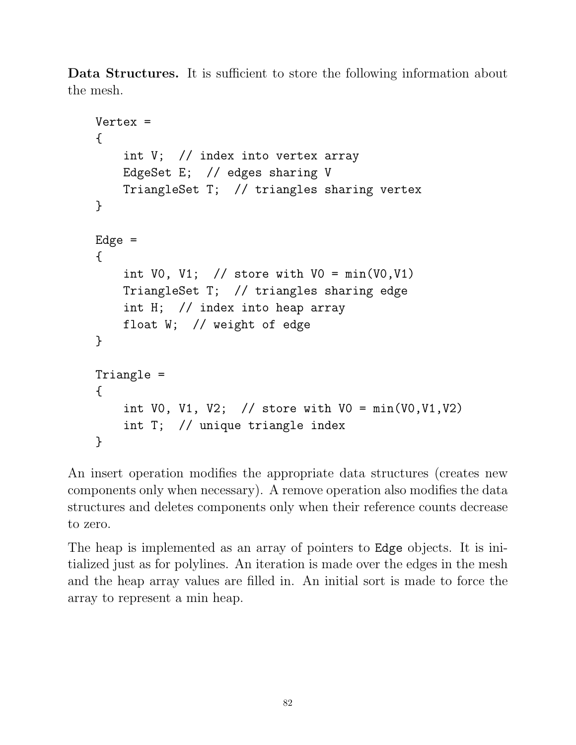**Data Structures.** It is sufficient to store the following information about the mesh.

```
Vertex =
{
    int V;  // index into vertex array
    EdgeSet E;  // edges sharing V
    TriangleSet T;  // triangles sharing vertex
}

Edge =
{
    int V0, V1;  // store with V0 = min(V0,V1)
    TriangleSet T;  // triangles sharing edge
    int H;  // index into heap array
    float W;  // weight of edge
}

Triangle =
{
    int V0, V1, V2;  // store with V0 = min(V0,V1,V2)
    int T;  // unique triangle index
}
```

An insert operation modifies the appropriate data structures (creates new components only when necessary). A remove operation also modifies the data structures and deletes components only when their reference counts decrease to zero.

The heap is implemented as an array of pointers to `Edge` objects. It is initialized just as for polylines. An iteration is made over the edges in the mesh and the heap array values are filled in. An initial sort is made to force the array to represent a min heap.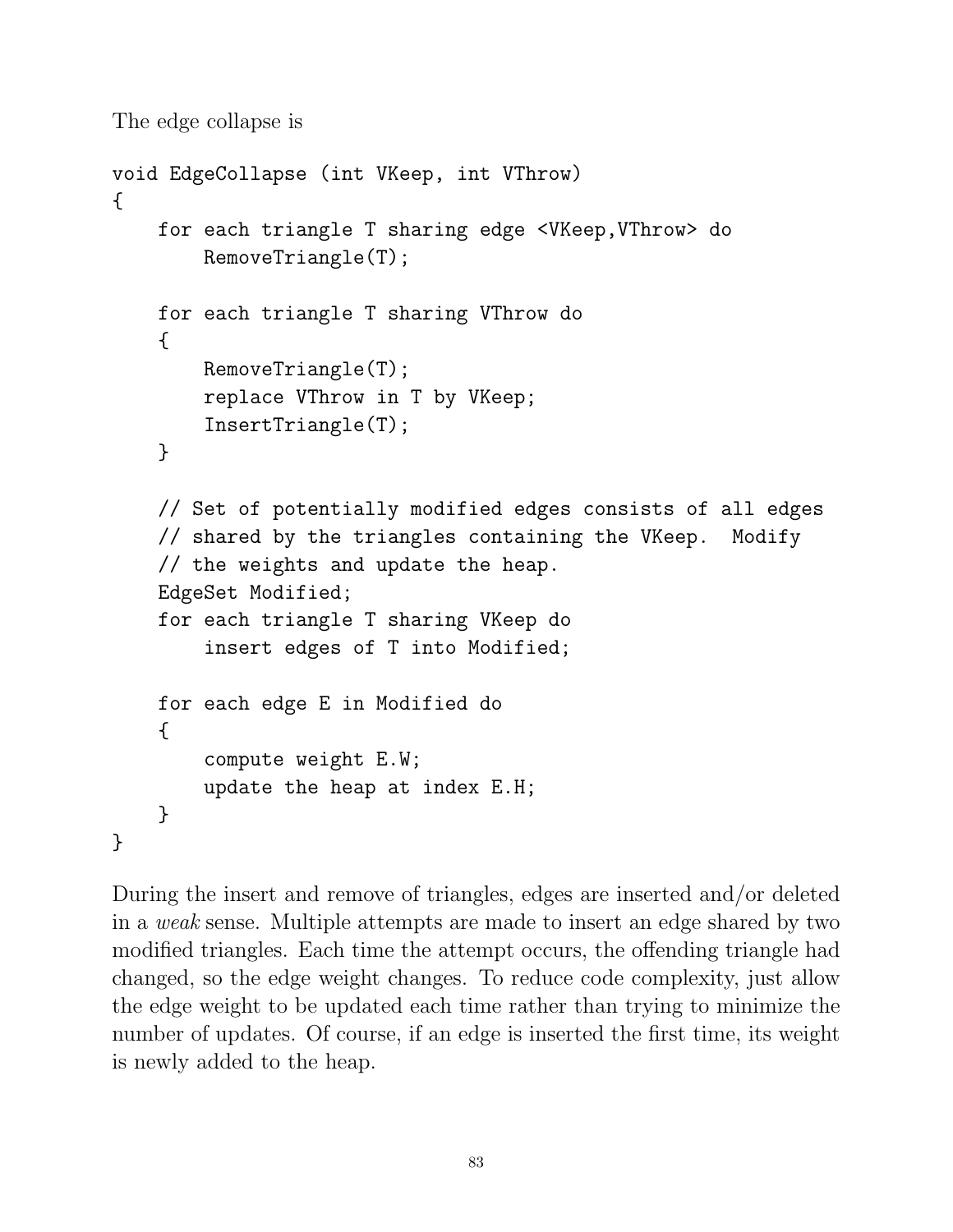The edge collapse is

```
void EdgeCollapse (int VKeep, int VThrow)
{
    for each triangle T sharing edge <VKeep,VThrow> do
        RemoveTriangle(T);

    for each triangle T sharing VThrow do
    {
        RemoveTriangle(T);
        replace VThrow in T by VKeep;
        InsertTriangle(T);
    }

    // Set of potentially modified edges consists of all edges
    // shared by the triangles containing the VKeep.  Modify
    // the weights and update the heap.
    EdgeSet Modified;
    for each triangle T sharing VKeep do
        insert edges of T into Modified;

    for each edge E in Modified do
    {
        compute weight E.W;
        update the heap at index E.H;
    }
}
```

During the insert and remove of triangles, edges are inserted and/or deleted in a *weak* sense. Multiple attempts are made to insert an edge shared by two modified triangles. Each time the attempt occurs, the offending triangle had changed, so the edge weight changes. To reduce code complexity, just allow the edge weight to be updated each time rather than trying to minimize the number of updates. Of course, if an edge is inserted the first time, its weight is newly added to the heap.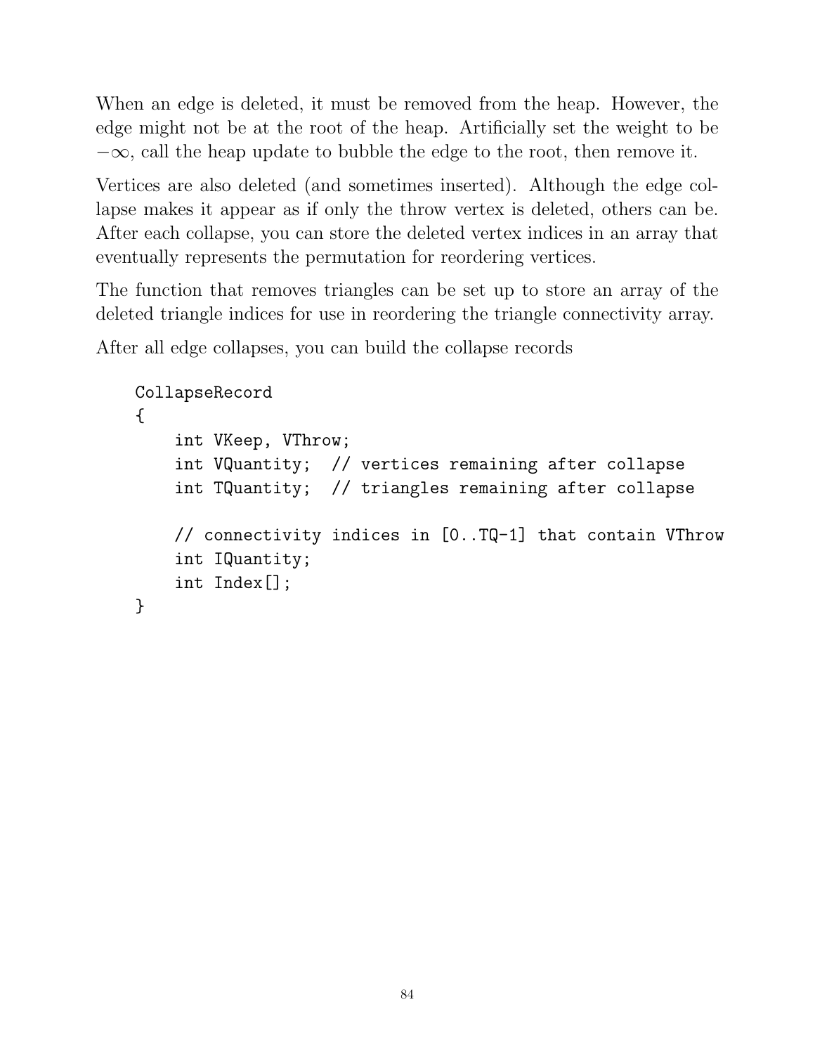When an edge is deleted, it must be removed from the heap. However, the edge might not be at the root of the heap. Artificially set the weight to be $-\infty$, call the heap update to bubble the edge to the root, then remove it.

Vertices are also deleted (and sometimes inserted). Although the edge collapse makes it appear as if only the throw vertex is deleted, others can be. After each collapse, you can store the deleted vertex indices in an array that eventually represents the permutation for reordering vertices.

The function that removes triangles can be set up to store an array of the deleted triangle indices for use in reordering the triangle connectivity array.

After all edge collapses, you can build the collapse records

```
CollapseRecord
{
    int VKeep, VThrow;
    int VQuantity;  // vertices remaining after collapse
    int TQuantity;  // triangles remaining after collapse

    // connectivity indices in [0..TQ-1] that contain VThrow
    int IQuantity;
    int Index[];
}
```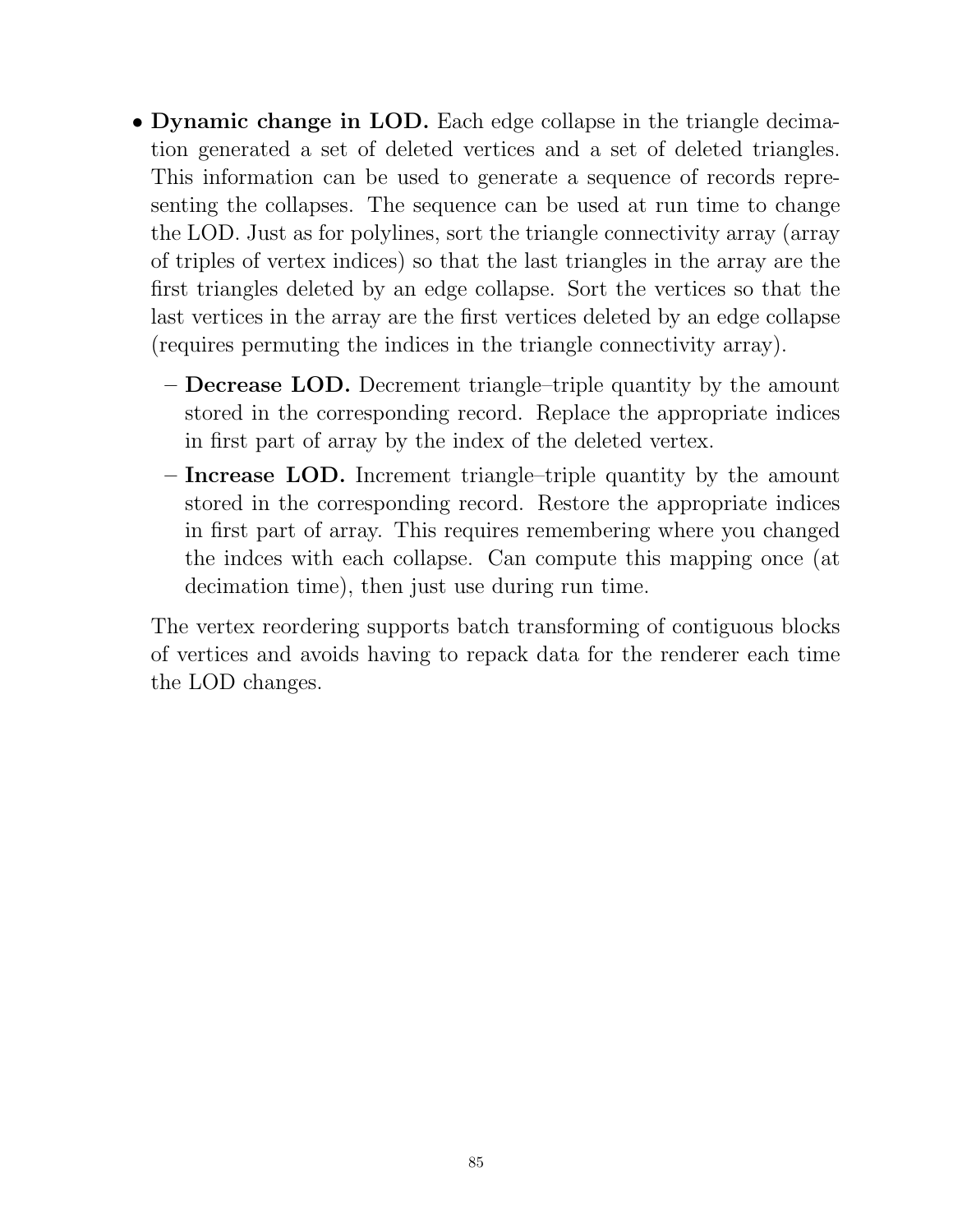- **Dynamic change in LOD.** Each edge collapse in the triangle decimation generated a set of deleted vertices and a set of deleted triangles. This information can be used to generate a sequence of records representing the collapses. The sequence can be used at run time to change the LOD. Just as for polylines, sort the triangle connectivity array (array of triples of vertex indices) so that the last triangles in the array are the first triangles deleted by an edge collapse. Sort the vertices so that the last vertices in the array are the first vertices deleted by an edge collapse (requires permuting the indices in the triangle connectivity array).

  - **Decrease LOD.** Decrement triangle–triple quantity by the amount stored in the corresponding record. Replace the appropriate indices in first part of array by the index of the deleted vertex.
  - **Increase LOD.** Increment triangle–triple quantity by the amount stored in the corresponding record. Restore the appropriate indices in first part of array. This requires remembering where you changed the indces with each collapse. Can compute this mapping once (at decimation time), then just use during run time.

  The vertex reordering supports batch transforming of contiguous blocks of vertices and avoids having to repack data for the renderer each time the LOD changes.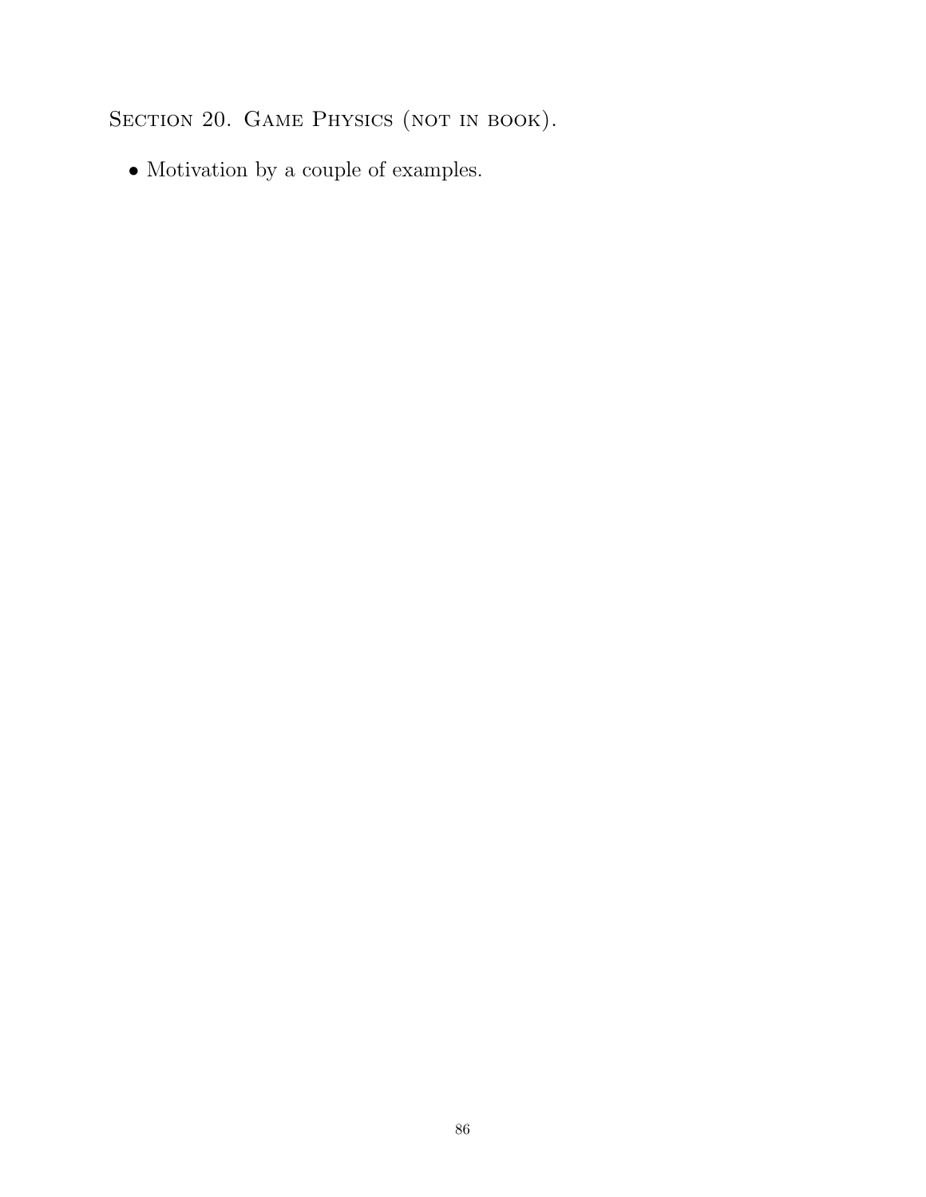## Section 20. Game Physics (not in book).

- Motivation by a couple of examples.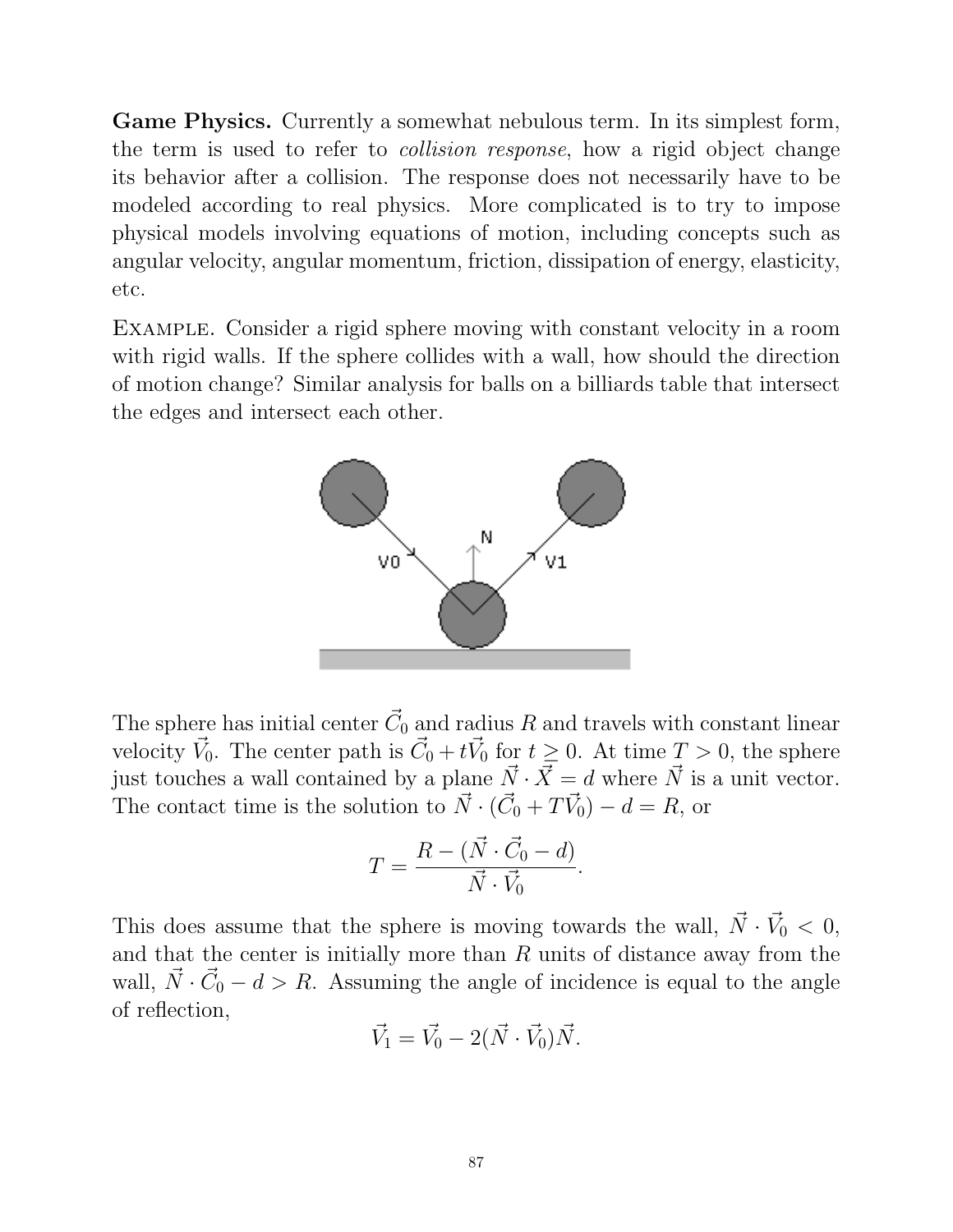**Game Physics.** Currently a somewhat nebulous term. In its simplest form, the term is used to refer to *collision response*, how a rigid object change its behavior after a collision. The response does not necessarily have to be modeled according to real physics. More complicated is to try to impose physical models involving equations of motion, including concepts such as angular velocity, angular momentum, friction, dissipation of energy, elasticity, etc.

Example. Consider a rigid sphere moving with constant velocity in a room with rigid walls. If the sphere collides with a wall, how should the direction of motion change? Similar analysis for balls on a billiards table that intersect the edges and intersect each other.

The sphere has initial center $\vec{C}_0$ and radius $R$ and travels with constant linear velocity $\vec{V}_0$. The center path is $\vec{C}_0 + t\vec{V}_0$ for $t \geq 0$. At time $T > 0$, the sphere just touches a wall contained by a plane $\vec{N} \cdot \vec{X} = d$ where $\vec{N}$ is a unit vector. The contact time is the solution to $\vec{N} \cdot (\vec{C}_0 + T\vec{V}_0) - d = R$, or

$$T = \frac{R - (\vec{N} \cdot \vec{C}_0 - d)}{\vec{N} \cdot \vec{V}_0}.$$

This does assume that the sphere is moving towards the wall, $\vec{N} \cdot \vec{V}_0 < 0$, and that the center is initially more than $R$ units of distance away from the wall, $\vec{N} \cdot \vec{C}_0 - d > R$. Assuming the angle of incidence is equal to the angle of reflection,

$$\vec{V}_1 = \vec{V}_0 - 2(\vec{N} \cdot \vec{V}_0)\vec{N}.$$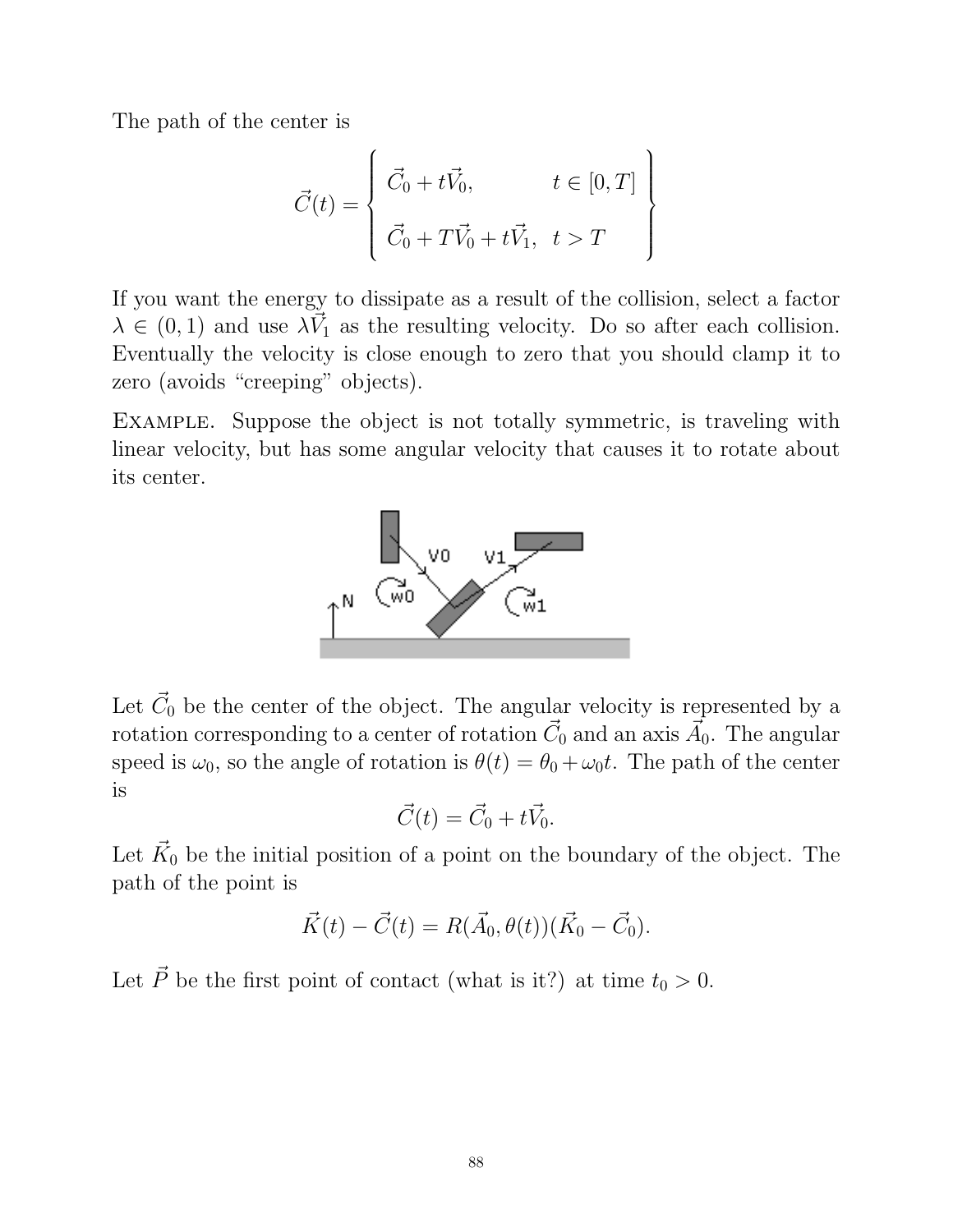The path of the center is

$$\vec{C}(t) = \left\{ \begin{array}{ll} \vec{C}_0 + t\vec{V}_0, & t \in [0, T] \\ \vec{C}_0 + T\vec{V}_0 + t\vec{V}_1, & t > T \end{array} \right\}$$

If you want the energy to dissipate as a result of the collision, select a factor $\lambda \in (0, 1)$ and use $\lambda \vec{V}_1$ as the resulting velocity. Do so after each collision. Eventually the velocity is close enough to zero that you should clamp it to zero (avoids "creeping" objects).

Example. Suppose the object is not totally symmetric, is traveling with linear velocity, but has some angular velocity that causes it to rotate about its center.

Let $\vec{C}_0$ be the center of the object. The angular velocity is represented by a rotation corresponding to a center of rotation $\vec{C}_0$ and an axis $\vec{A}_0$. The angular speed is $\omega_0$, so the angle of rotation is $\theta(t) = \theta_0 + \omega_0 t$. The path of the center is

$$\vec{C}(t) = \vec{C}_0 + t\vec{V}_0.$$

Let $\vec{K}_0$ be the initial position of a point on the boundary of the object. The path of the point is

$$\vec{K}(t) - \vec{C}(t) = R(\vec{A}_0, \theta(t))(\vec{K}_0 - \vec{C}_0).$$

Let $\vec{P}$ be the first point of contact (what is it?) at time $t_0 > 0$.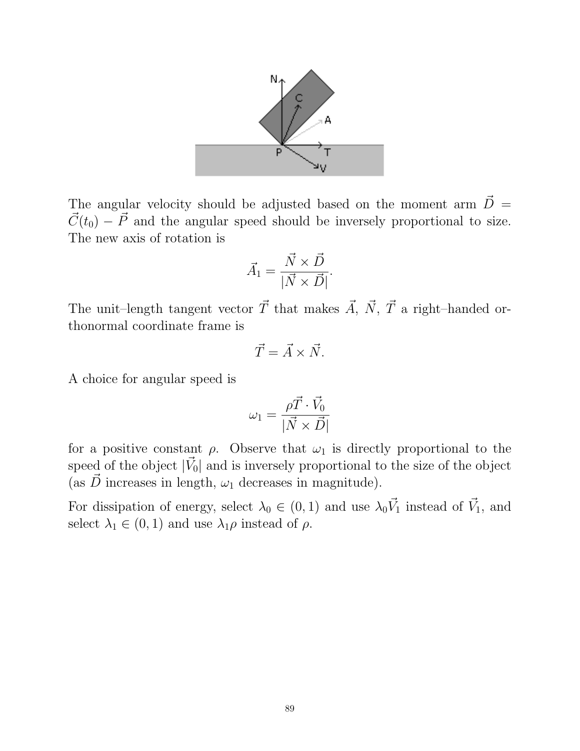The angular velocity should be adjusted based on the moment arm $\vec{D} = \vec{C}(t_0) - \vec{P}$ and the angular speed should be inversely proportional to size. The new axis of rotation is

$$\vec{A}_1 = \frac{\vec{N} \times \vec{D}}{|\vec{N} \times \vec{D}|}.$$

The unit–length tangent vector $\vec{T}$ that makes $\vec{A}$, $\vec{N}$, $\vec{T}$ a right–handed orthonormal coordinate frame is

$$\vec{T} = \vec{A} \times \vec{N}.$$

A choice for angular speed is

$$\omega_1 = \frac{\rho \vec{T} \cdot \vec{V}_0}{|\vec{N} \times \vec{D}|}$$

for a positive constant $\rho$. Observe that $\omega_1$ is directly proportional to the speed of the object $|\vec{V}_0|$ and is inversely proportional to the size of the object (as $\vec{D}$ increases in length, $\omega_1$ decreases in magnitude).

For dissipation of energy, select $\lambda_0 \in (0, 1)$ and use $\lambda_0 \vec{V}_1$ instead of $\vec{V}_1$, and select $\lambda_1 \in (0, 1)$ and use $\lambda_1 \rho$ instead of $\rho$.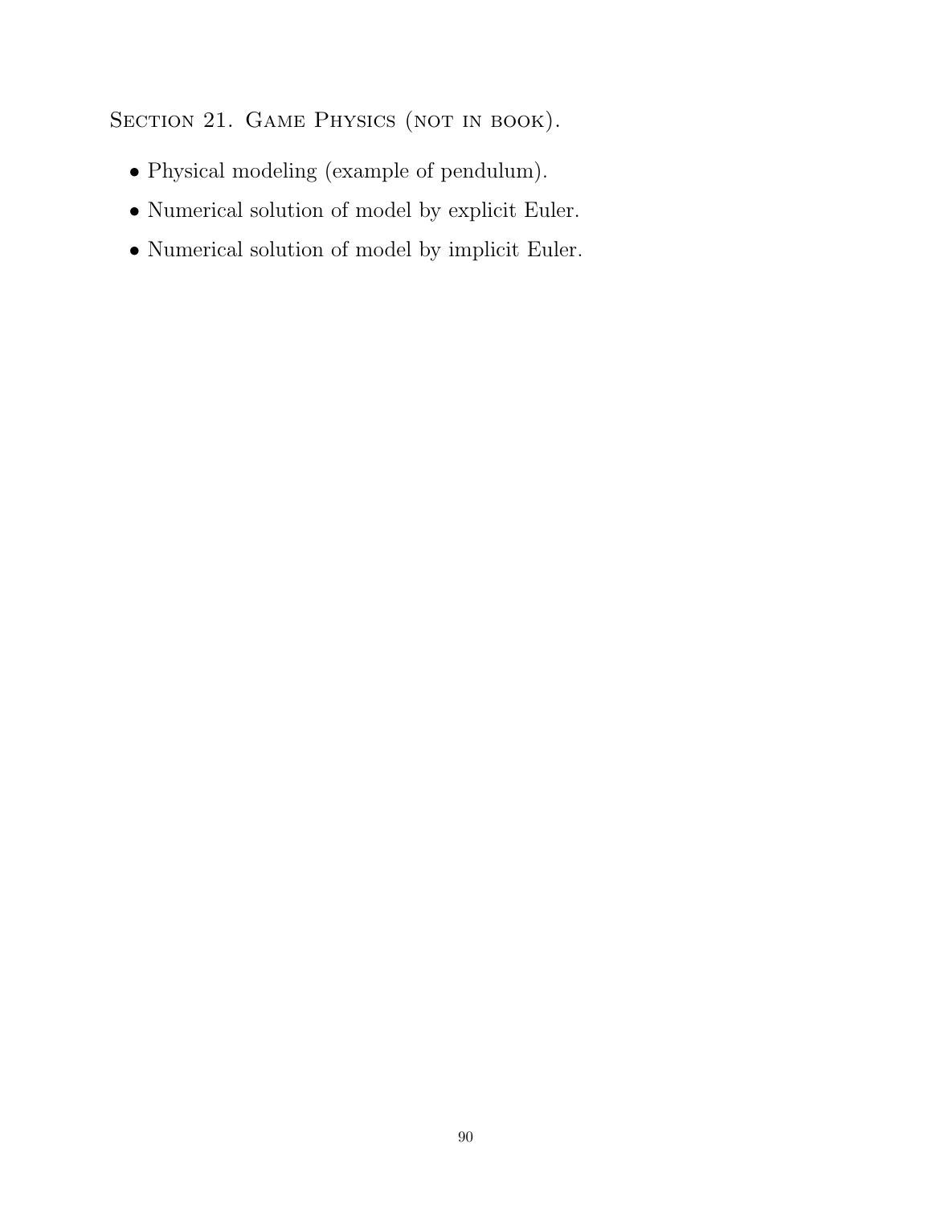## Section 21. Game Physics (not in book).

- Physical modeling (example of pendulum).
- Numerical solution of model by explicit Euler.
- Numerical solution of model by implicit Euler.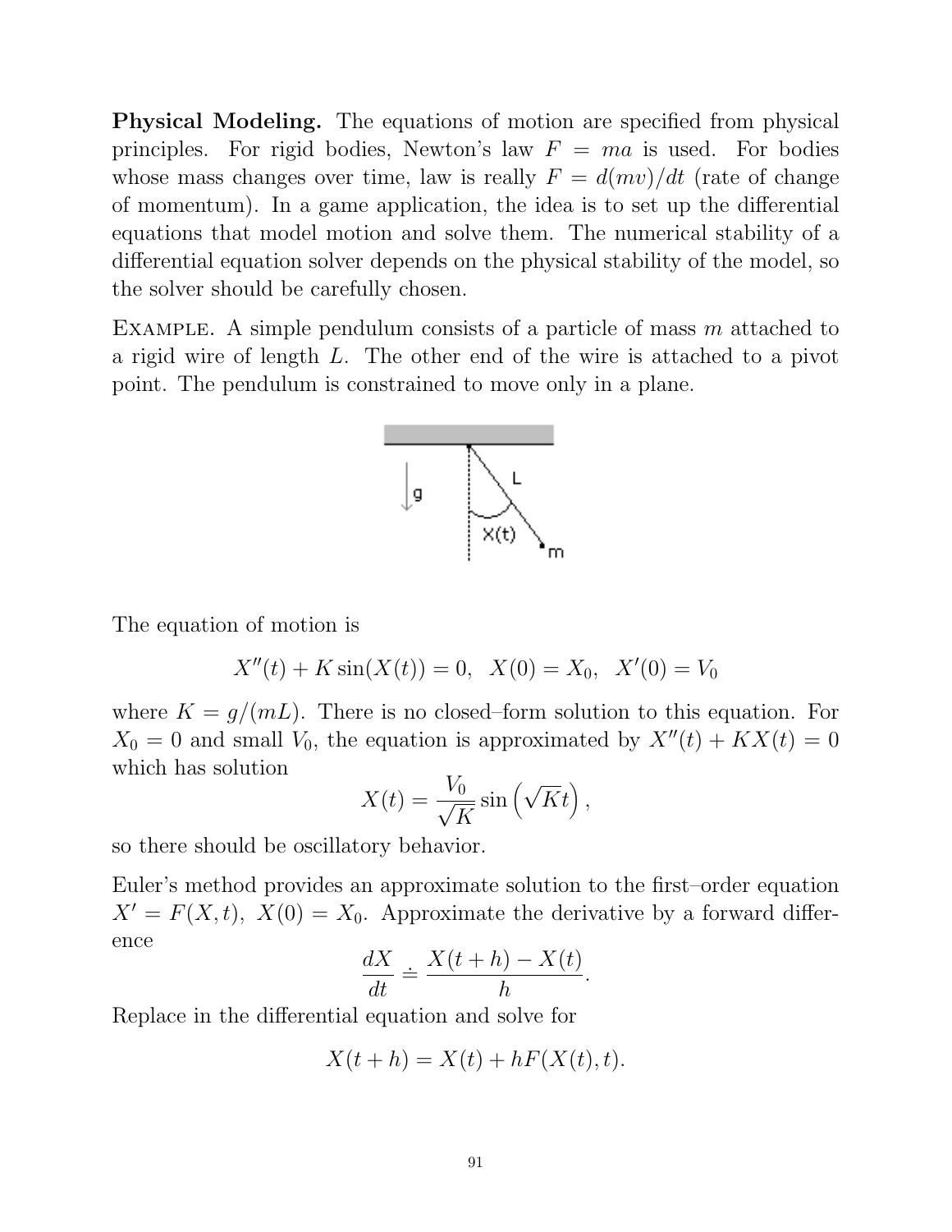**Physical Modeling.** The equations of motion are specified from physical principles. For rigid bodies, Newton's law $F = ma$ is used. For bodies whose mass changes over time, law is really $F = d(mv)/dt$ (rate of change of momentum). In a game application, the idea is to set up the differential equations that model motion and solve them. The numerical stability of a differential equation solver depends on the physical stability of the model, so the solver should be carefully chosen.

EXAMPLE. A simple pendulum consists of a particle of mass $m$ attached to a rigid wire of length $L$. The other end of the wire is attached to a pivot point. The pendulum is constrained to move only in a plane.

The equation of motion is

$$X''(t) + K\sin(X(t)) = 0, \quad X(0) = X_0, \quad X'(0) = V_0$$

where $K = g/(mL)$. There is no closed–form solution to this equation. For $X_0 = 0$ and small $V_0$, the equation is approximated by $X''(t) + KX(t) = 0$ which has solution

$$X(t) = \frac{V_0}{\sqrt{K}}\sin\left(\sqrt{K}t\right),$$

so there should be oscillatory behavior.

Euler's method provides an approximate solution to the first–order equation $X' = F(X,t)$, $X(0) = X_0$. Approximate the derivative by a forward difference

$$\frac{dX}{dt} \doteq \frac{X(t+h) - X(t)}{h}.$$

Replace in the differential equation and solve for

$$X(t+h) = X(t) + hF(X(t),t).$$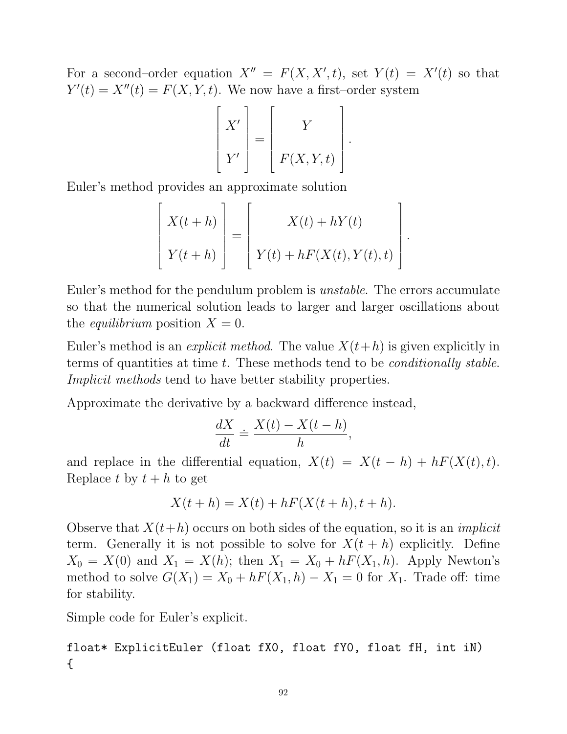For a second–order equation $X'' = F(X, X', t)$, set $Y(t) = X'(t)$ so that $Y'(t) = X''(t) = F(X, Y, t)$. We now have a first–order system

$$\begin{bmatrix} X' \\ \\ Y' \end{bmatrix} = \begin{bmatrix} Y \\ \\ F(X, Y, t) \end{bmatrix}.$$

Euler's method provides an approximate solution

$$\begin{bmatrix} X(t+h) \\ \\ Y(t+h) \end{bmatrix} = \begin{bmatrix} X(t) + hY(t) \\ \\ Y(t) + hF(X(t), Y(t), t) \end{bmatrix}.$$

Euler's method for the pendulum problem is *unstable*. The errors accumulate so that the numerical solution leads to larger and larger oscillations about the *equilibrium* position $X = 0$.

Euler's method is an *explicit method*. The value $X(t+h)$ is given explicitly in terms of quantities at time $t$. These methods tend to be *conditionally stable*. *Implicit methods* tend to have better stability properties.

Approximate the derivative by a backward difference instead,

$$\frac{dX}{dt} \doteq \frac{X(t) - X(t-h)}{h},$$

and replace in the differential equation, $X(t) = X(t-h) + hF(X(t), t)$. Replace $t$ by $t + h$ to get

$$X(t+h) = X(t) + hF(X(t+h), t+h).$$

Observe that $X(t+h)$ occurs on both sides of the equation, so it is an *implicit* term. Generally it is not possible to solve for $X(t+h)$ explicitly. Define $X_0 = X(0)$ and $X_1 = X(h)$; then $X_1 = X_0 + hF(X_1, h)$. Apply Newton's method to solve $G(X_1) = X_0 + hF(X_1, h) - X_1 = 0$ for $X_1$. Trade off: time for stability.

Simple code for Euler's explicit.

```
float* ExplicitEuler (float fX0, float fY0, float fH, int iN)
{
```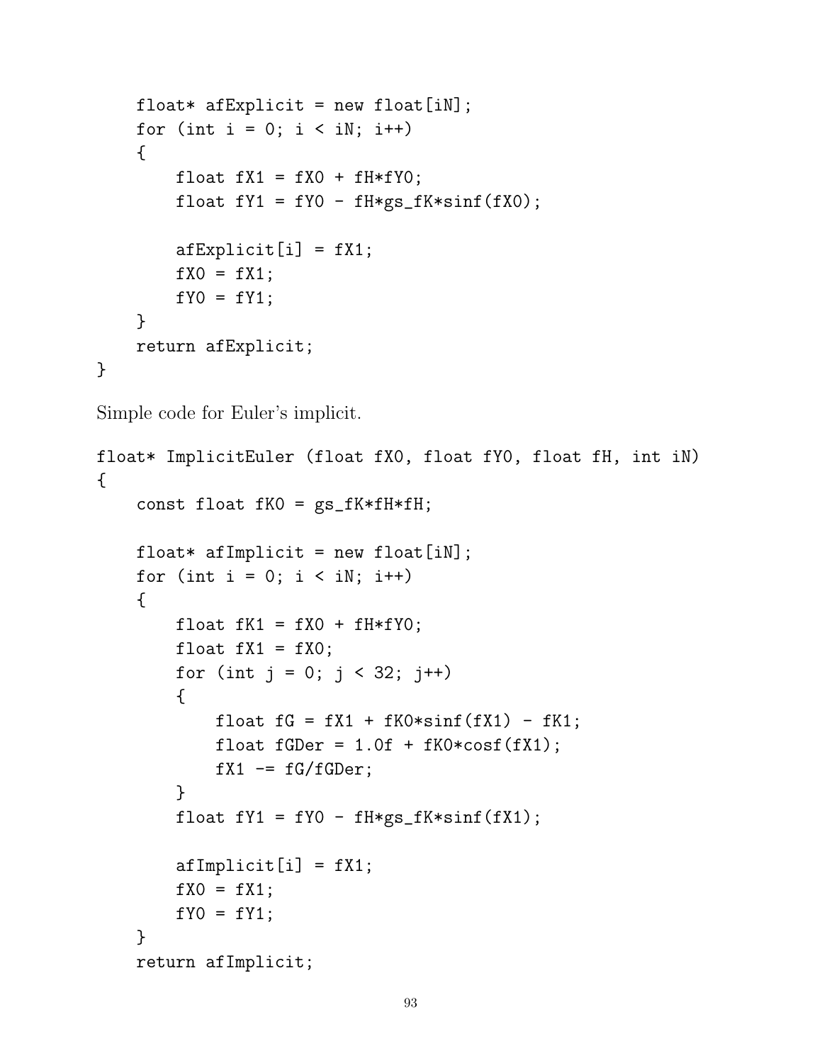```
    float* afExplicit = new float[iN];
    for (int i = 0; i < iN; i++)
    {
        float fX1 = fX0 + fH*fY0;
        float fY1 = fY0 - fH*gs_fK*sinf(fX0);

        afExplicit[i] = fX1;
        fX0 = fX1;
        fY0 = fY1;
    }
    return afExplicit;
}
```

Simple code for Euler's implicit.

```
float* ImplicitEuler (float fX0, float fY0, float fH, int iN)
{
    const float fK0 = gs_fK*fH*fH;

    float* afImplicit = new float[iN];
    for (int i = 0; i < iN; i++)
    {
        float fK1 = fX0 + fH*fY0;
        float fX1 = fX0;
        for (int j = 0; j < 32; j++)
        {
            float fG = fX1 + fK0*sinf(fX1) - fK1;
            float fGDer = 1.0f + fK0*cosf(fX1);
            fX1 -= fG/fGDer;
        }
        float fY1 = fY0 - fH*gs_fK*sinf(fX1);

        afImplicit[i] = fX1;
        fX0 = fX1;
        fY0 = fY1;
    }
    return afImplicit;
```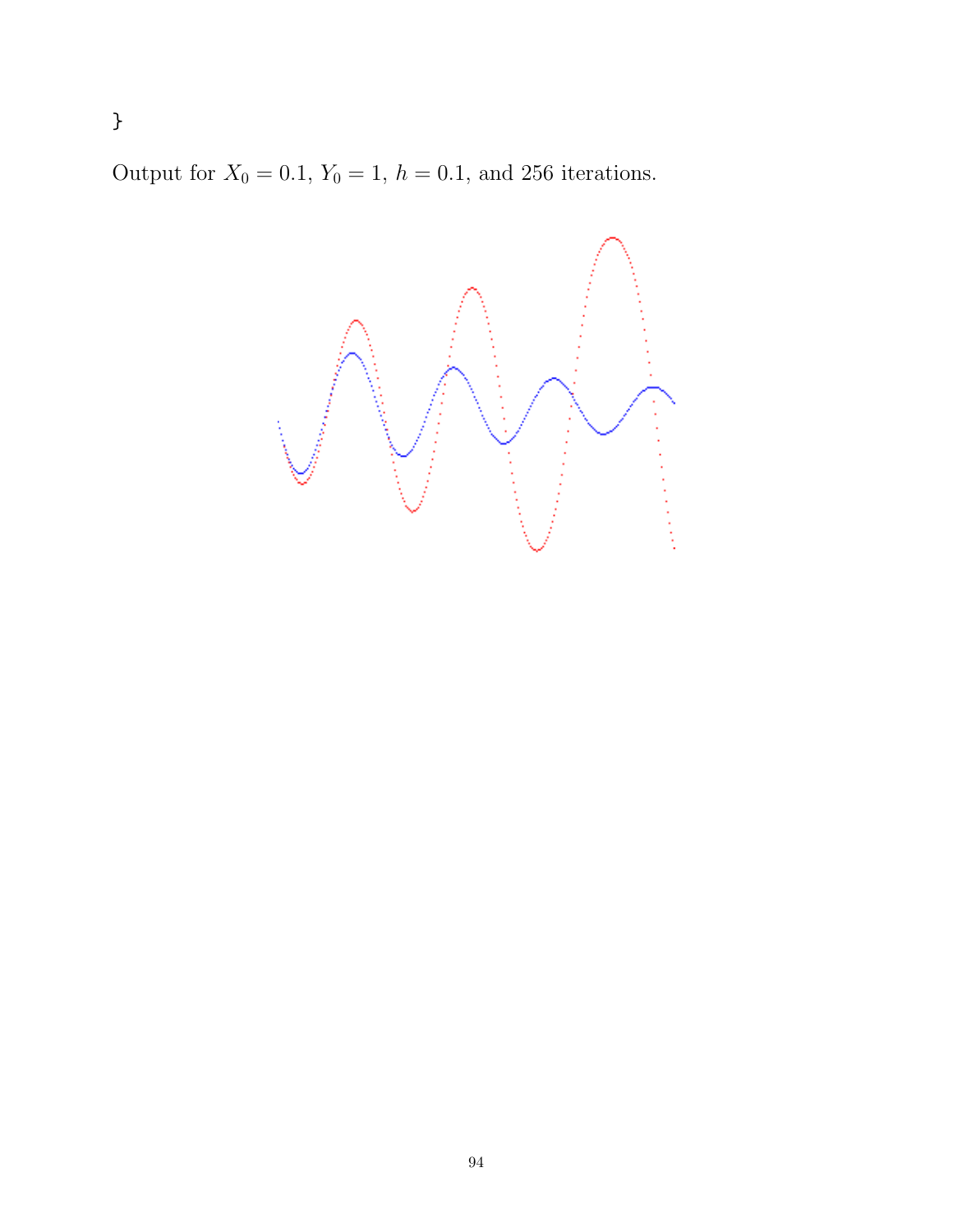```
}
```

Output for $X_0 = 0.1$, $Y_0 = 1$, $h = 0.1$, and 256 iterations.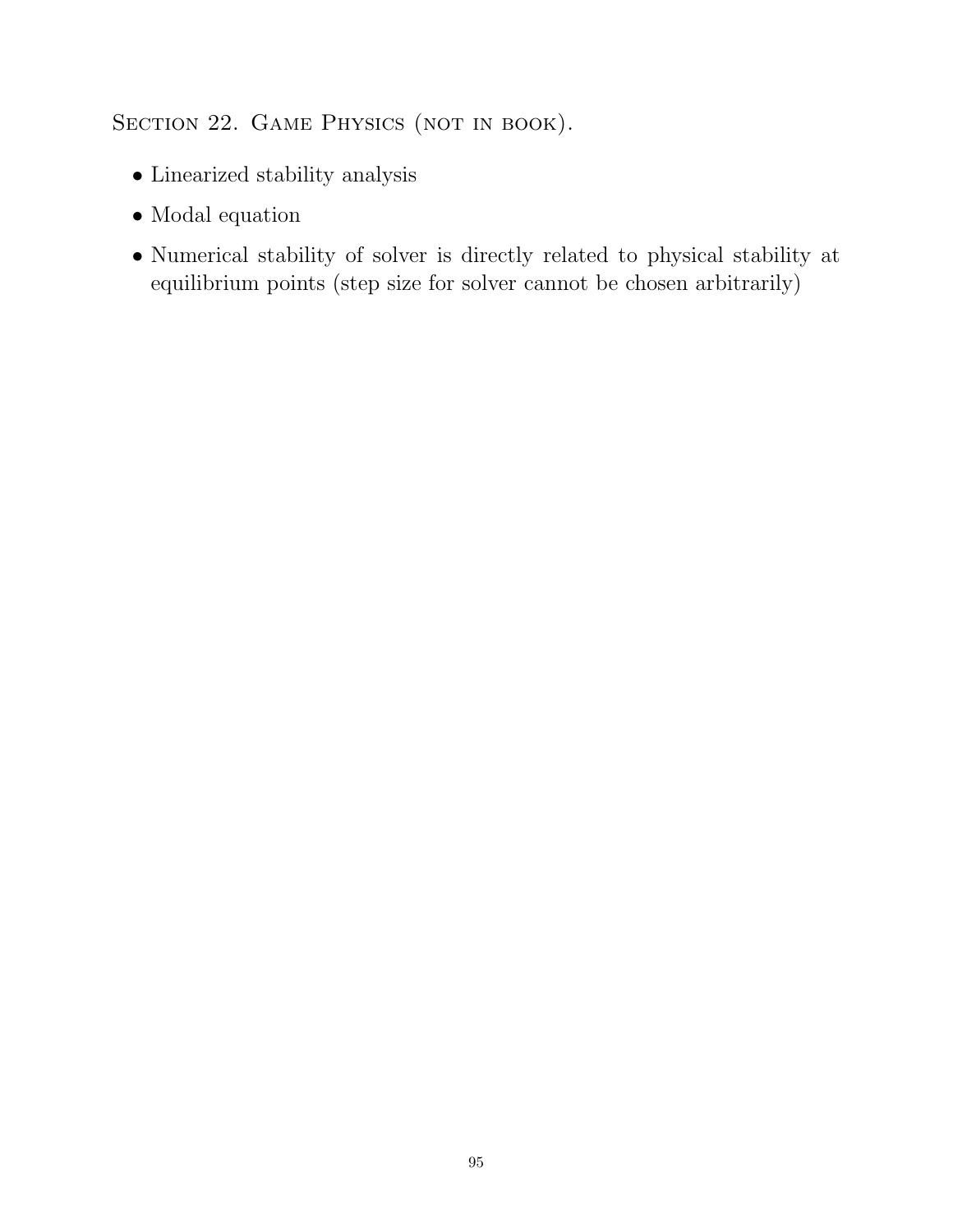## Section 22. Game Physics (not in book).

- Linearized stability analysis
- Modal equation
- Numerical stability of solver is directly related to physical stability at equilibrium points (step size for solver cannot be chosen arbitrarily)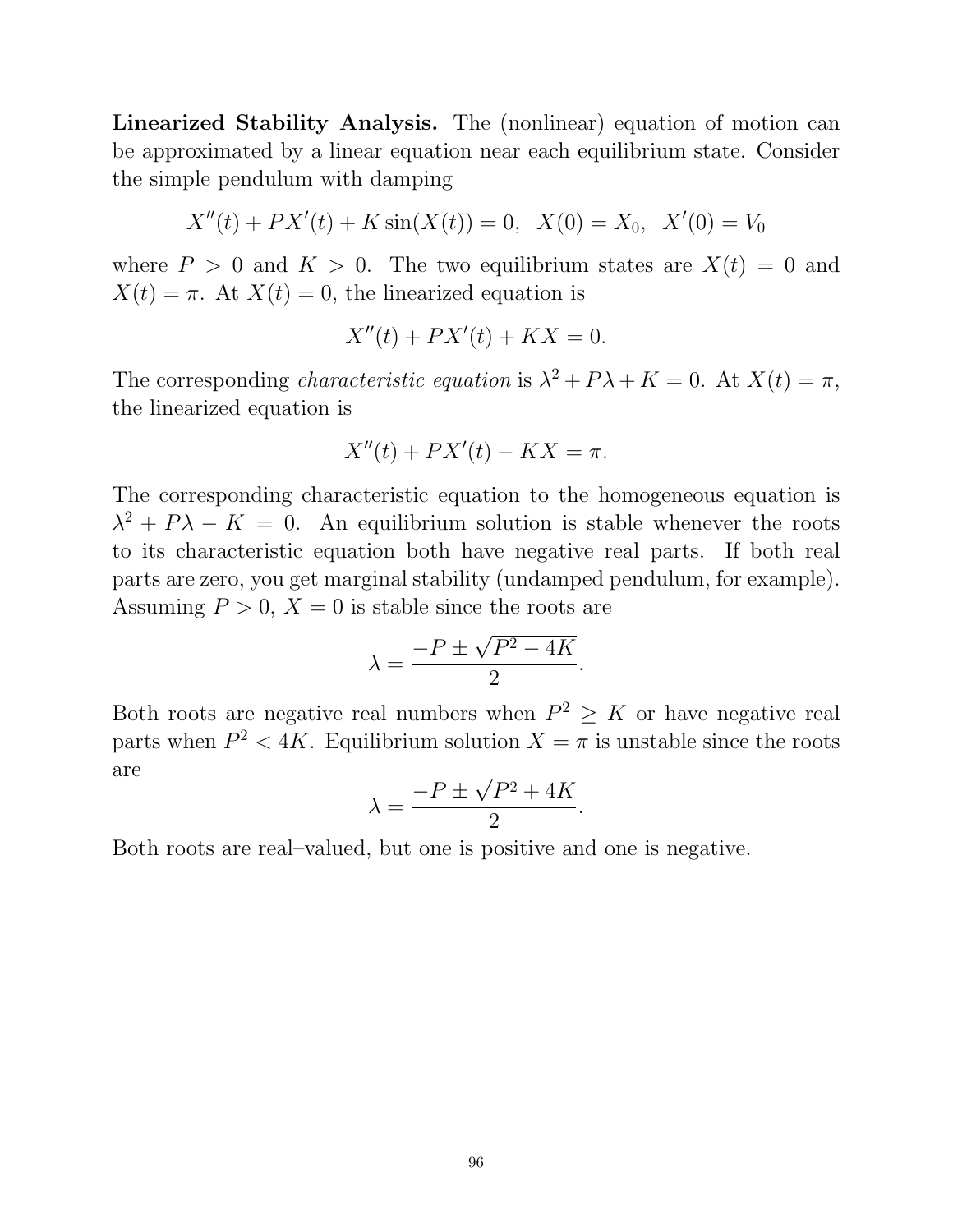**Linearized Stability Analysis.** The (nonlinear) equation of motion can be approximated by a linear equation near each equilibrium state. Consider the simple pendulum with damping

$$X''(t) + PX'(t) + K\sin(X(t)) = 0, \quad X(0) = X_0, \quad X'(0) = V_0$$

where $P > 0$ and $K > 0$. The two equilibrium states are $X(t) = 0$ and $X(t) = \pi$. At $X(t) = 0$, the linearized equation is

$$X''(t) + PX'(t) + KX = 0.$$

The corresponding *characteristic equation* is $\lambda^2 + P\lambda + K = 0$. At $X(t) = \pi$, the linearized equation is

$$X''(t) + PX'(t) - KX = \pi.$$

The corresponding characteristic equation to the homogeneous equation is $\lambda^2 + P\lambda - K = 0$. An equilibrium solution is stable whenever the roots to its characteristic equation both have negative real parts. If both real parts are zero, you get marginal stability (undamped pendulum, for example). Assuming $P > 0$, $X = 0$ is stable since the roots are

$$\lambda = \frac{-P \pm \sqrt{P^2 - 4K}}{2}.$$

Both roots are negative real numbers when $P^2 \geq K$ or have negative real parts when $P^2 < 4K$. Equilibrium solution $X = \pi$ is unstable since the roots are

$$\lambda = \frac{-P \pm \sqrt{P^2 + 4K}}{2}.$$

Both roots are real–valued, but one is positive and one is negative.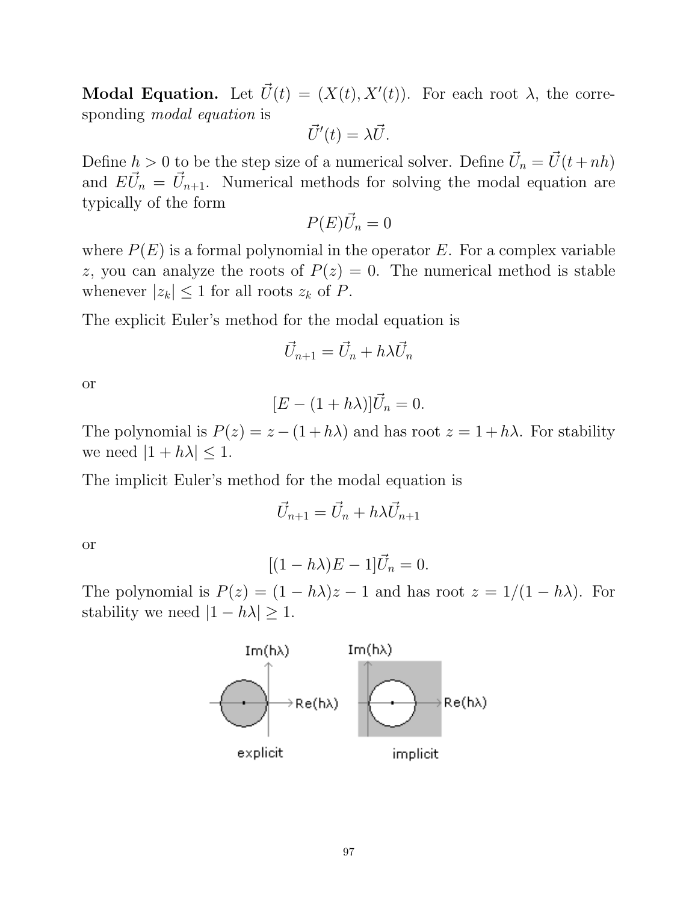**Modal Equation.** Let $\vec{U}(t) = (X(t), X'(t))$. For each root $\lambda$, the corresponding *modal equation* is

$$\vec{U}'(t) = \lambda \vec{U}.$$

Define $h > 0$ to be the step size of a numerical solver. Define $\vec{U}_n = \vec{U}(t + nh)$ and $E\vec{U}_n = \vec{U}_{n+1}$. Numerical methods for solving the modal equation are typically of the form

$$P(E)\vec{U}_n = 0$$

where $P(E)$ is a formal polynomial in the operator $E$. For a complex variable $z$, you can analyze the roots of $P(z) = 0$. The numerical method is stable whenever $|z_k| \leq 1$ for all roots $z_k$ of $P$.

The explicit Euler's method for the modal equation is

$$\vec{U}_{n+1} = \vec{U}_n + h\lambda\vec{U}_n$$

or

$$[E - (1 + h\lambda)]\vec{U}_n = 0.$$

The polynomial is $P(z) = z - (1 + h\lambda)$ and has root $z = 1 + h\lambda$. For stability we need $|1 + h\lambda| \leq 1$.

The implicit Euler's method for the modal equation is

$$\vec{U}_{n+1} = \vec{U}_n + h\lambda\vec{U}_{n+1}$$

or

$$[(1 - h\lambda)E - 1]\vec{U}_n = 0.$$

The polynomial is $P(z) = (1 - h\lambda)z - 1$ and has root $z = 1/(1 - h\lambda)$. For stability we need $|1 - h\lambda| \geq 1$.

Im(hλ)
Re(hλ)
explicit

Im(hλ)
Re(hλ)
implicit